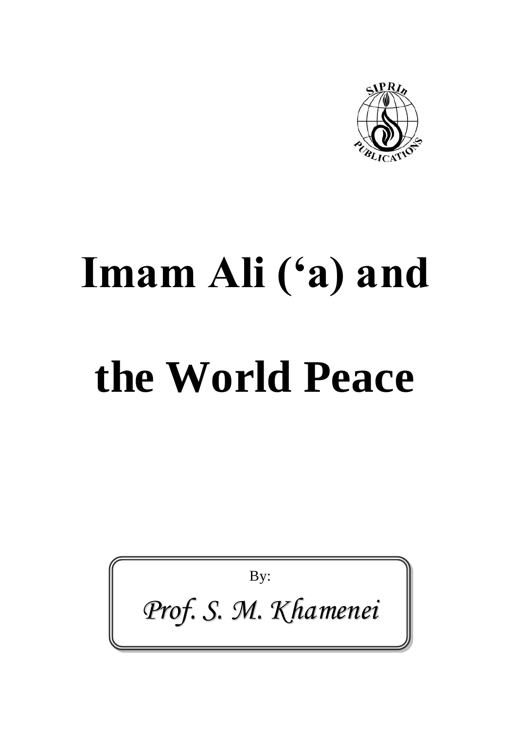SIPRIn PUBLICATIONS

# Imam Ali (‘a) and the World Peace

By:

*Prof. S. M. Khamenei*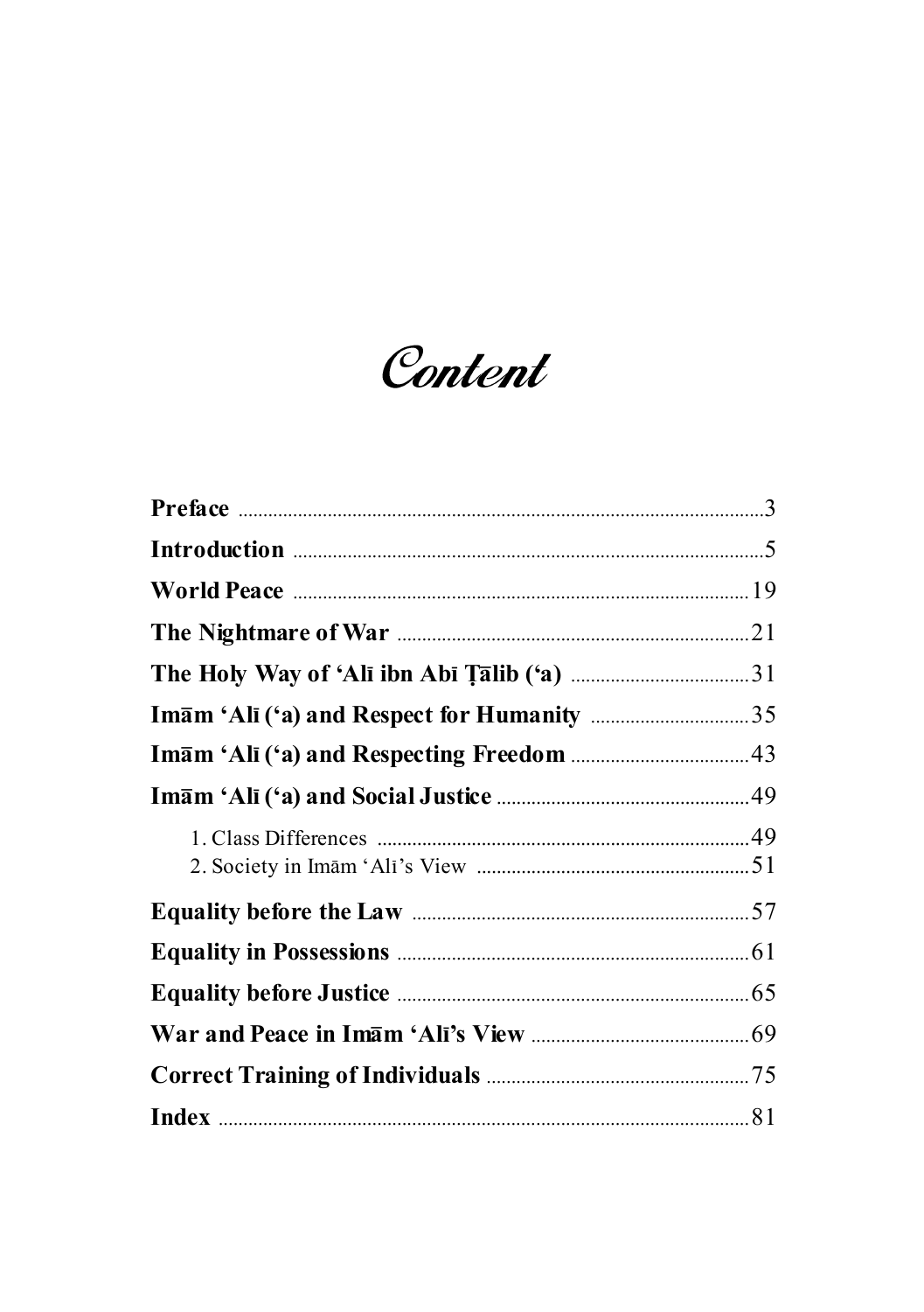# Content

| | |
|---|---|
| **Preface** | 3 |
| **Introduction** | 5 |
| **World Peace** | 19 |
| **The Nightmare of War** | 21 |
| **The Holy Way of 'Alī ibn Abī Ṭālib ('a)** | 31 |
| **Imām 'Alī ('a) and Respect for Humanity** | 35 |
| **Imām 'Alī ('a) and Respecting Freedom** | 43 |
| **Imām 'Alī ('a) and Social Justice** | 49 |
| 1. Class Differences | 49 |
| 2. Society in Imām 'Alī's View | 51 |
| **Equality before the Law** | 57 |
| **Equality in Possessions** | 61 |
| **Equality before Justice** | 65 |
| **War and Peace in Imām 'Alī's View** | 69 |
| **Correct Training of Individuals** | 75 |
| **Index** | 81 |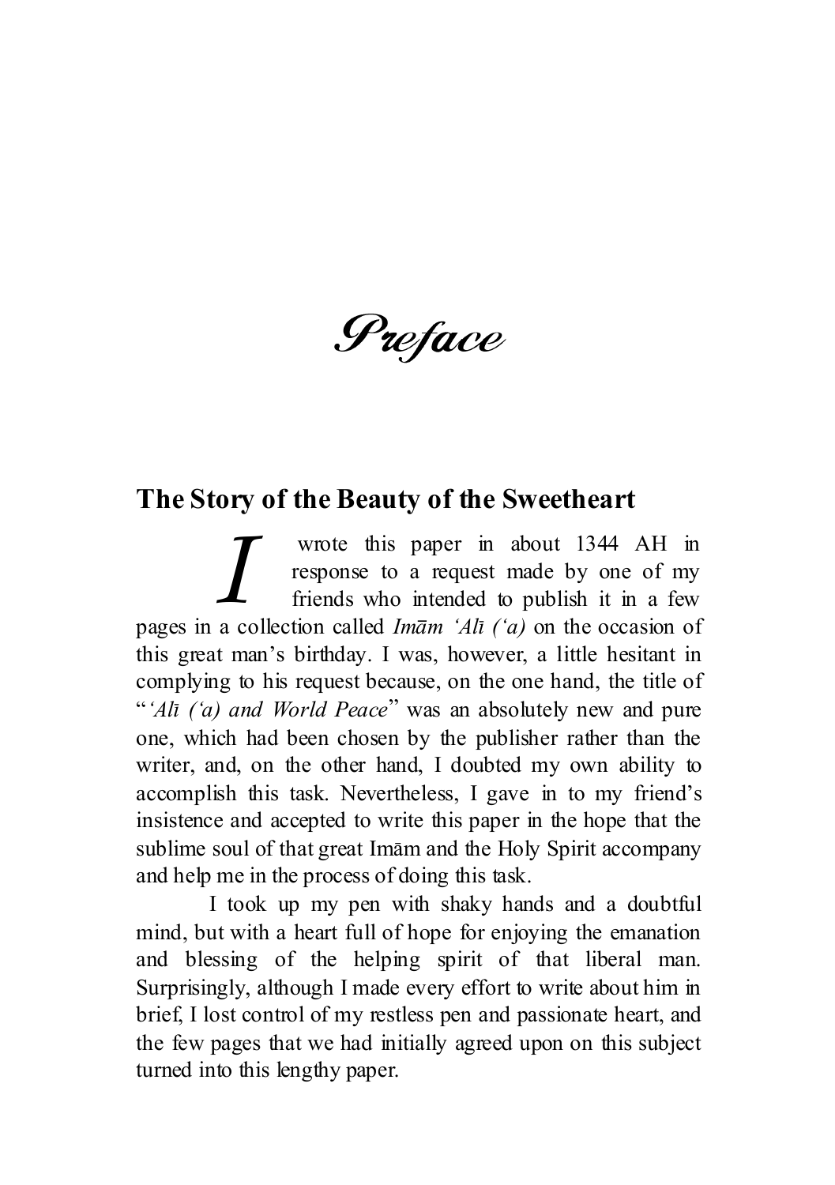# *Preface*

## The Story of the Beauty of the Sweetheart

I wrote this paper in about 1344 AH in response to a request made by one of my friends who intended to publish it in a few pages in a collection called *Imām ʿAlī (ʿa)* on the occasion of this great man's birthday. I was, however, a little hesitant in complying to his request because, on the one hand, the title of "*ʿAlī (ʿa) and World Peace*" was an absolutely new and pure one, which had been chosen by the publisher rather than the writer, and, on the other hand, I doubted my own ability to accomplish this task. Nevertheless, I gave in to my friend's insistence and accepted to write this paper in the hope that the sublime soul of that great Imām and the Holy Spirit accompany and help me in the process of doing this task.

I took up my pen with shaky hands and a doubtful mind, but with a heart full of hope for enjoying the emanation and blessing of the helping spirit of that liberal man. Surprisingly, although I made every effort to write about him in brief, I lost control of my restless pen and passionate heart, and the few pages that we had initially agreed upon on this subject turned into this lengthy paper.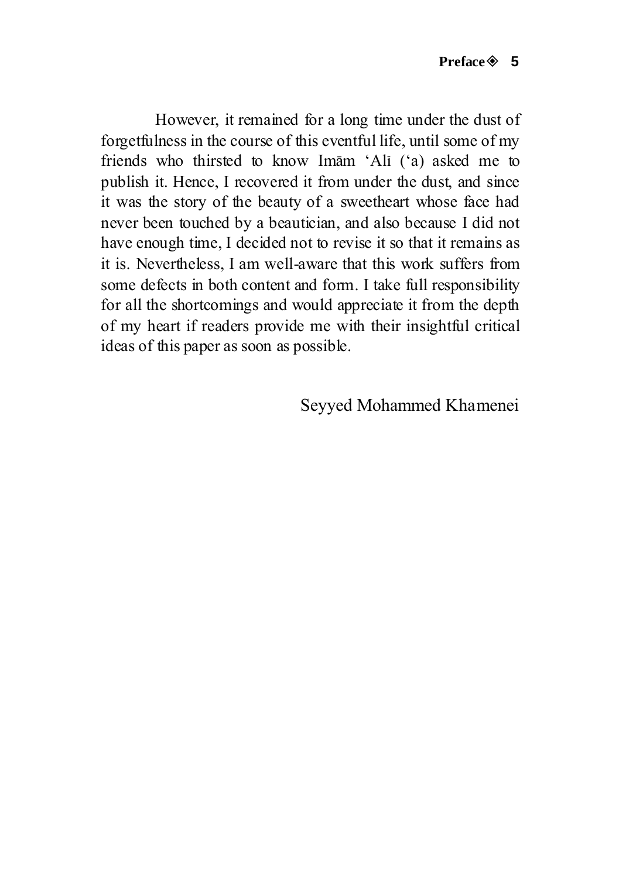However, it remained for a long time under the dust of forgetfulness in the course of this eventful life, until some of my friends who thirsted to know Imām 'Alī ('a) asked me to publish it. Hence, I recovered it from under the dust, and since it was the story of the beauty of a sweetheart whose face had never been touched by a beautician, and also because I did not have enough time, I decided not to revise it so that it remains as it is. Nevertheless, I am well-aware that this work suffers from some defects in both content and form. I take full responsibility for all the shortcomings and would appreciate it from the depth of my heart if readers provide me with their insightful critical ideas of this paper as soon as possible.

Seyyed Mohammed Khamenei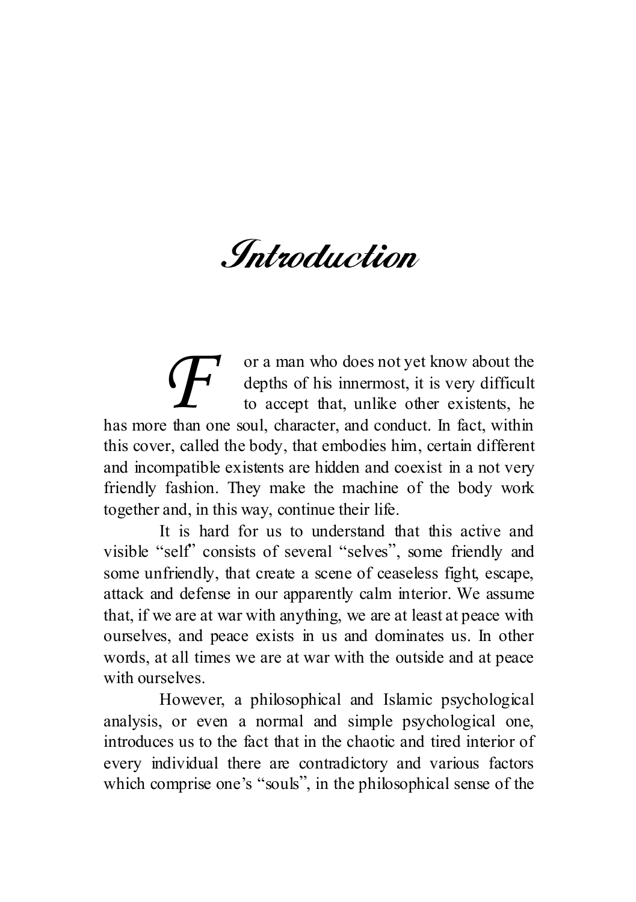# Introduction

For a man who does not yet know about the depths of his innermost, it is very difficult to accept that, unlike other existents, he has more than one soul, character, and conduct. In fact, within this cover, called the body, that embodies him, certain different and incompatible existents are hidden and coexist in a not very friendly fashion. They make the machine of the body work together and, in this way, continue their life.

It is hard for us to understand that this active and visible "self" consists of several "selves", some friendly and some unfriendly, that create a scene of ceaseless fight, escape, attack and defense in our apparently calm interior. We assume that, if we are at war with anything, we are at least at peace with ourselves, and peace exists in us and dominates us. In other words, at all times we are at war with the outside and at peace with ourselves.

However, a philosophical and Islamic psychological analysis, or even a normal and simple psychological one, introduces us to the fact that in the chaotic and tired interior of every individual there are contradictory and various factors which comprise one's "souls", in the philosophical sense of the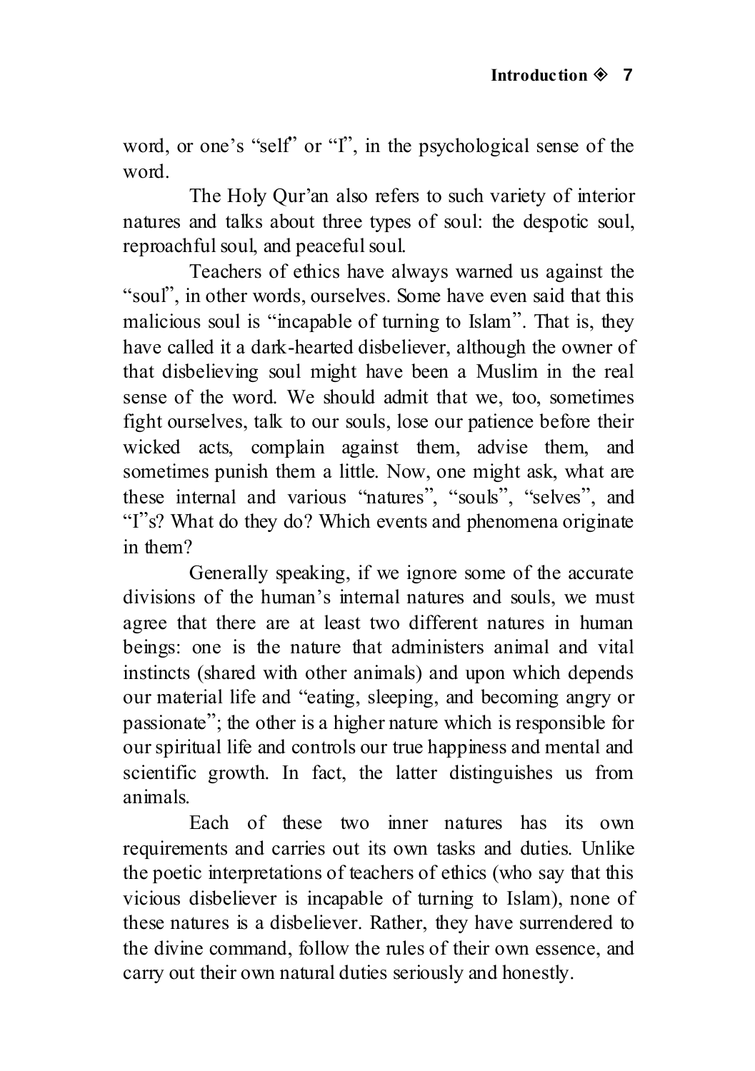word, or one's "self" or "I", in the psychological sense of the word.

The Holy Qur'an also refers to such variety of interior natures and talks about three types of soul: the despotic soul, reproachful soul, and peaceful soul.

Teachers of ethics have always warned us against the "soul", in other words, ourselves. Some have even said that this malicious soul is "incapable of turning to Islam". That is, they have called it a dark-hearted disbeliever, although the owner of that disbelieving soul might have been a Muslim in the real sense of the word. We should admit that we, too, sometimes fight ourselves, talk to our souls, lose our patience before their wicked acts, complain against them, advise them, and sometimes punish them a little. Now, one might ask, what are these internal and various "natures", "souls", "selves", and "I"s? What do they do? Which events and phenomena originate in them?

Generally speaking, if we ignore some of the accurate divisions of the human's internal natures and souls, we must agree that there are at least two different natures in human beings: one is the nature that administers animal and vital instincts (shared with other animals) and upon which depends our material life and "eating, sleeping, and becoming angry or passionate"; the other is a higher nature which is responsible for our spiritual life and controls our true happiness and mental and scientific growth. In fact, the latter distinguishes us from animals.

Each of these two inner natures has its own requirements and carries out its own tasks and duties. Unlike the poetic interpretations of teachers of ethics (who say that this vicious disbeliever is incapable of turning to Islam), none of these natures is a disbeliever. Rather, they have surrendered to the divine command, follow the rules of their own essence, and carry out their own natural duties seriously and honestly.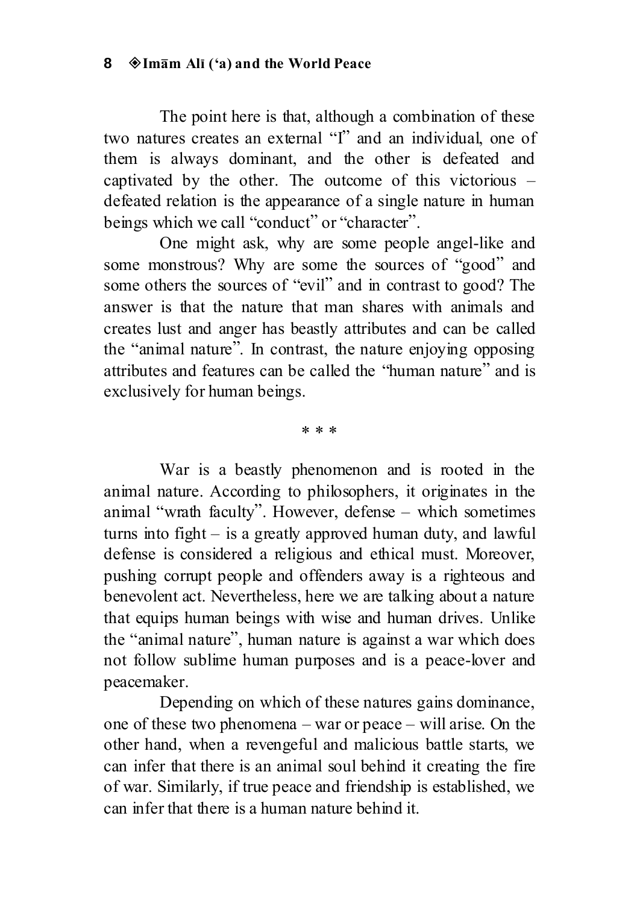The point here is that, although a combination of these two natures creates an external "I" and an individual, one of them is always dominant, and the other is defeated and captivated by the other. The outcome of this victorious – defeated relation is the appearance of a single nature in human beings which we call "conduct" or "character".

One might ask, why are some people angel-like and some monstrous? Why are some the sources of "good" and some others the sources of "evil" and in contrast to good? The answer is that the nature that man shares with animals and creates lust and anger has beastly attributes and can be called the "animal nature". In contrast, the nature enjoying opposing attributes and features can be called the "human nature" and is exclusively for human beings.

* * *

War is a beastly phenomenon and is rooted in the animal nature. According to philosophers, it originates in the animal "wrath faculty". However, defense – which sometimes turns into fight – is a greatly approved human duty, and lawful defense is considered a religious and ethical must. Moreover, pushing corrupt people and offenders away is a righteous and benevolent act. Nevertheless, here we are talking about a nature that equips human beings with wise and human drives. Unlike the "animal nature", human nature is against a war which does not follow sublime human purposes and is a peace-lover and peacemaker.

Depending on which of these natures gains dominance, one of these two phenomena – war or peace – will arise. On the other hand, when a revengeful and malicious battle starts, we can infer that there is an animal soul behind it creating the fire of war. Similarly, if true peace and friendship is established, we can infer that there is a human nature behind it.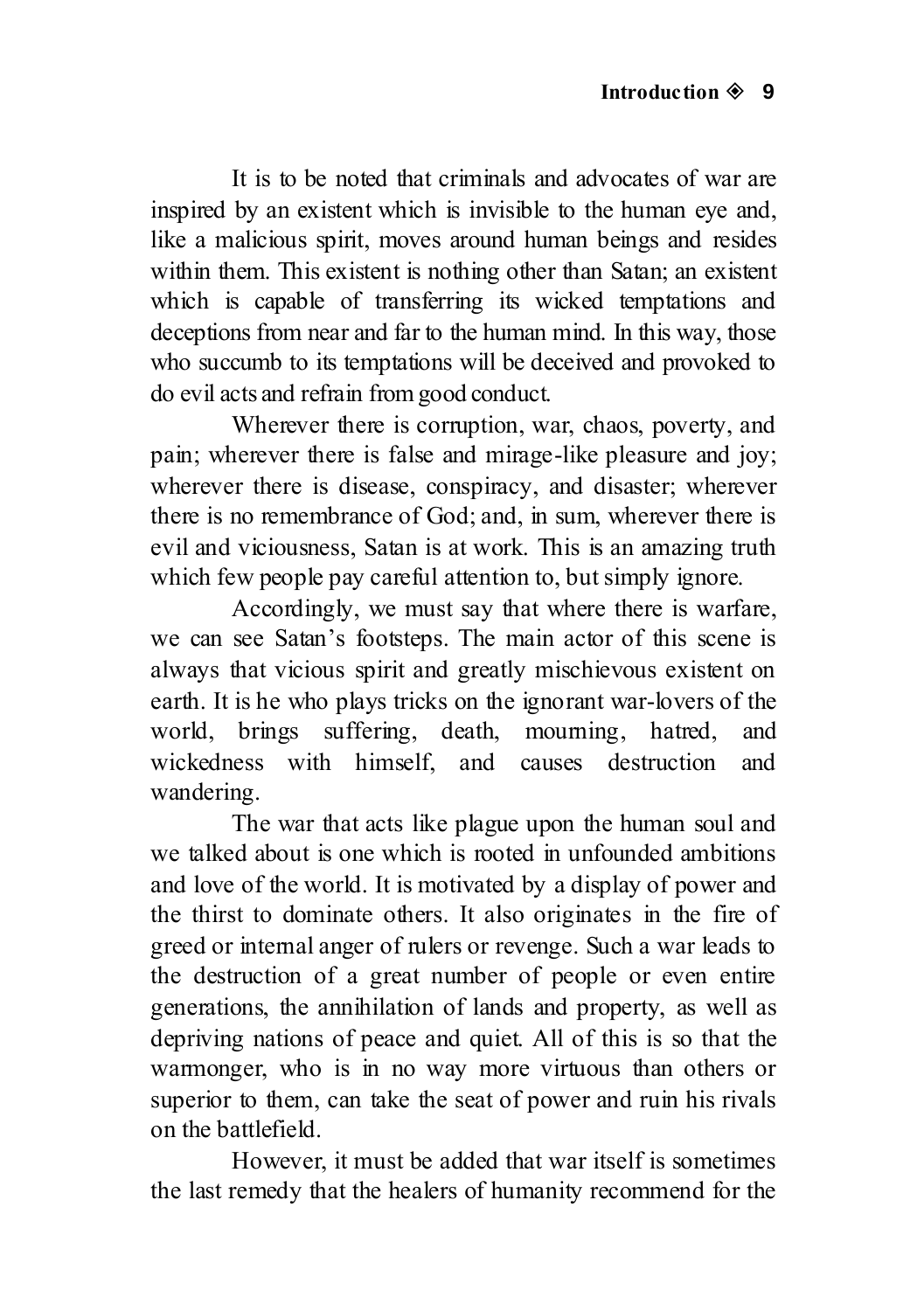It is to be noted that criminals and advocates of war are inspired by an existent which is invisible to the human eye and, like a malicious spirit, moves around human beings and resides within them. This existent is nothing other than Satan; an existent which is capable of transferring its wicked temptations and deceptions from near and far to the human mind. In this way, those who succumb to its temptations will be deceived and provoked to do evil acts and refrain from good conduct.

Wherever there is corruption, war, chaos, poverty, and pain; wherever there is false and mirage-like pleasure and joy; wherever there is disease, conspiracy, and disaster; wherever there is no remembrance of God; and, in sum, wherever there is evil and viciousness, Satan is at work. This is an amazing truth which few people pay careful attention to, but simply ignore.

Accordingly, we must say that where there is warfare, we can see Satan's footsteps. The main actor of this scene is always that vicious spirit and greatly mischievous existent on earth. It is he who plays tricks on the ignorant war-lovers of the world, brings suffering, death, mourning, hatred, and wickedness with himself, and causes destruction and wandering.

The war that acts like plague upon the human soul and we talked about is one which is rooted in unfounded ambitions and love of the world. It is motivated by a display of power and the thirst to dominate others. It also originates in the fire of greed or internal anger of rulers or revenge. Such a war leads to the destruction of a great number of people or even entire generations, the annihilation of lands and property, as well as depriving nations of peace and quiet. All of this is so that the warmonger, who is in no way more virtuous than others or superior to them, can take the seat of power and ruin his rivals on the battlefield.

However, it must be added that war itself is sometimes the last remedy that the healers of humanity recommend for the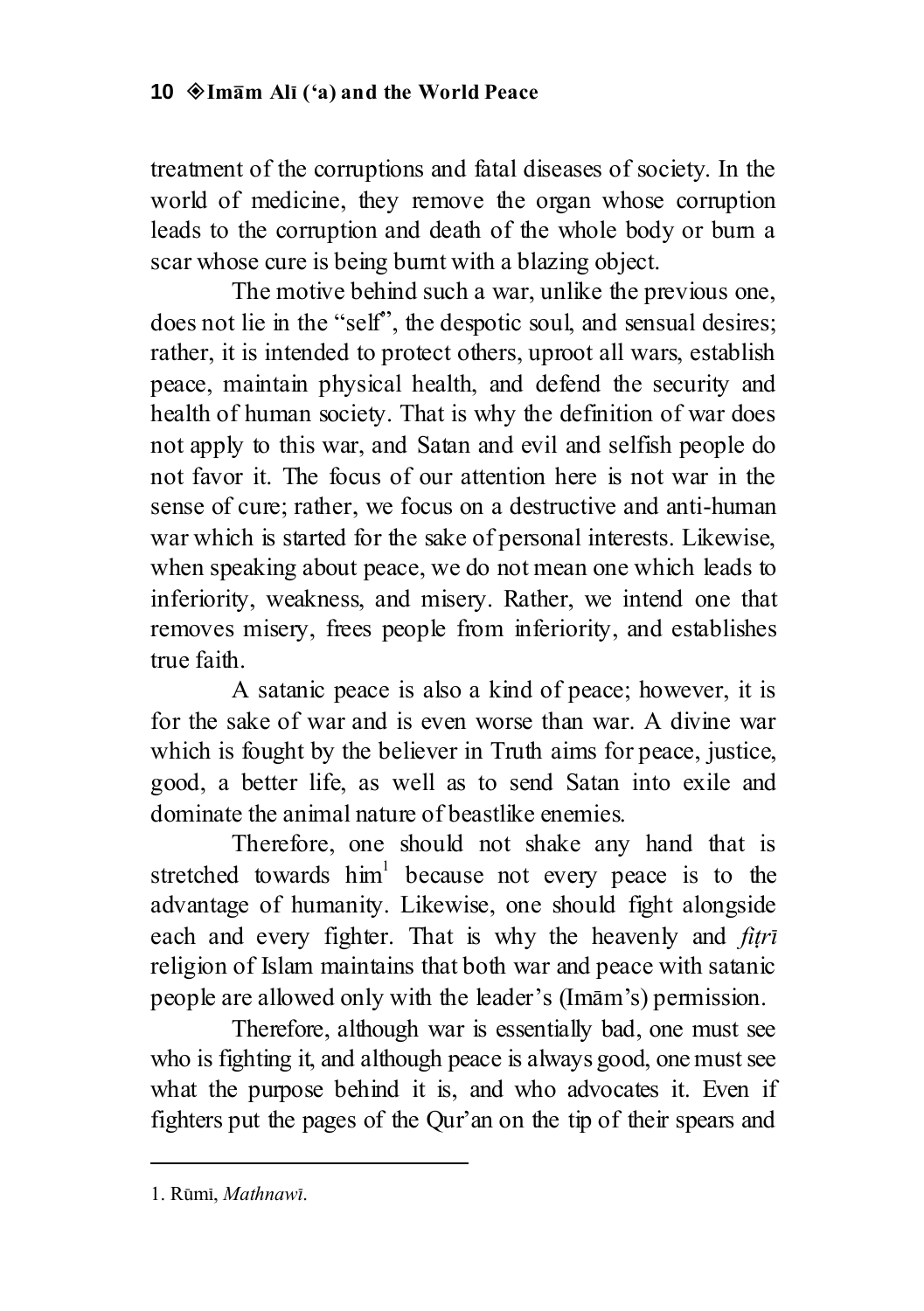treatment of the corruptions and fatal diseases of society. In the world of medicine, they remove the organ whose corruption leads to the corruption and death of the whole body or burn a scar whose cure is being burnt with a blazing object.

The motive behind such a war, unlike the previous one, does not lie in the "self", the despotic soul, and sensual desires; rather, it is intended to protect others, uproot all wars, establish peace, maintain physical health, and defend the security and health of human society. That is why the definition of war does not apply to this war, and Satan and evil and selfish people do not favor it. The focus of our attention here is not war in the sense of cure; rather, we focus on a destructive and anti-human war which is started for the sake of personal interests. Likewise, when speaking about peace, we do not mean one which leads to inferiority, weakness, and misery. Rather, we intend one that removes misery, frees people from inferiority, and establishes true faith.

A satanic peace is also a kind of peace; however, it is for the sake of war and is even worse than war. A divine war which is fought by the believer in Truth aims for peace, justice, good, a better life, as well as to send Satan into exile and dominate the animal nature of beastlike enemies.

Therefore, one should not shake any hand that is stretched towards him[1] because not every peace is to the advantage of humanity. Likewise, one should fight alongside each and every fighter. That is why the heavenly and *fiṭrī* religion of Islam maintains that both war and peace with satanic people are allowed only with the leader's (Imām's) permission.

Therefore, although war is essentially bad, one must see who is fighting it, and although peace is always good, one must see what the purpose behind it is, and who advocates it. Even if fighters put the pages of the Qur'an on the tip of their spears and

---

1. Rūmī, *Mathnawī*.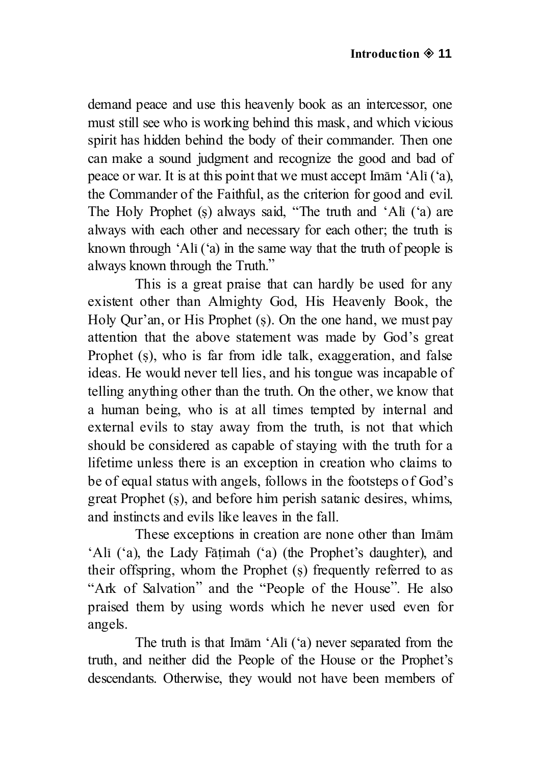demand peace and use this heavenly book as an intercessor, one must still see who is working behind this mask, and which vicious spirit has hidden behind the body of their commander. Then one can make a sound judgment and recognize the good and bad of peace or war. It is at this point that we must accept Imām ʻAlī (ʻa), the Commander of the Faithful, as the criterion for good and evil. The Holy Prophet (ṣ) always said, "The truth and ʻAlī (ʻa) are always with each other and necessary for each other; the truth is known through ʻAlī (ʻa) in the same way that the truth of people is always known through the Truth."

This is a great praise that can hardly be used for any existent other than Almighty God, His Heavenly Book, the Holy Qur'an, or His Prophet (ṣ). On the one hand, we must pay attention that the above statement was made by God's great Prophet (ṣ), who is far from idle talk, exaggeration, and false ideas. He would never tell lies, and his tongue was incapable of telling anything other than the truth. On the other, we know that a human being, who is at all times tempted by internal and external evils to stay away from the truth, is not that which should be considered as capable of staying with the truth for a lifetime unless there is an exception in creation who claims to be of equal status with angels, follows in the footsteps of God's great Prophet (ṣ), and before him perish satanic desires, whims, and instincts and evils like leaves in the fall.

These exceptions in creation are none other than Imām ʻAlī (ʻa), the Lady Fāṭimah (ʻa) (the Prophet's daughter), and their offspring, whom the Prophet (ṣ) frequently referred to as "Ark of Salvation" and the "People of the House". He also praised them by using words which he never used even for angels.

The truth is that Imām ʻAlī (ʻa) never separated from the truth, and neither did the People of the House or the Prophet's descendants. Otherwise, they would not have been members of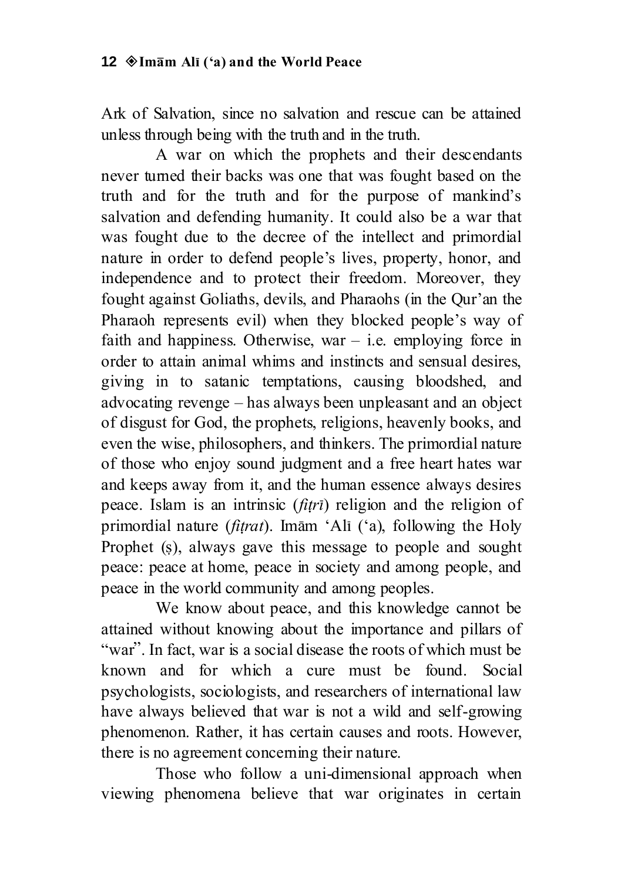Ark of Salvation, since no salvation and rescue can be attained unless through being with the truth and in the truth.

A war on which the prophets and their descendants never turned their backs was one that was fought based on the truth and for the truth and for the purpose of mankind's salvation and defending humanity. It could also be a war that was fought due to the decree of the intellect and primordial nature in order to defend people's lives, property, honor, and independence and to protect their freedom. Moreover, they fought against Goliaths, devils, and Pharaohs (in the Qur'an the Pharaoh represents evil) when they blocked people's way of faith and happiness. Otherwise, war – i.e. employing force in order to attain animal whims and instincts and sensual desires, giving in to satanic temptations, causing bloodshed, and advocating revenge – has always been unpleasant and an object of disgust for God, the prophets, religions, heavenly books, and even the wise, philosophers, and thinkers. The primordial nature of those who enjoy sound judgment and a free heart hates war and keeps away from it, and the human essence always desires peace. Islam is an intrinsic (*fiṭrī*) religion and the religion of primordial nature (*fiṭrat*). Imām 'Alī ('a), following the Holy Prophet (ṣ), always gave this message to people and sought peace: peace at home, peace in society and among people, and peace in the world community and among peoples.

We know about peace, and this knowledge cannot be attained without knowing about the importance and pillars of "war". In fact, war is a social disease the roots of which must be known and for which a cure must be found. Social psychologists, sociologists, and researchers of international law have always believed that war is not a wild and self-growing phenomenon. Rather, it has certain causes and roots. However, there is no agreement concerning their nature.

Those who follow a uni-dimensional approach when viewing phenomena believe that war originates in certain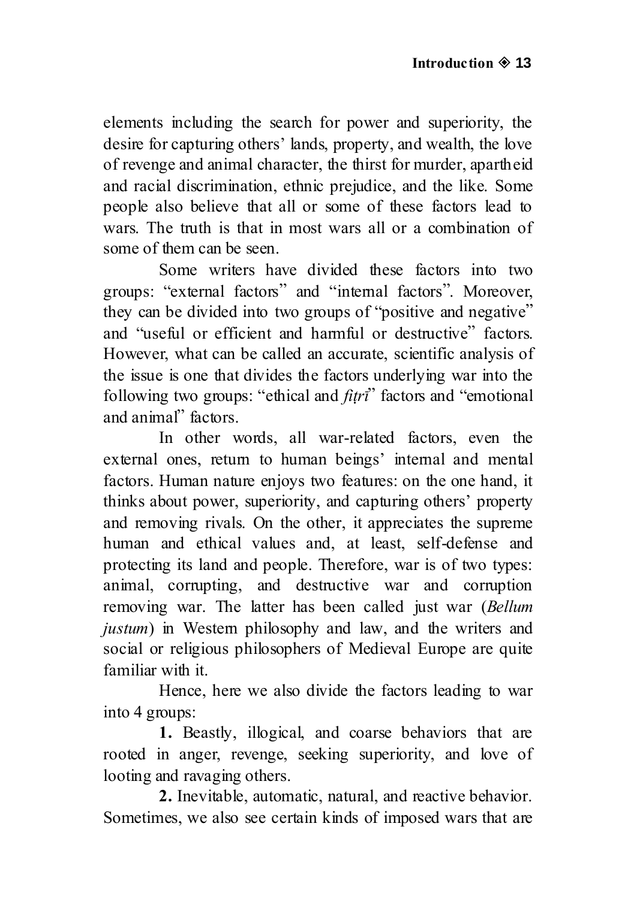elements including the search for power and superiority, the desire for capturing others' lands, property, and wealth, the love of revenge and animal character, the thirst for murder, apartheid and racial discrimination, ethnic prejudice, and the like. Some people also believe that all or some of these factors lead to wars. The truth is that in most wars all or a combination of some of them can be seen.

Some writers have divided these factors into two groups: "external factors" and "internal factors". Moreover, they can be divided into two groups of "positive and negative" and "useful or efficient and harmful or destructive" factors. However, what can be called an accurate, scientific analysis of the issue is one that divides the factors underlying war into the following two groups: "ethical and *fiṭrī*" factors and "emotional and animal" factors.

In other words, all war-related factors, even the external ones, return to human beings' internal and mental factors. Human nature enjoys two features: on the one hand, it thinks about power, superiority, and capturing others' property and removing rivals. On the other, it appreciates the supreme human and ethical values and, at least, self-defense and protecting its land and people. Therefore, war is of two types: animal, corrupting, and destructive war and corruption removing war. The latter has been called just war (*Bellum justum*) in Western philosophy and law, and the writers and social or religious philosophers of Medieval Europe are quite familiar with it.

Hence, here we also divide the factors leading to war into 4 groups:

**1.** Beastly, illogical, and coarse behaviors that are rooted in anger, revenge, seeking superiority, and love of looting and ravaging others.

**2.** Inevitable, automatic, natural, and reactive behavior. Sometimes, we also see certain kinds of imposed wars that are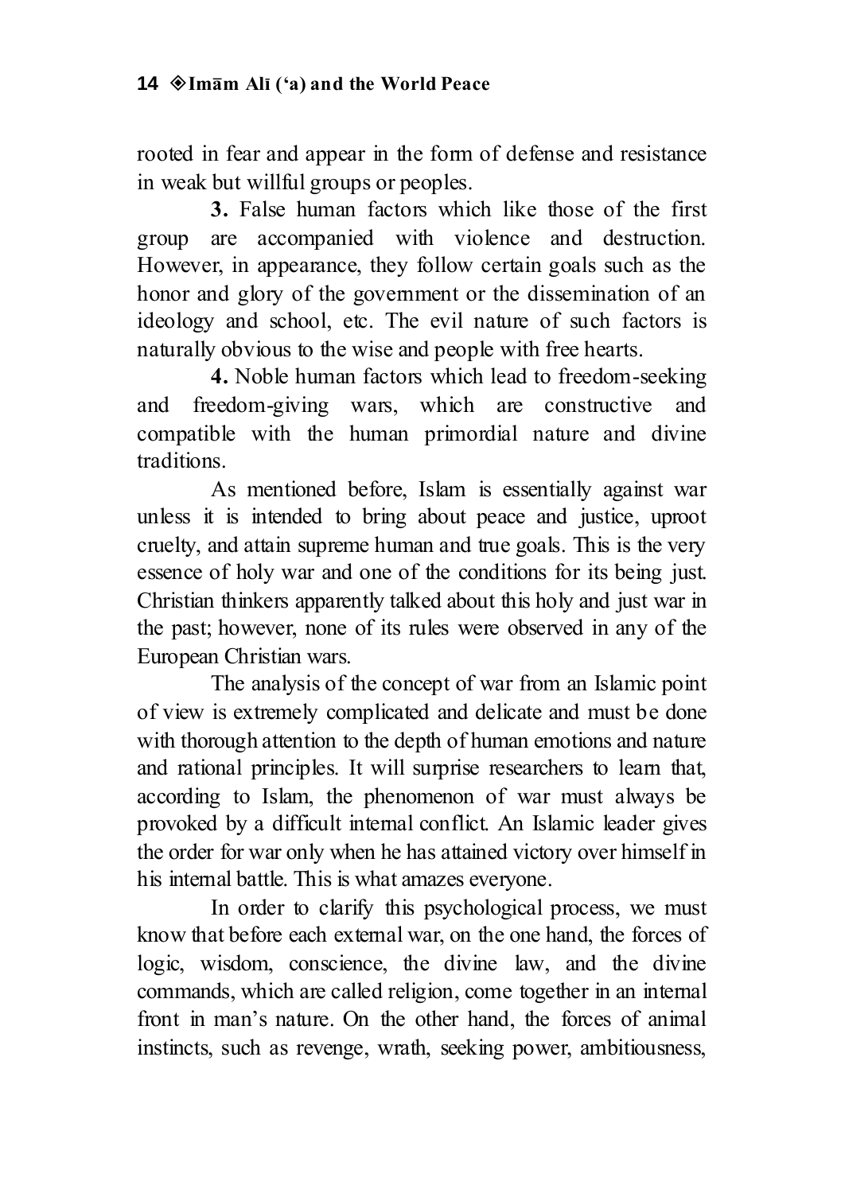rooted in fear and appear in the form of defense and resistance in weak but willful groups or peoples.

**3.** False human factors which like those of the first group are accompanied with violence and destruction. However, in appearance, they follow certain goals such as the honor and glory of the government or the dissemination of an ideology and school, etc. The evil nature of such factors is naturally obvious to the wise and people with free hearts.

**4.** Noble human factors which lead to freedom-seeking and freedom-giving wars, which are constructive and compatible with the human primordial nature and divine traditions.

As mentioned before, Islam is essentially against war unless it is intended to bring about peace and justice, uproot cruelty, and attain supreme human and true goals. This is the very essence of holy war and one of the conditions for its being just. Christian thinkers apparently talked about this holy and just war in the past; however, none of its rules were observed in any of the European Christian wars.

The analysis of the concept of war from an Islamic point of view is extremely complicated and delicate and must be done with thorough attention to the depth of human emotions and nature and rational principles. It will surprise researchers to learn that, according to Islam, the phenomenon of war must always be provoked by a difficult internal conflict. An Islamic leader gives the order for war only when he has attained victory over himself in his internal battle. This is what amazes everyone.

In order to clarify this psychological process, we must know that before each external war, on the one hand, the forces of logic, wisdom, conscience, the divine law, and the divine commands, which are called religion, come together in an internal front in man's nature. On the other hand, the forces of animal instincts, such as revenge, wrath, seeking power, ambitiousness,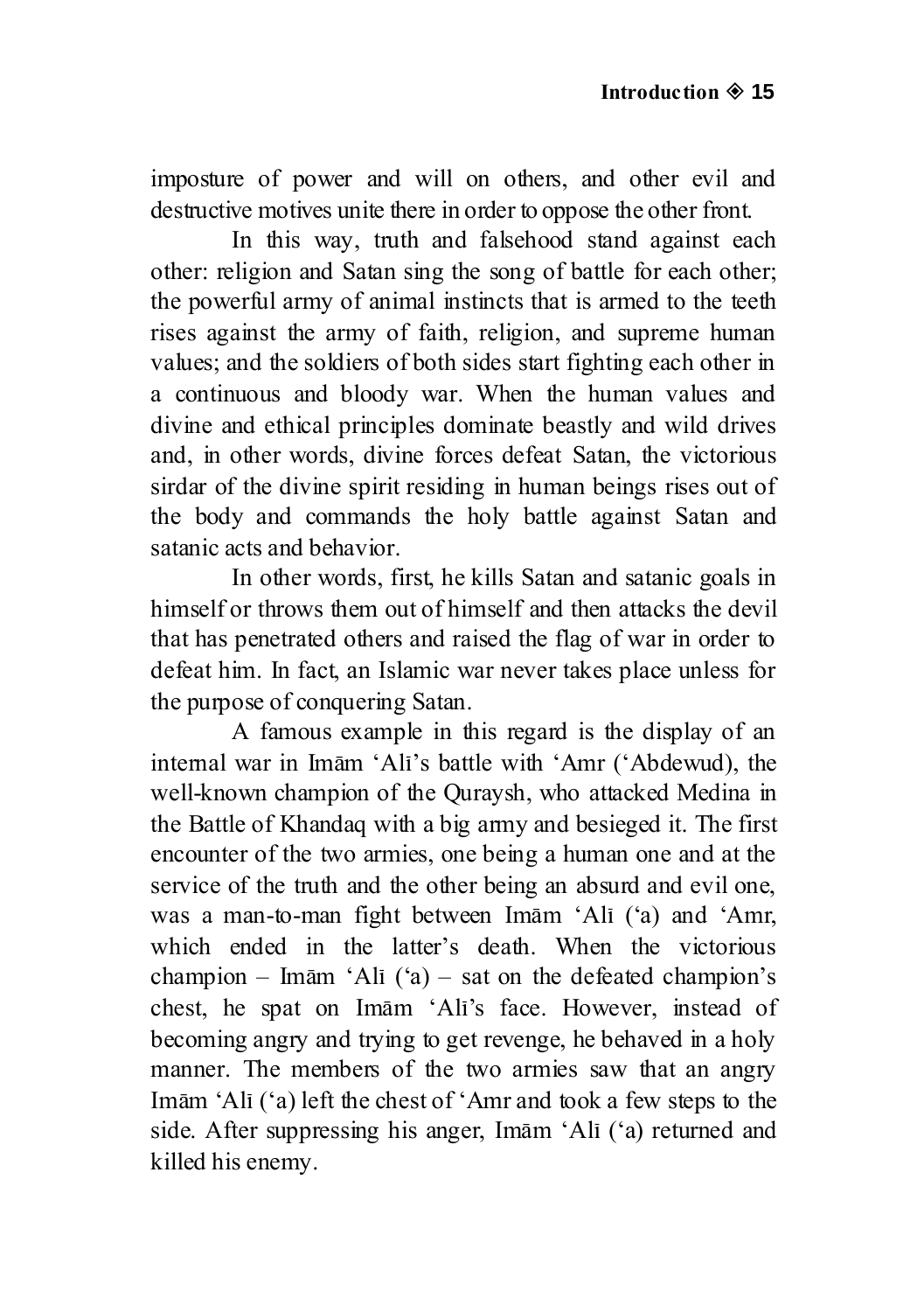imposture of power and will on others, and other evil and destructive motives unite there in order to oppose the other front.

In this way, truth and falsehood stand against each other: religion and Satan sing the song of battle for each other; the powerful army of animal instincts that is armed to the teeth rises against the army of faith, religion, and supreme human values; and the soldiers of both sides start fighting each other in a continuous and bloody war. When the human values and divine and ethical principles dominate beastly and wild drives and, in other words, divine forces defeat Satan, the victorious sirdar of the divine spirit residing in human beings rises out of the body and commands the holy battle against Satan and satanic acts and behavior.

In other words, first, he kills Satan and satanic goals in himself or throws them out of himself and then attacks the devil that has penetrated others and raised the flag of war in order to defeat him. In fact, an Islamic war never takes place unless for the purpose of conquering Satan.

A famous example in this regard is the display of an internal war in Imām 'Alī's battle with 'Amr ('Abdewud), the well-known champion of the Quraysh, who attacked Medina in the Battle of Khandaq with a big army and besieged it. The first encounter of the two armies, one being a human one and at the service of the truth and the other being an absurd and evil one, was a man-to-man fight between Imām 'Alī ('a) and 'Amr, which ended in the latter's death. When the victorious champion – Imām 'Alī ('a) – sat on the defeated champion's chest, he spat on Imām 'Alī's face. However, instead of becoming angry and trying to get revenge, he behaved in a holy manner. The members of the two armies saw that an angry Imām 'Alī ('a) left the chest of 'Amr and took a few steps to the side. After suppressing his anger, Imām 'Alī ('a) returned and killed his enemy.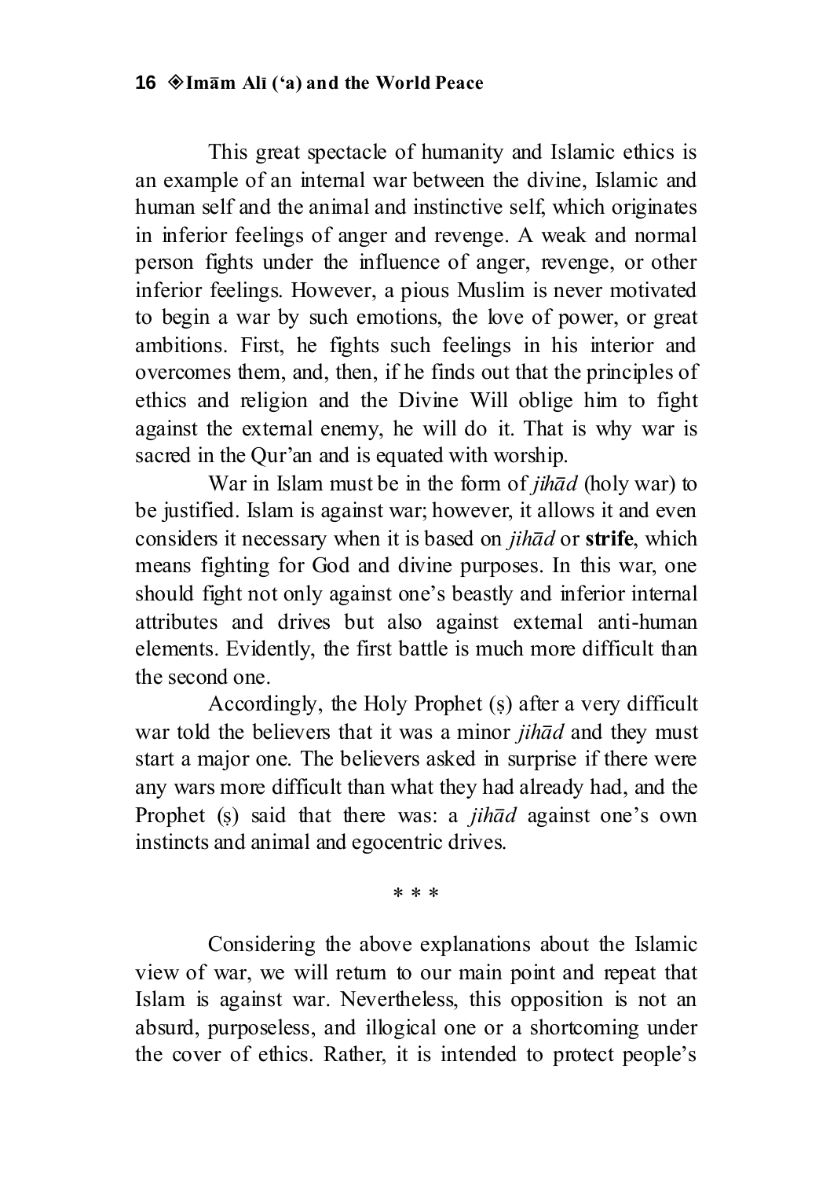This great spectacle of humanity and Islamic ethics is an example of an internal war between the divine, Islamic and human self and the animal and instinctive self, which originates in inferior feelings of anger and revenge. A weak and normal person fights under the influence of anger, revenge, or other inferior feelings. However, a pious Muslim is never motivated to begin a war by such emotions, the love of power, or great ambitions. First, he fights such feelings in his interior and overcomes them, and, then, if he finds out that the principles of ethics and religion and the Divine Will oblige him to fight against the external enemy, he will do it. That is why war is sacred in the Qur'an and is equated with worship.

War in Islam must be in the form of *jihād* (holy war) to be justified. Islam is against war; however, it allows it and even considers it necessary when it is based on *jihād* or **strife**, which means fighting for God and divine purposes. In this war, one should fight not only against one's beastly and inferior internal attributes and drives but also against external anti-human elements. Evidently, the first battle is much more difficult than the second one.

Accordingly, the Holy Prophet (ṣ) after a very difficult war told the believers that it was a minor *jihād* and they must start a major one. The believers asked in surprise if there were any wars more difficult than what they had already had, and the Prophet (ṣ) said that there was: a *jihād* against one's own instincts and animal and egocentric drives.

* * *

Considering the above explanations about the Islamic view of war, we will return to our main point and repeat that Islam is against war. Nevertheless, this opposition is not an absurd, purposeless, and illogical one or a shortcoming under the cover of ethics. Rather, it is intended to protect people's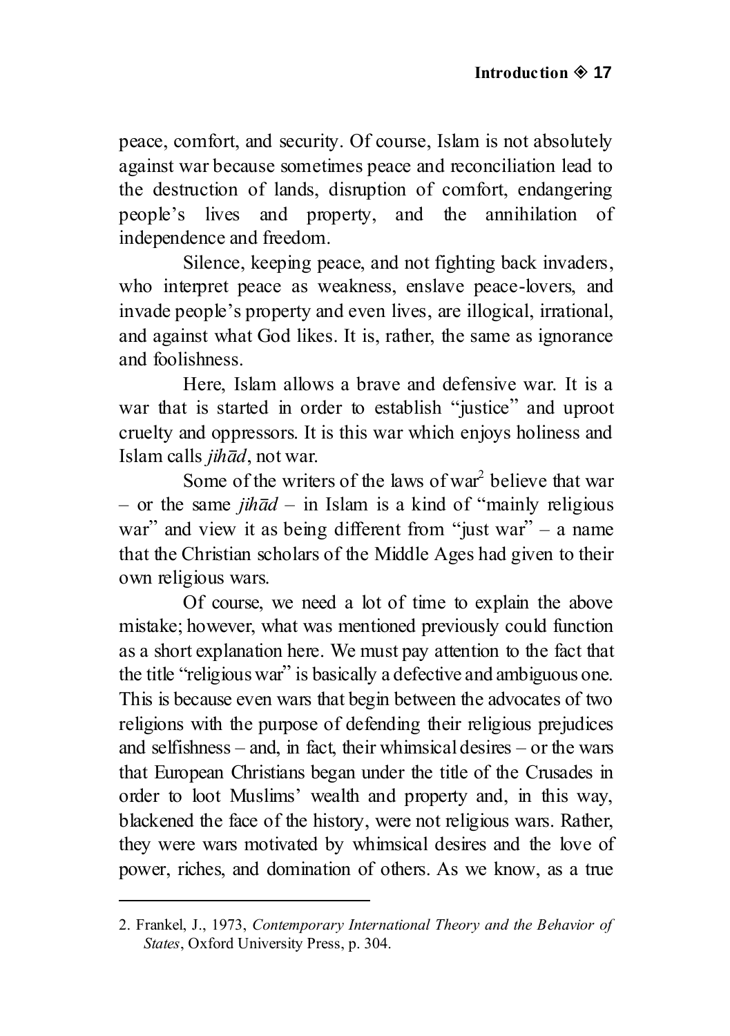peace, comfort, and security. Of course, Islam is not absolutely against war because sometimes peace and reconciliation lead to the destruction of lands, disruption of comfort, endangering people's lives and property, and the annihilation of independence and freedom.

Silence, keeping peace, and not fighting back invaders, who interpret peace as weakness, enslave peace-lovers, and invade people's property and even lives, are illogical, irrational, and against what God likes. It is, rather, the same as ignorance and foolishness.

Here, Islam allows a brave and defensive war. It is a war that is started in order to establish "justice" and uproot cruelty and oppressors. It is this war which enjoys holiness and Islam calls *jihād*, not war.

Some of the writers of the laws of war[2] believe that war – or the same *jihād* – in Islam is a kind of "mainly religious war" and view it as being different from "just war" – a name that the Christian scholars of the Middle Ages had given to their own religious wars.

Of course, we need a lot of time to explain the above mistake; however, what was mentioned previously could function as a short explanation here. We must pay attention to the fact that the title "religious war" is basically a defective and ambiguous one. This is because even wars that begin between the advocates of two religions with the purpose of defending their religious prejudices and selfishness – and, in fact, their whimsical desires – or the wars that European Christians began under the title of the Crusades in order to loot Muslims' wealth and property and, in this way, blackened the face of the history, were not religious wars. Rather, they were wars motivated by whimsical desires and the love of power, riches, and domination of others. As we know, as a true

---

2. Frankel, J., 1973, *Contemporary International Theory and the Behavior of States*, Oxford University Press, p. 304.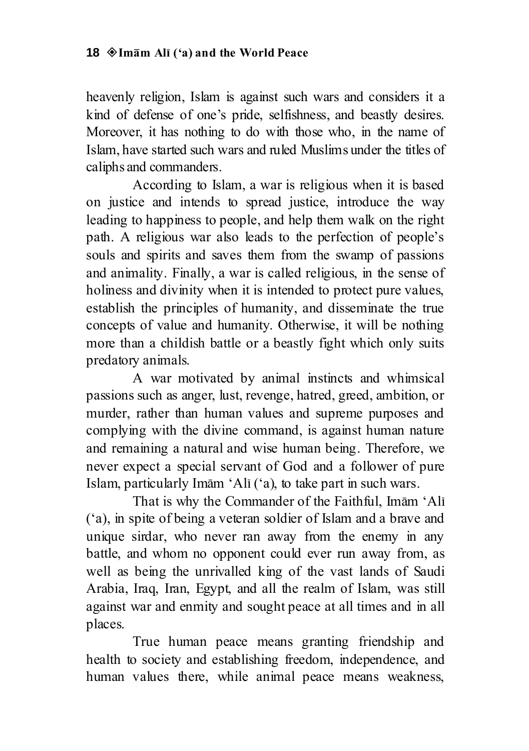heavenly religion, Islam is against such wars and considers it a kind of defense of one's pride, selfishness, and beastly desires. Moreover, it has nothing to do with those who, in the name of Islam, have started such wars and ruled Muslims under the titles of caliphs and commanders.

According to Islam, a war is religious when it is based on justice and intends to spread justice, introduce the way leading to happiness to people, and help them walk on the right path. A religious war also leads to the perfection of people's souls and spirits and saves them from the swamp of passions and animality. Finally, a war is called religious, in the sense of holiness and divinity when it is intended to protect pure values, establish the principles of humanity, and disseminate the true concepts of value and humanity. Otherwise, it will be nothing more than a childish battle or a beastly fight which only suits predatory animals.

A war motivated by animal instincts and whimsical passions such as anger, lust, revenge, hatred, greed, ambition, or murder, rather than human values and supreme purposes and complying with the divine command, is against human nature and remaining a natural and wise human being. Therefore, we never expect a special servant of God and a follower of pure Islam, particularly Imām 'Alī ('a), to take part in such wars.

That is why the Commander of the Faithful, Imām 'Alī ('a), in spite of being a veteran soldier of Islam and a brave and unique sirdar, who never ran away from the enemy in any battle, and whom no opponent could ever run away from, as well as being the unrivalled king of the vast lands of Saudi Arabia, Iraq, Iran, Egypt, and all the realm of Islam, was still against war and enmity and sought peace at all times and in all places.

True human peace means granting friendship and health to society and establishing freedom, independence, and human values there, while animal peace means weakness,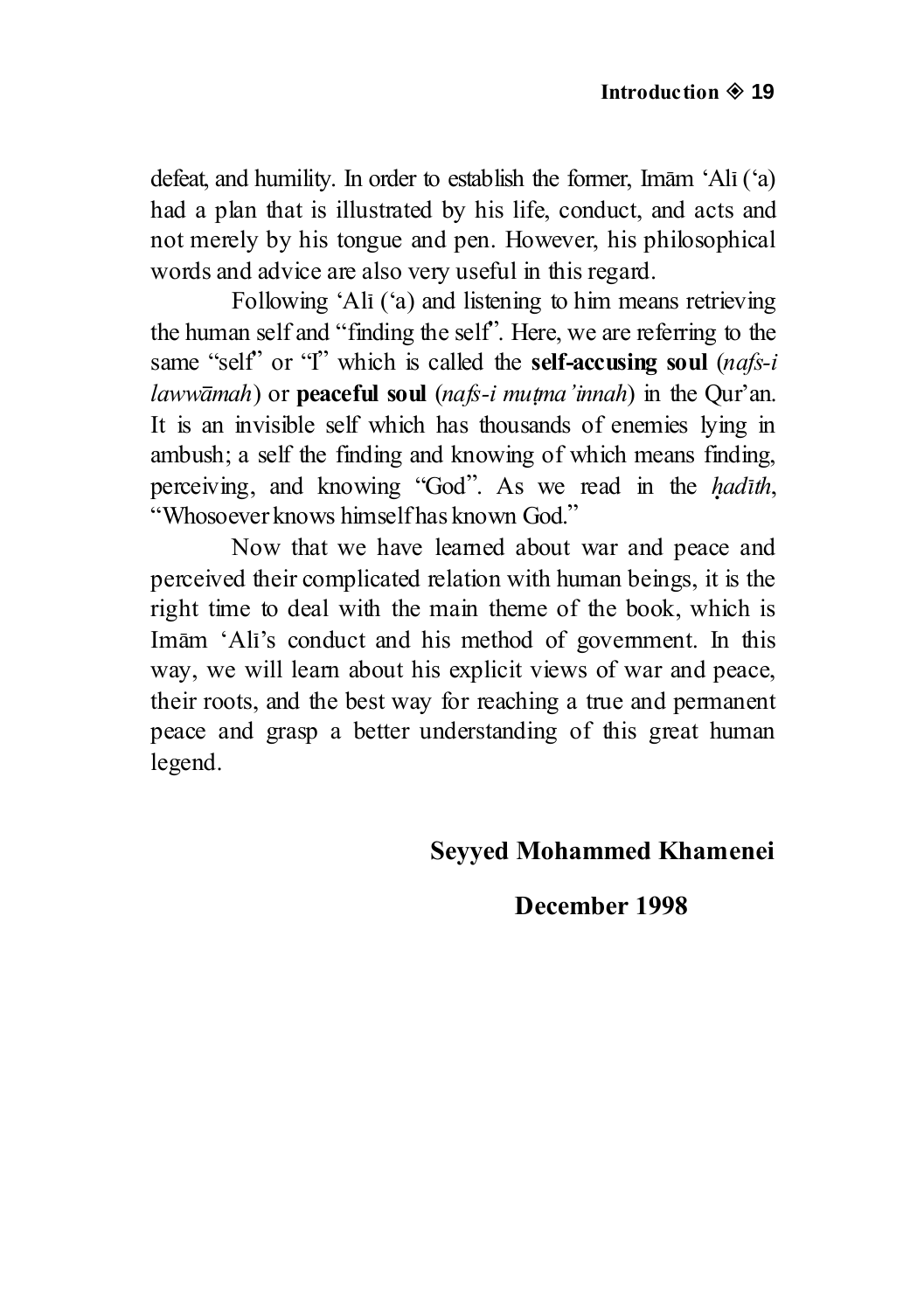defeat, and humility. In order to establish the former, Imām ʻAlī (ʻa) had a plan that is illustrated by his life, conduct, and acts and not merely by his tongue and pen. However, his philosophical words and advice are also very useful in this regard.

Following ʻAlī (ʻa) and listening to him means retrieving the human self and "finding the self". Here, we are referring to the same "self" or "I" which is called the **self-accusing soul** (*nafs-i lawwāmah*) or **peaceful soul** (*nafs-i muṭma'innah*) in the Qur'an. It is an invisible self which has thousands of enemies lying in ambush; a self the finding and knowing of which means finding, perceiving, and knowing "God". As we read in the *ḥadīth*, "Whosoever knows himself has known God."

Now that we have learned about war and peace and perceived their complicated relation with human beings, it is the right time to deal with the main theme of the book, which is Imām ʻAlī's conduct and his method of government. In this way, we will learn about his explicit views of war and peace, their roots, and the best way for reaching a true and permanent peace and grasp a better understanding of this great human legend.

**Seyyed Mohammed Khamenei**

**December 1998**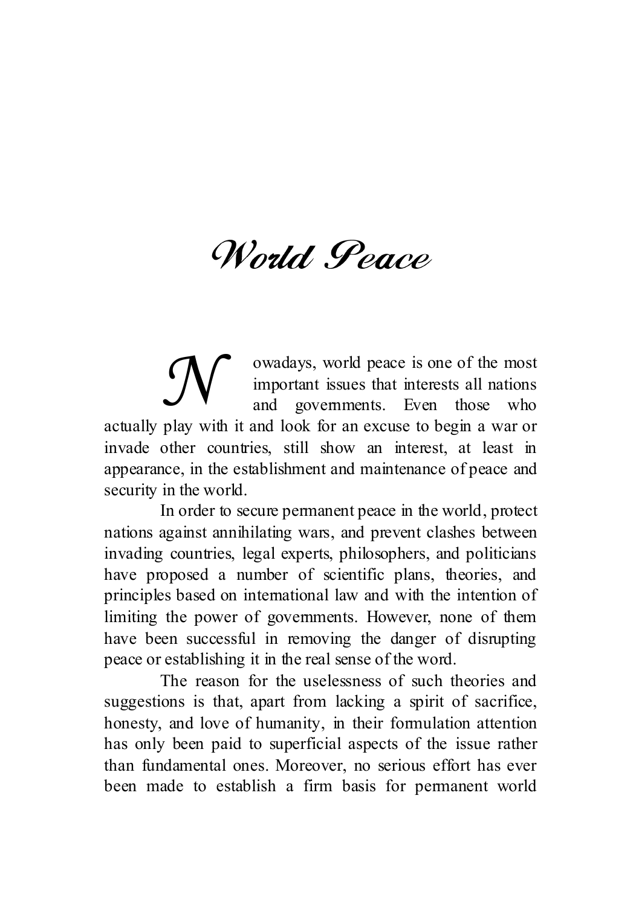# World Peace

Nowadays, world peace is one of the most important issues that interests all nations and governments. Even those who actually play with it and look for an excuse to begin a war or invade other countries, still show an interest, at least in appearance, in the establishment and maintenance of peace and security in the world.

In order to secure permanent peace in the world, protect nations against annihilating wars, and prevent clashes between invading countries, legal experts, philosophers, and politicians have proposed a number of scientific plans, theories, and principles based on international law and with the intention of limiting the power of governments. However, none of them have been successful in removing the danger of disrupting peace or establishing it in the real sense of the word.

The reason for the uselessness of such theories and suggestions is that, apart from lacking a spirit of sacrifice, honesty, and love of humanity, in their formulation attention has only been paid to superficial aspects of the issue rather than fundamental ones. Moreover, no serious effort has ever been made to establish a firm basis for permanent world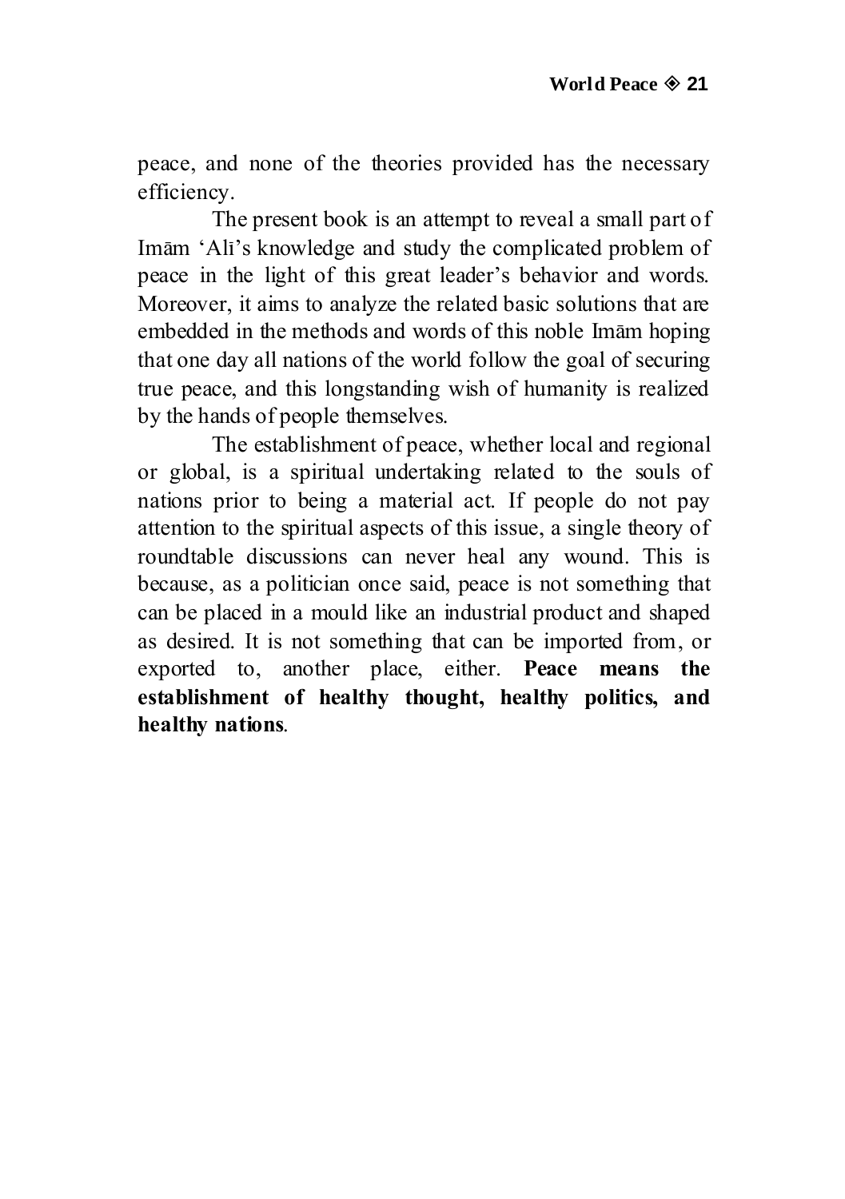peace, and none of the theories provided has the necessary efficiency.

The present book is an attempt to reveal a small part of Imām 'Alī's knowledge and study the complicated problem of peace in the light of this great leader's behavior and words. Moreover, it aims to analyze the related basic solutions that are embedded in the methods and words of this noble Imām hoping that one day all nations of the world follow the goal of securing true peace, and this longstanding wish of humanity is realized by the hands of people themselves.

The establishment of peace, whether local and regional or global, is a spiritual undertaking related to the souls of nations prior to being a material act. If people do not pay attention to the spiritual aspects of this issue, a single theory of roundtable discussions can never heal any wound. This is because, as a politician once said, peace is not something that can be placed in a mould like an industrial product and shaped as desired. It is not something that can be imported from, or exported to, another place, either. **Peace means the establishment of healthy thought, healthy politics, and healthy nations**.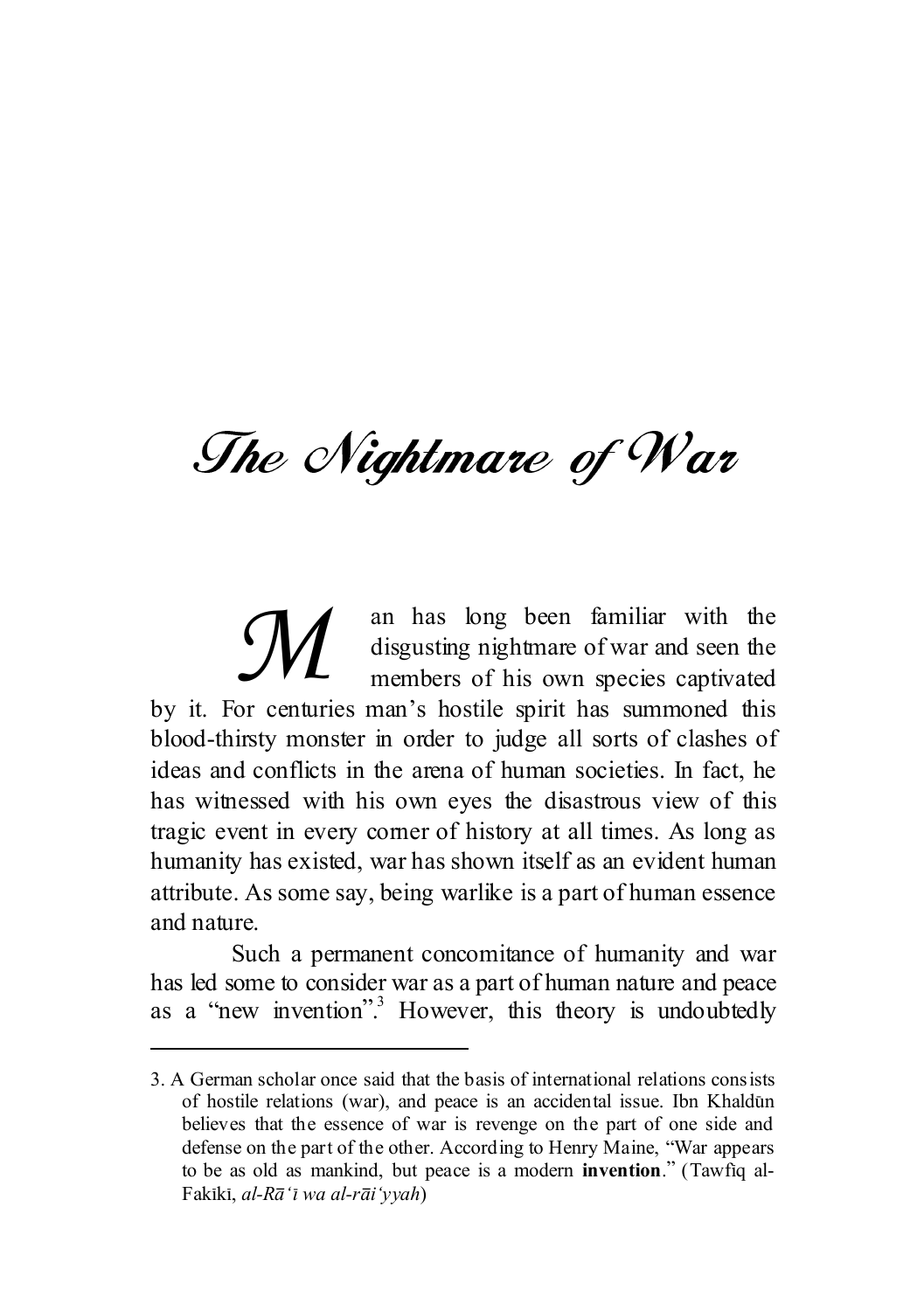# The Nightmare of War

Man has long been familiar with the disgusting nightmare of war and seen the members of his own species captivated by it. For centuries man's hostile spirit has summoned this blood-thirsty monster in order to judge all sorts of clashes of ideas and conflicts in the arena of human societies. In fact, he has witnessed with his own eyes the disastrous view of this tragic event in every corner of history at all times. As long as humanity has existed, war has shown itself as an evident human attribute. As some say, being warlike is a part of human essence and nature.

Such a permanent concomitance of humanity and war has led some to consider war as a part of human nature and peace as a "new invention".[3] However, this theory is undoubtedly

---

3. A German scholar once said that the basis of international relations consists of hostile relations (war), and peace is an accidental issue. Ibn Khaldūn believes that the essence of war is revenge on the part of one side and defense on the part of the other. According to Henry Maine, "War appears to be as old as mankind, but peace is a modern **invention**." (Tawfiq al-Fakīkī, *al-Rā'ī wa al-rāi'yyah*)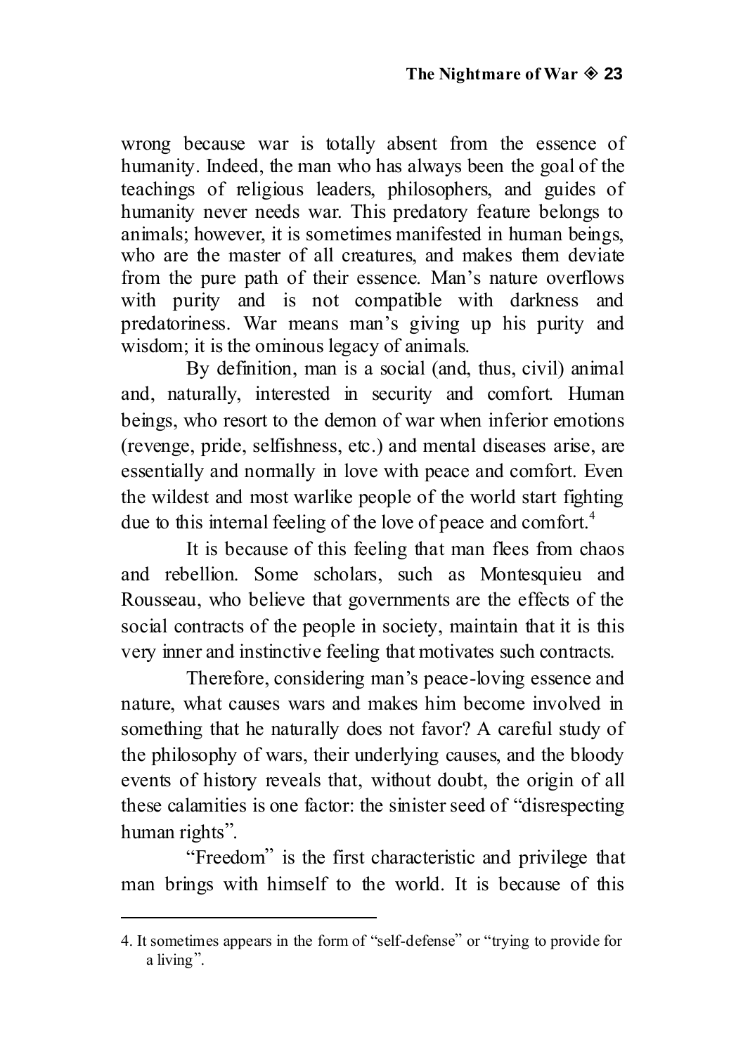wrong because war is totally absent from the essence of humanity. Indeed, the man who has always been the goal of the teachings of religious leaders, philosophers, and guides of humanity never needs war. This predatory feature belongs to animals; however, it is sometimes manifested in human beings, who are the master of all creatures, and makes them deviate from the pure path of their essence. Man's nature overflows with purity and is not compatible with darkness and predatoriness. War means man's giving up his purity and wisdom; it is the ominous legacy of animals.

By definition, man is a social (and, thus, civil) animal and, naturally, interested in security and comfort. Human beings, who resort to the demon of war when inferior emotions (revenge, pride, selfishness, etc.) and mental diseases arise, are essentially and normally in love with peace and comfort. Even the wildest and most warlike people of the world start fighting due to this internal feeling of the love of peace and comfort.[4]

It is because of this feeling that man flees from chaos and rebellion. Some scholars, such as Montesquieu and Rousseau, who believe that governments are the effects of the social contracts of the people in society, maintain that it is this very inner and instinctive feeling that motivates such contracts.

Therefore, considering man's peace-loving essence and nature, what causes wars and makes him become involved in something that he naturally does not favor? A careful study of the philosophy of wars, their underlying causes, and the bloody events of history reveals that, without doubt, the origin of all these calamities is one factor: the sinister seed of "disrespecting human rights".

"Freedom" is the first characteristic and privilege that man brings with himself to the world. It is because of this

---

4. It sometimes appears in the form of "self-defense" or "trying to provide for a living".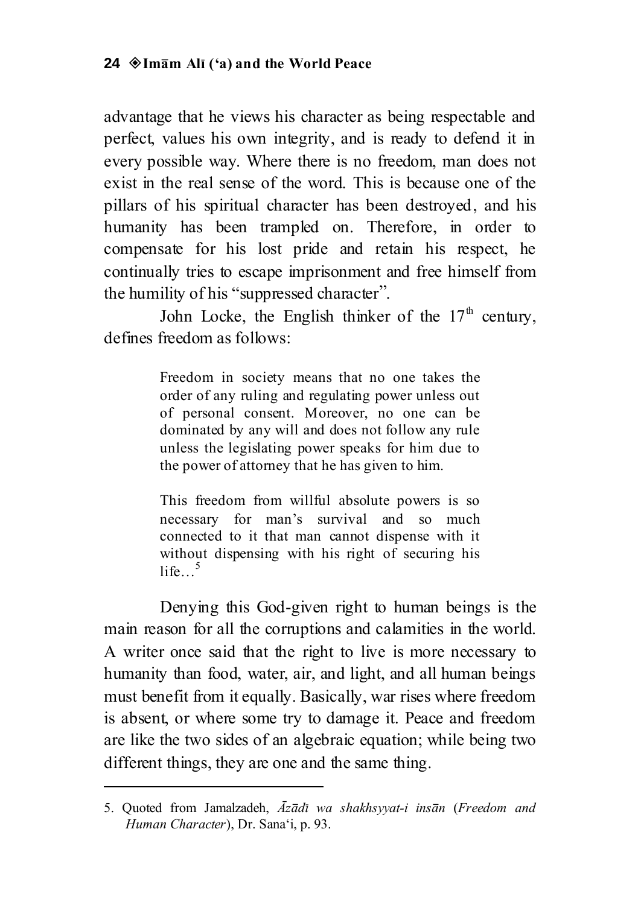advantage that he views his character as being respectable and perfect, values his own integrity, and is ready to defend it in every possible way. Where there is no freedom, man does not exist in the real sense of the word. This is because one of the pillars of his spiritual character has been destroyed, and his humanity has been trampled on. Therefore, in order to compensate for his lost pride and retain his respect, he continually tries to escape imprisonment and free himself from the humility of his "suppressed character".

John Locke, the English thinker of the 17th century, defines freedom as follows:

> Freedom in society means that no one takes the order of any ruling and regulating power unless out of personal consent. Moreover, no one can be dominated by any will and does not follow any rule unless the legislating power speaks for him due to the power of attorney that he has given to him.
>
> This freedom from willful absolute powers is so necessary for man's survival and so much connected to it that man cannot dispense with it without dispensing with his right of securing his life…[5]

Denying this God-given right to human beings is the main reason for all the corruptions and calamities in the world. A writer once said that the right to live is more necessary to humanity than food, water, air, and light, and all human beings must benefit from it equally. Basically, war rises where freedom is absent, or where some try to damage it. Peace and freedom are like the two sides of an algebraic equation; while being two different things, they are one and the same thing.

---

5. Quoted from Jamalzadeh, *Āzādī wa shakhsyyat-i insān* (*Freedom and Human Character*), Dr. Sana'i, p. 93.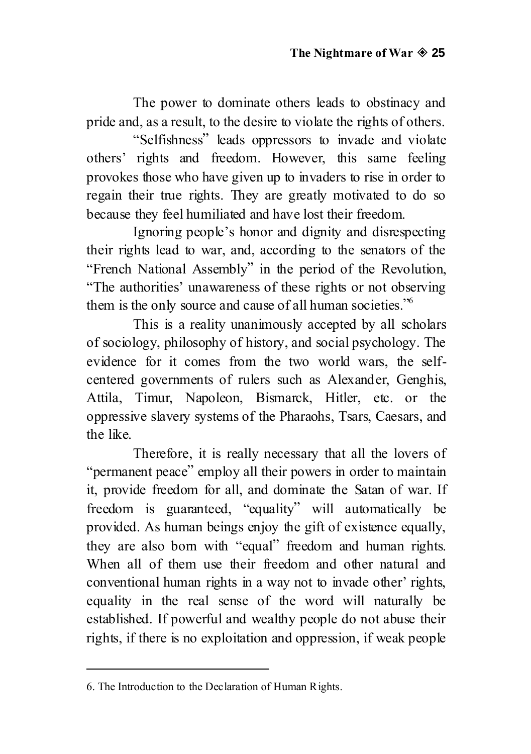The power to dominate others leads to obstinacy and pride and, as a result, to the desire to violate the rights of others.

"Selfishness" leads oppressors to invade and violate others' rights and freedom. However, this same feeling provokes those who have given up to invaders to rise in order to regain their true rights. They are greatly motivated to do so because they feel humiliated and have lost their freedom.

Ignoring people's honor and dignity and disrespecting their rights lead to war, and, according to the senators of the "French National Assembly" in the period of the Revolution, "The authorities' unawareness of these rights or not observing them is the only source and cause of all human societies."[6]

This is a reality unanimously accepted by all scholars of sociology, philosophy of history, and social psychology. The evidence for it comes from the two world wars, the self-centered governments of rulers such as Alexander, Genghis, Attila, Timur, Napoleon, Bismarck, Hitler, etc. or the oppressive slavery systems of the Pharaohs, Tsars, Caesars, and the like.

Therefore, it is really necessary that all the lovers of "permanent peace" employ all their powers in order to maintain it, provide freedom for all, and dominate the Satan of war. If freedom is guaranteed, "equality" will automatically be provided. As human beings enjoy the gift of existence equally, they are also born with "equal" freedom and human rights. When all of them use their freedom and other natural and conventional human rights in a way not to invade other' rights, equality in the real sense of the word will naturally be established. If powerful and wealthy people do not abuse their rights, if there is no exploitation and oppression, if weak people

---

6. The Introduction to the Declaration of Human Rights.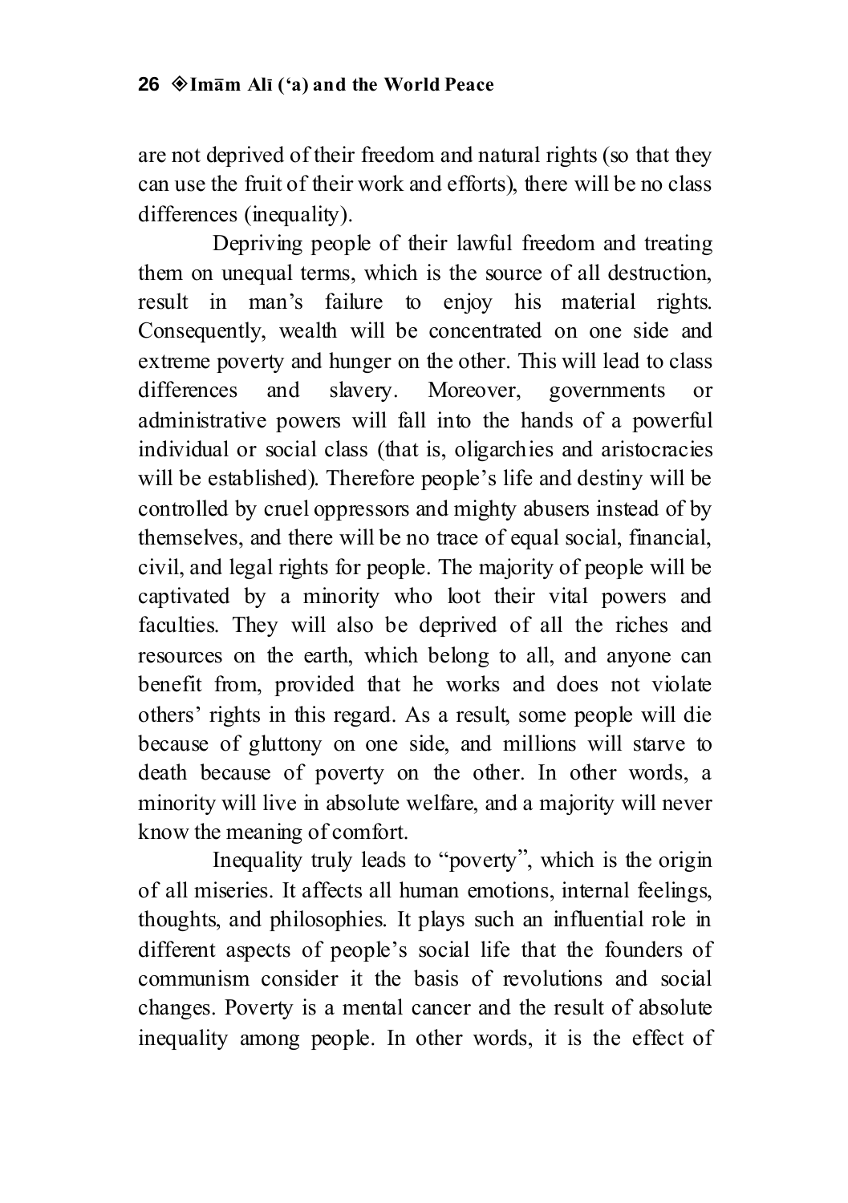are not deprived of their freedom and natural rights (so that they can use the fruit of their work and efforts), there will be no class differences (inequality).

Depriving people of their lawful freedom and treating them on unequal terms, which is the source of all destruction, result in man's failure to enjoy his material rights. Consequently, wealth will be concentrated on one side and extreme poverty and hunger on the other. This will lead to class differences and slavery. Moreover, governments or administrative powers will fall into the hands of a powerful individual or social class (that is, oligarchies and aristocracies will be established). Therefore people's life and destiny will be controlled by cruel oppressors and mighty abusers instead of by themselves, and there will be no trace of equal social, financial, civil, and legal rights for people. The majority of people will be captivated by a minority who loot their vital powers and faculties. They will also be deprived of all the riches and resources on the earth, which belong to all, and anyone can benefit from, provided that he works and does not violate others' rights in this regard. As a result, some people will die because of gluttony on one side, and millions will starve to death because of poverty on the other. In other words, a minority will live in absolute welfare, and a majority will never know the meaning of comfort.

Inequality truly leads to "poverty", which is the origin of all miseries. It affects all human emotions, internal feelings, thoughts, and philosophies. It plays such an influential role in different aspects of people's social life that the founders of communism consider it the basis of revolutions and social changes. Poverty is a mental cancer and the result of absolute inequality among people. In other words, it is the effect of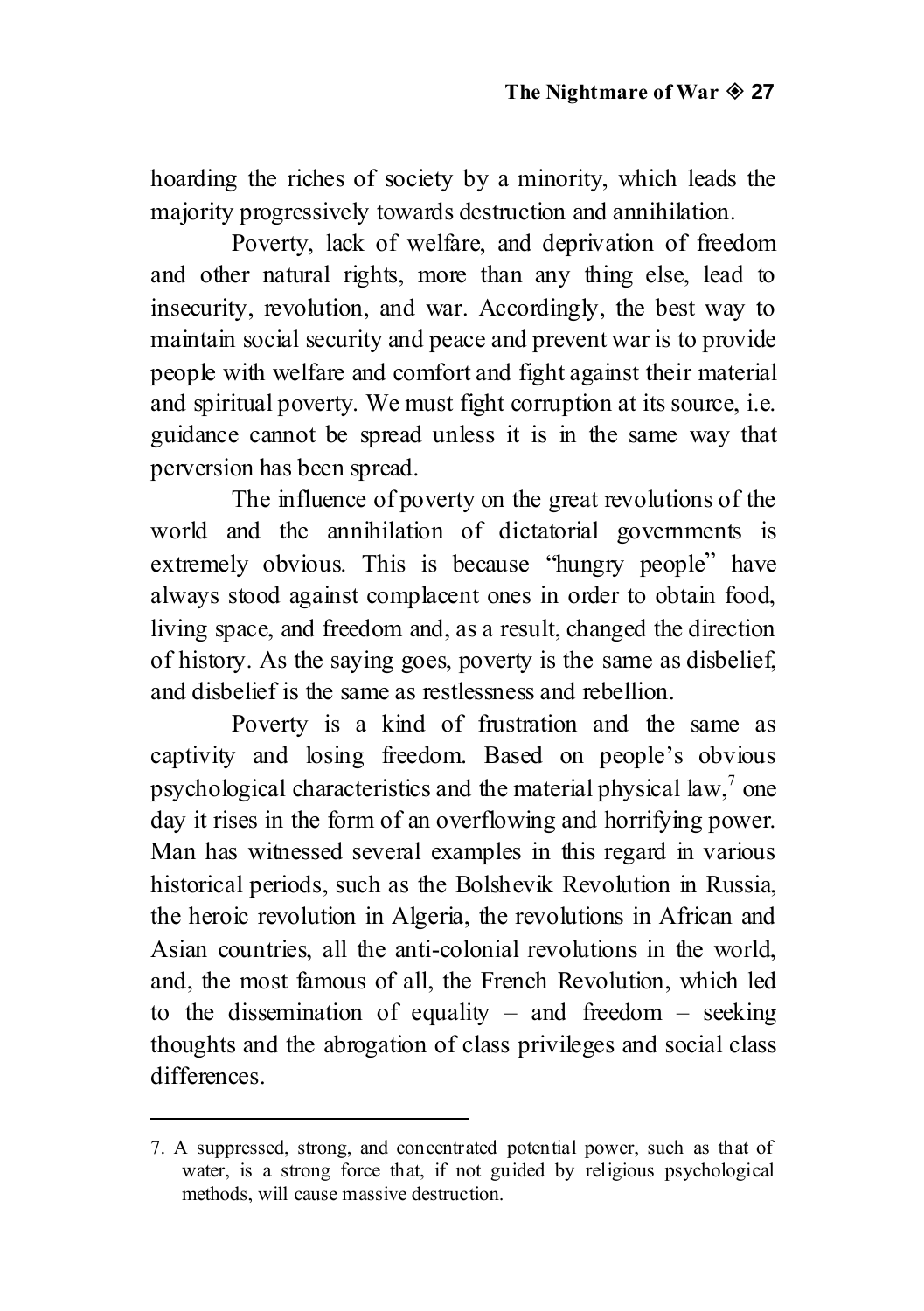hoarding the riches of society by a minority, which leads the majority progressively towards destruction and annihilation.

Poverty, lack of welfare, and deprivation of freedom and other natural rights, more than any thing else, lead to insecurity, revolution, and war. Accordingly, the best way to maintain social security and peace and prevent war is to provide people with welfare and comfort and fight against their material and spiritual poverty. We must fight corruption at its source, i.e. guidance cannot be spread unless it is in the same way that perversion has been spread.

The influence of poverty on the great revolutions of the world and the annihilation of dictatorial governments is extremely obvious. This is because "hungry people" have always stood against complacent ones in order to obtain food, living space, and freedom and, as a result, changed the direction of history. As the saying goes, poverty is the same as disbelief, and disbelief is the same as restlessness and rebellion.

Poverty is a kind of frustration and the same as captivity and losing freedom. Based on people's obvious psychological characteristics and the material physical law,[7] one day it rises in the form of an overflowing and horrifying power. Man has witnessed several examples in this regard in various historical periods, such as the Bolshevik Revolution in Russia, the heroic revolution in Algeria, the revolutions in African and Asian countries, all the anti-colonial revolutions in the world, and, the most famous of all, the French Revolution, which led to the dissemination of equality – and freedom – seeking thoughts and the abrogation of class privileges and social class differences.

---

7. A suppressed, strong, and concentrated potential power, such as that of water, is a strong force that, if not guided by religious psychological methods, will cause massive destruction.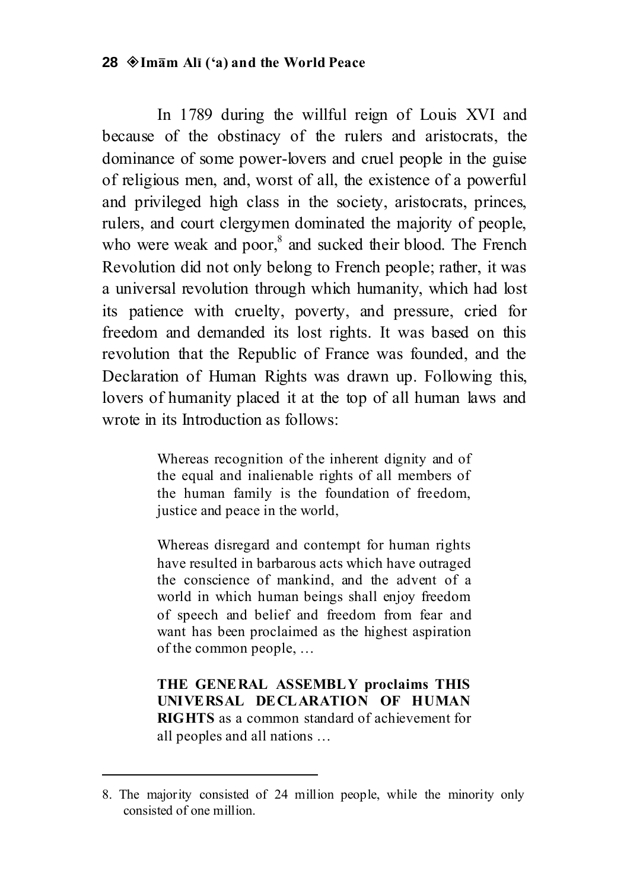In 1789 during the willful reign of Louis XVI and because of the obstinacy of the rulers and aristocrats, the dominance of some power-lovers and cruel people in the guise of religious men, and, worst of all, the existence of a powerful and privileged high class in the society, aristocrats, princes, rulers, and court clergymen dominated the majority of people, who were weak and poor,[8] and sucked their blood. The French Revolution did not only belong to French people; rather, it was a universal revolution through which humanity, which had lost its patience with cruelty, poverty, and pressure, cried for freedom and demanded its lost rights. It was based on this revolution that the Republic of France was founded, and the Declaration of Human Rights was drawn up. Following this, lovers of humanity placed it at the top of all human laws and wrote in its Introduction as follows:

> Whereas recognition of the inherent dignity and of the equal and inalienable rights of all members of the human family is the foundation of freedom, justice and peace in the world,
>
> Whereas disregard and contempt for human rights have resulted in barbarous acts which have outraged the conscience of mankind, and the advent of a world in which human beings shall enjoy freedom of speech and belief and freedom from fear and want has been proclaimed as the highest aspiration of the common people, …
>
> **THE GENERAL ASSEMBLY proclaims THIS UNIVERSAL DECLARATION OF HUMAN RIGHTS** as a common standard of achievement for all peoples and all nations …

---

8. The majority consisted of 24 million people, while the minority only consisted of one million.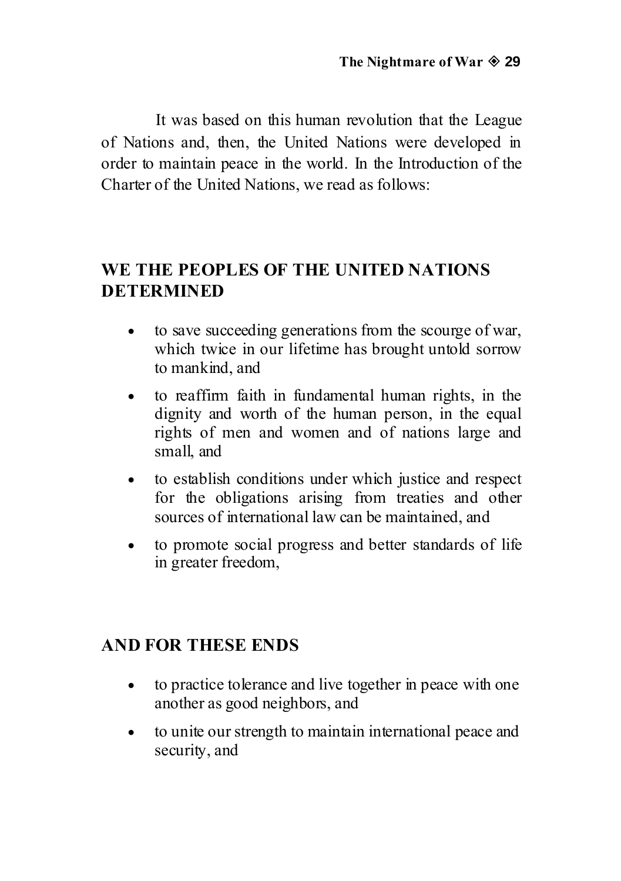It was based on this human revolution that the League of Nations and, then, the United Nations were developed in order to maintain peace in the world. In the Introduction of the Charter of the United Nations, we read as follows:

**WE THE PEOPLES OF THE UNITED NATIONS DETERMINED**

- to save succeeding generations from the scourge of war, which twice in our lifetime has brought untold sorrow to mankind, and
- to reaffirm faith in fundamental human rights, in the dignity and worth of the human person, in the equal rights of men and women and of nations large and small, and
- to establish conditions under which justice and respect for the obligations arising from treaties and other sources of international law can be maintained, and
- to promote social progress and better standards of life in greater freedom,

**AND FOR THESE ENDS**

- to practice tolerance and live together in peace with one another as good neighbors, and
- to unite our strength to maintain international peace and security, and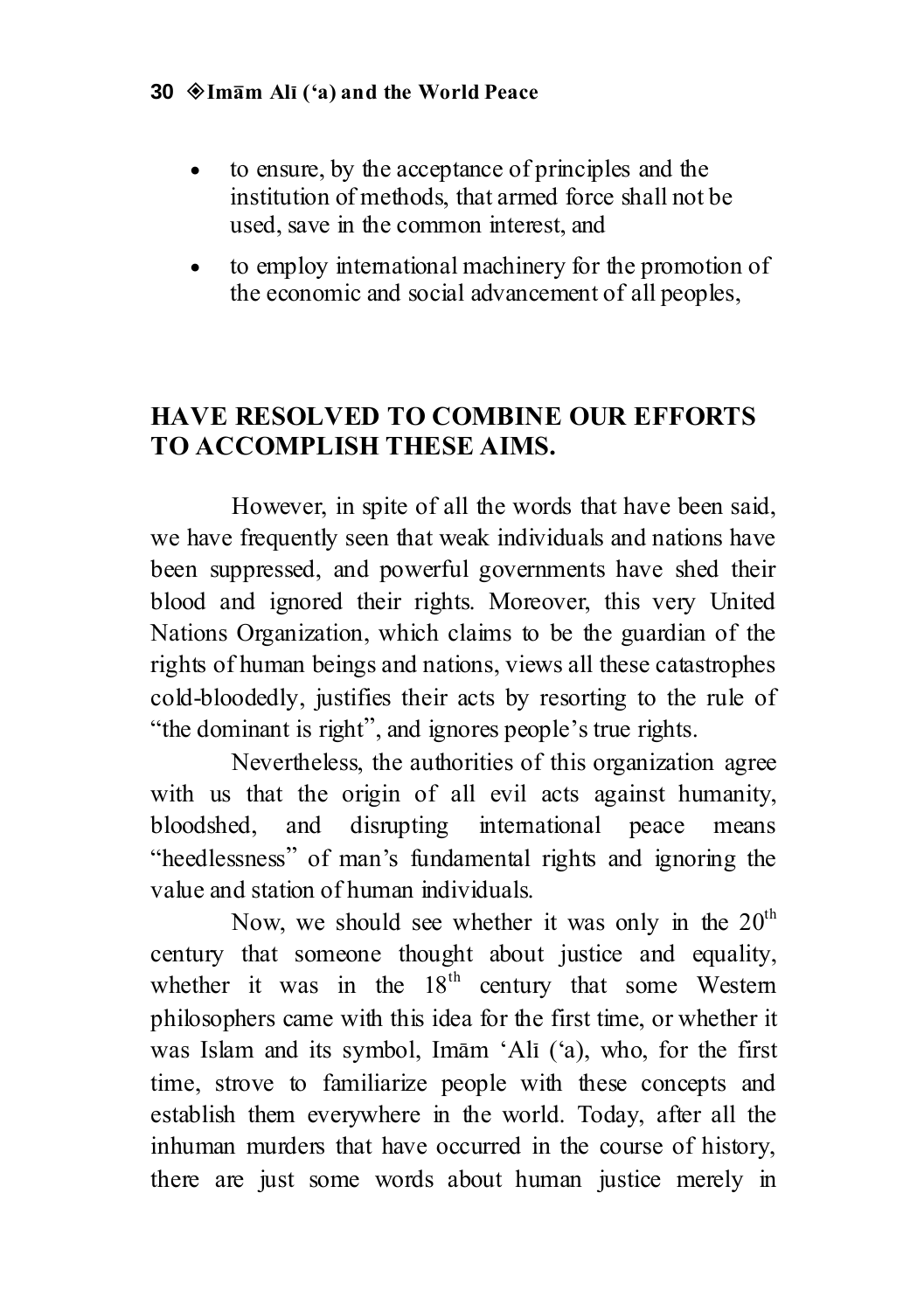- to ensure, by the acceptance of principles and the institution of methods, that armed force shall not be used, save in the common interest, and
- to employ international machinery for the promotion of the economic and social advancement of all peoples,

**HAVE RESOLVED TO COMBINE OUR EFFORTS TO ACCOMPLISH THESE AIMS.**

However, in spite of all the words that have been said, we have frequently seen that weak individuals and nations have been suppressed, and powerful governments have shed their blood and ignored their rights. Moreover, this very United Nations Organization, which claims to be the guardian of the rights of human beings and nations, views all these catastrophes cold-bloodedly, justifies their acts by resorting to the rule of "the dominant is right", and ignores people's true rights.

Nevertheless, the authorities of this organization agree with us that the origin of all evil acts against humanity, bloodshed, and disrupting international peace means "heedlessness" of man's fundamental rights and ignoring the value and station of human individuals.

Now, we should see whether it was only in the 20th century that someone thought about justice and equality, whether it was in the 18th century that some Western philosophers came with this idea for the first time, or whether it was Islam and its symbol, Imām 'Alī ('a), who, for the first time, strove to familiarize people with these concepts and establish them everywhere in the world. Today, after all the inhuman murders that have occurred in the course of history, there are just some words about human justice merely in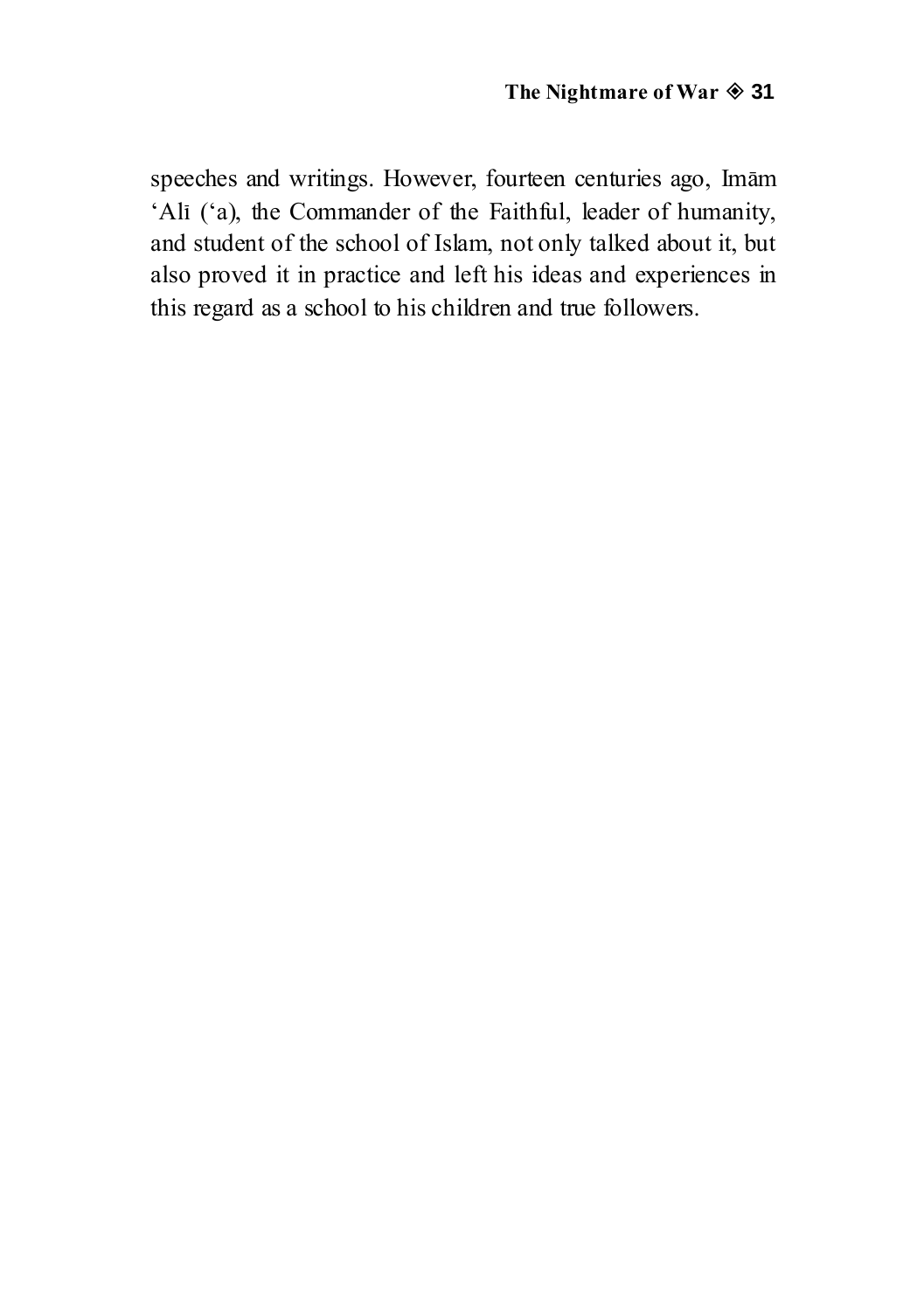speeches and writings. However, fourteen centuries ago, Imām ‘Alī (‘a), the Commander of the Faithful, leader of humanity, and student of the school of Islam, not only talked about it, but also proved it in practice and left his ideas and experiences in this regard as a school to his children and true followers.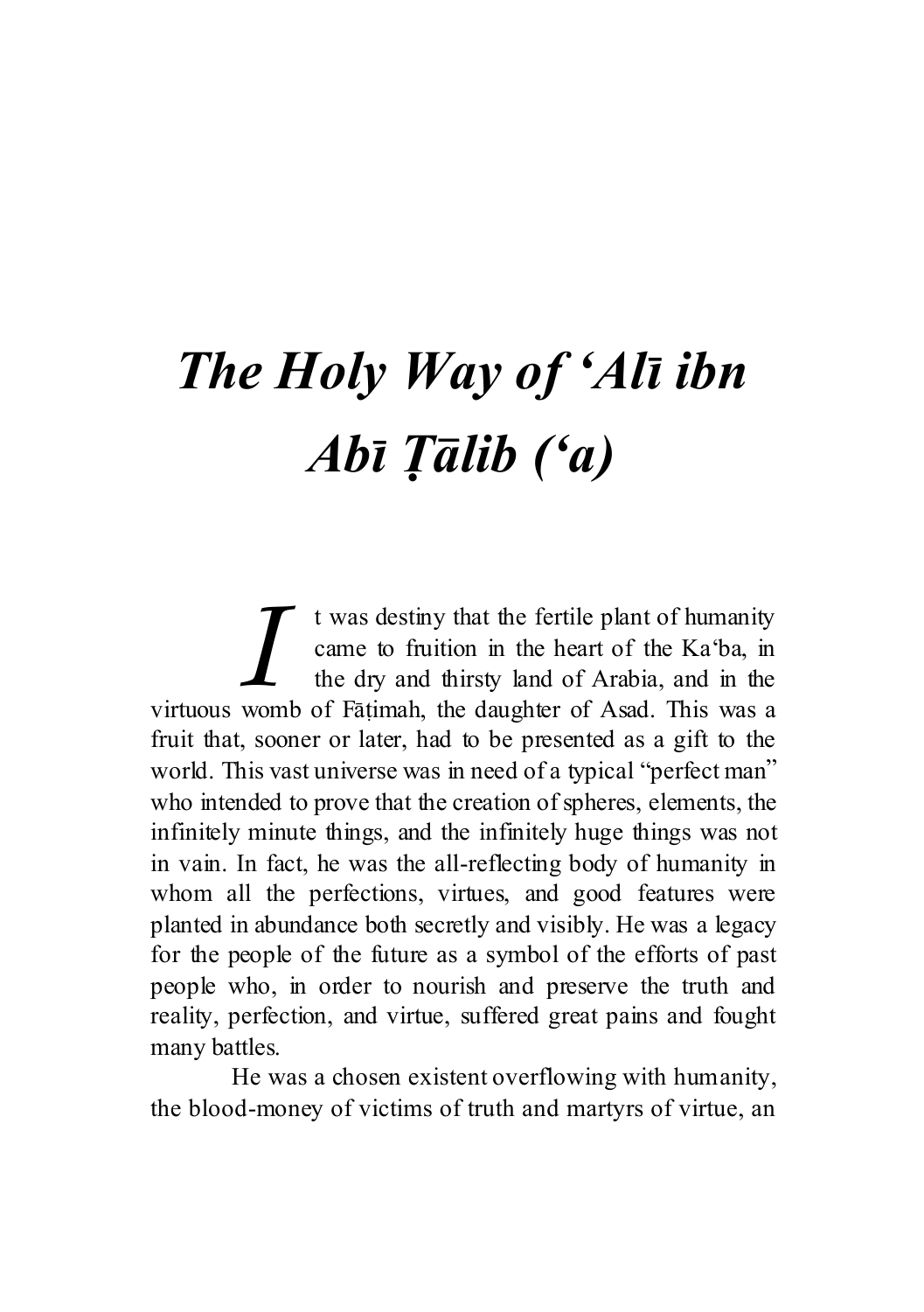# *The Holy Way of ‘Alī ibn Abī Ṭālib (‘a)*

It was destiny that the fertile plant of humanity came to fruition in the heart of the Ka‘ba, in the dry and thirsty land of Arabia, and in the virtuous womb of Fāṭimah, the daughter of Asad. This was a fruit that, sooner or later, had to be presented as a gift to the world. This vast universe was in need of a typical “perfect man” who intended to prove that the creation of spheres, elements, the infinitely minute things, and the infinitely huge things was not in vain. In fact, he was the all-reflecting body of humanity in whom all the perfections, virtues, and good features were planted in abundance both secretly and visibly. He was a legacy for the people of the future as a symbol of the efforts of past people who, in order to nourish and preserve the truth and reality, perfection, and virtue, suffered great pains and fought many battles.

He was a chosen existent overflowing with humanity, the blood-money of victims of truth and martyrs of virtue, an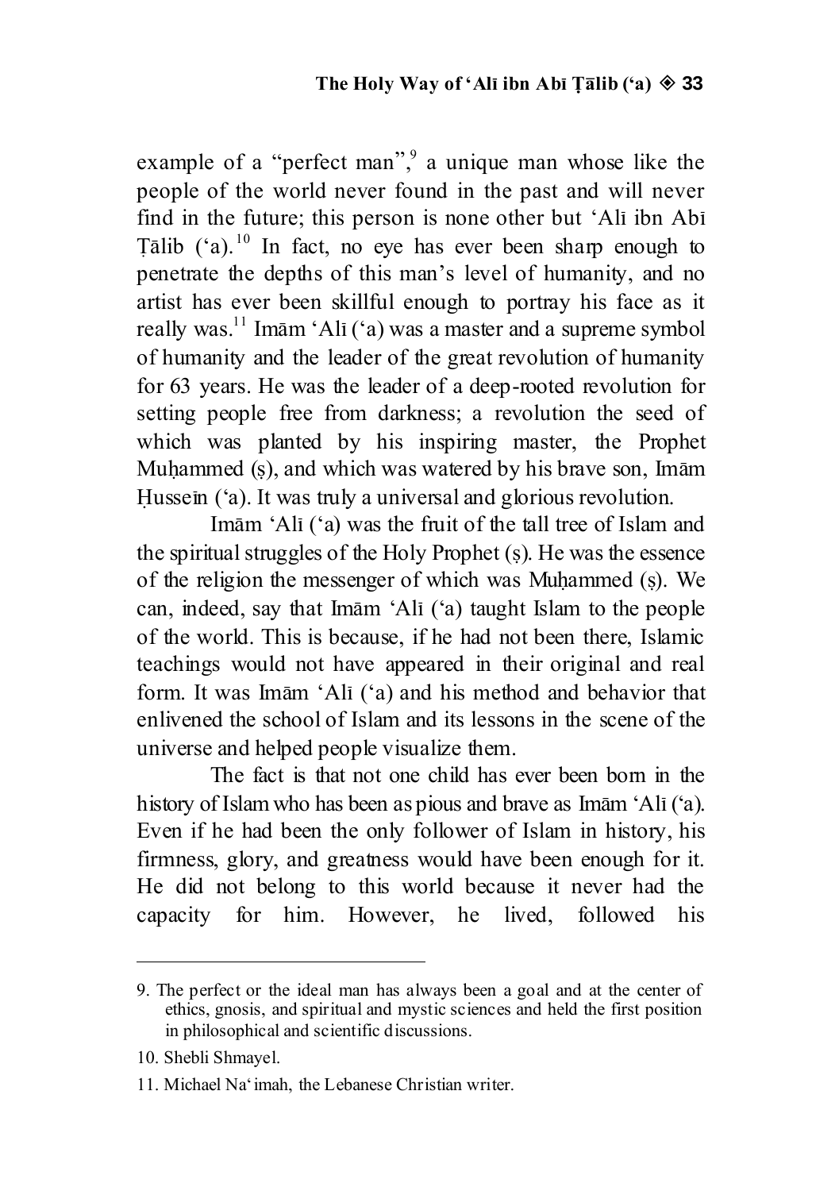example of a "perfect man",[9] a unique man whose like the people of the world never found in the past and will never find in the future; this person is none other but 'Alī ibn Abī Ṭālib ('a).[10] In fact, no eye has ever been sharp enough to penetrate the depths of this man's level of humanity, and no artist has ever been skillful enough to portray his face as it really was.[11] Imām 'Alī ('a) was a master and a supreme symbol of humanity and the leader of the great revolution of humanity for 63 years. He was the leader of a deep-rooted revolution for setting people free from darkness; a revolution the seed of which was planted by his inspiring master, the Prophet Muḥammed (ṣ), and which was watered by his brave son, Imām Ḥusseīn ('a). It was truly a universal and glorious revolution.

Imām 'Alī ('a) was the fruit of the tall tree of Islam and the spiritual struggles of the Holy Prophet (ṣ). He was the essence of the religion the messenger of which was Muḥammed (ṣ). We can, indeed, say that Imām 'Alī ('a) taught Islam to the people of the world. This is because, if he had not been there, Islamic teachings would not have appeared in their original and real form. It was Imām 'Alī ('a) and his method and behavior that enlivened the school of Islam and its lessons in the scene of the universe and helped people visualize them.

The fact is that not one child has ever been born in the history of Islam who has been as pious and brave as Imām 'Alī ('a). Even if he had been the only follower of Islam in history, his firmness, glory, and greatness would have been enough for it. He did not belong to this world because it never had the capacity for him. However, he lived, followed his

---

9. The perfect or the ideal man has always been a goal and at the center of ethics, gnosis, and spiritual and mystic sciences and held the first position in philosophical and scientific discussions.

10. Shebli Shmayel.

11. Michael Na'imah, the Lebanese Christian writer.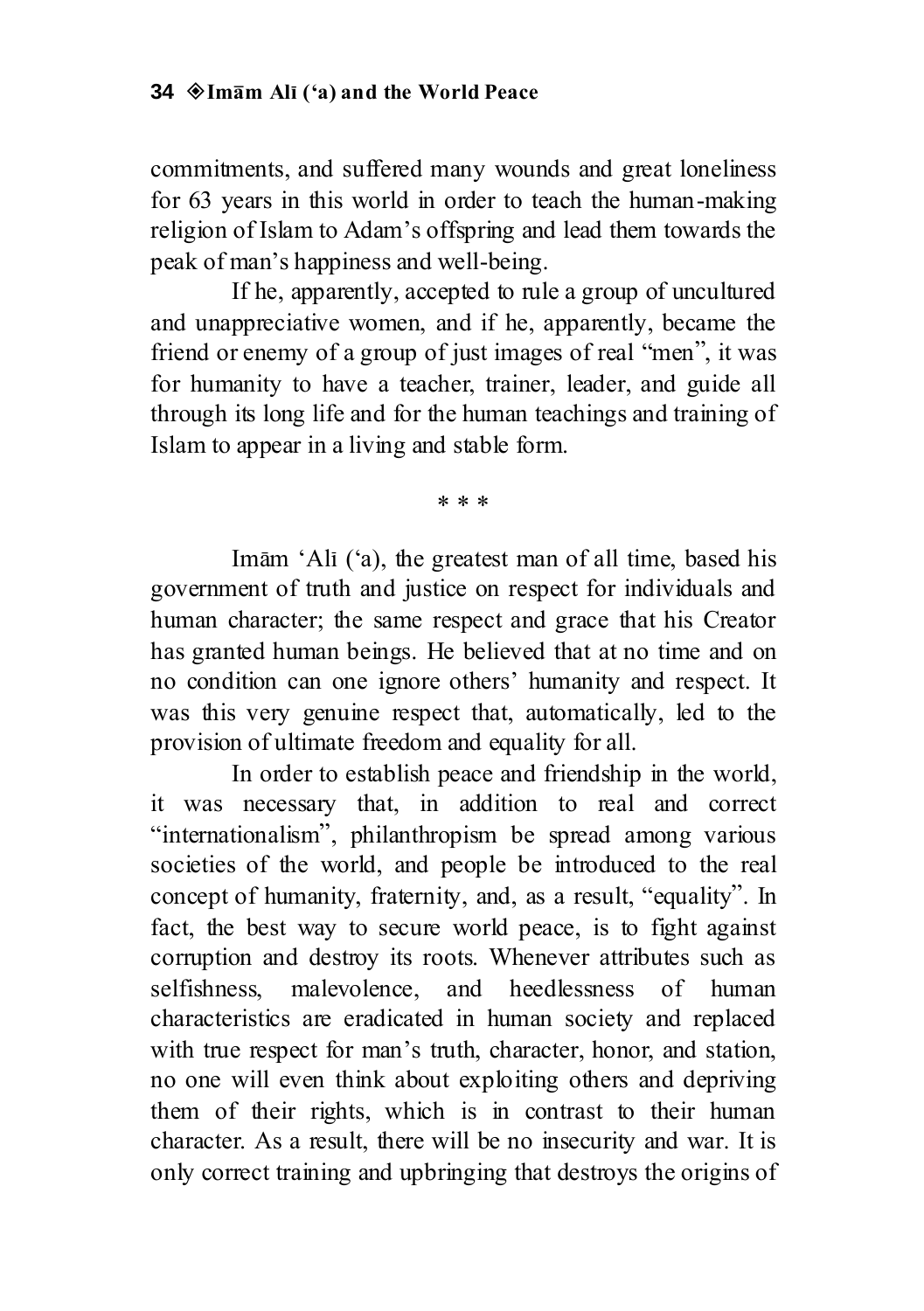commitments, and suffered many wounds and great loneliness for 63 years in this world in order to teach the human-making religion of Islam to Adam's offspring and lead them towards the peak of man's happiness and well-being.

If he, apparently, accepted to rule a group of uncultured and unappreciative women, and if he, apparently, became the friend or enemy of a group of just images of real "men", it was for humanity to have a teacher, trainer, leader, and guide all through its long life and for the human teachings and training of Islam to appear in a living and stable form.

\* \* \*

Imām 'Alī ('a), the greatest man of all time, based his government of truth and justice on respect for individuals and human character; the same respect and grace that his Creator has granted human beings. He believed that at no time and on no condition can one ignore others' humanity and respect. It was this very genuine respect that, automatically, led to the provision of ultimate freedom and equality for all.

In order to establish peace and friendship in the world, it was necessary that, in addition to real and correct "internationalism", philanthropism be spread among various societies of the world, and people be introduced to the real concept of humanity, fraternity, and, as a result, "equality". In fact, the best way to secure world peace, is to fight against corruption and destroy its roots. Whenever attributes such as selfishness, malevolence, and heedlessness of human characteristics are eradicated in human society and replaced with true respect for man's truth, character, honor, and station, no one will even think about exploiting others and depriving them of their rights, which is in contrast to their human character. As a result, there will be no insecurity and war. It is only correct training and upbringing that destroys the origins of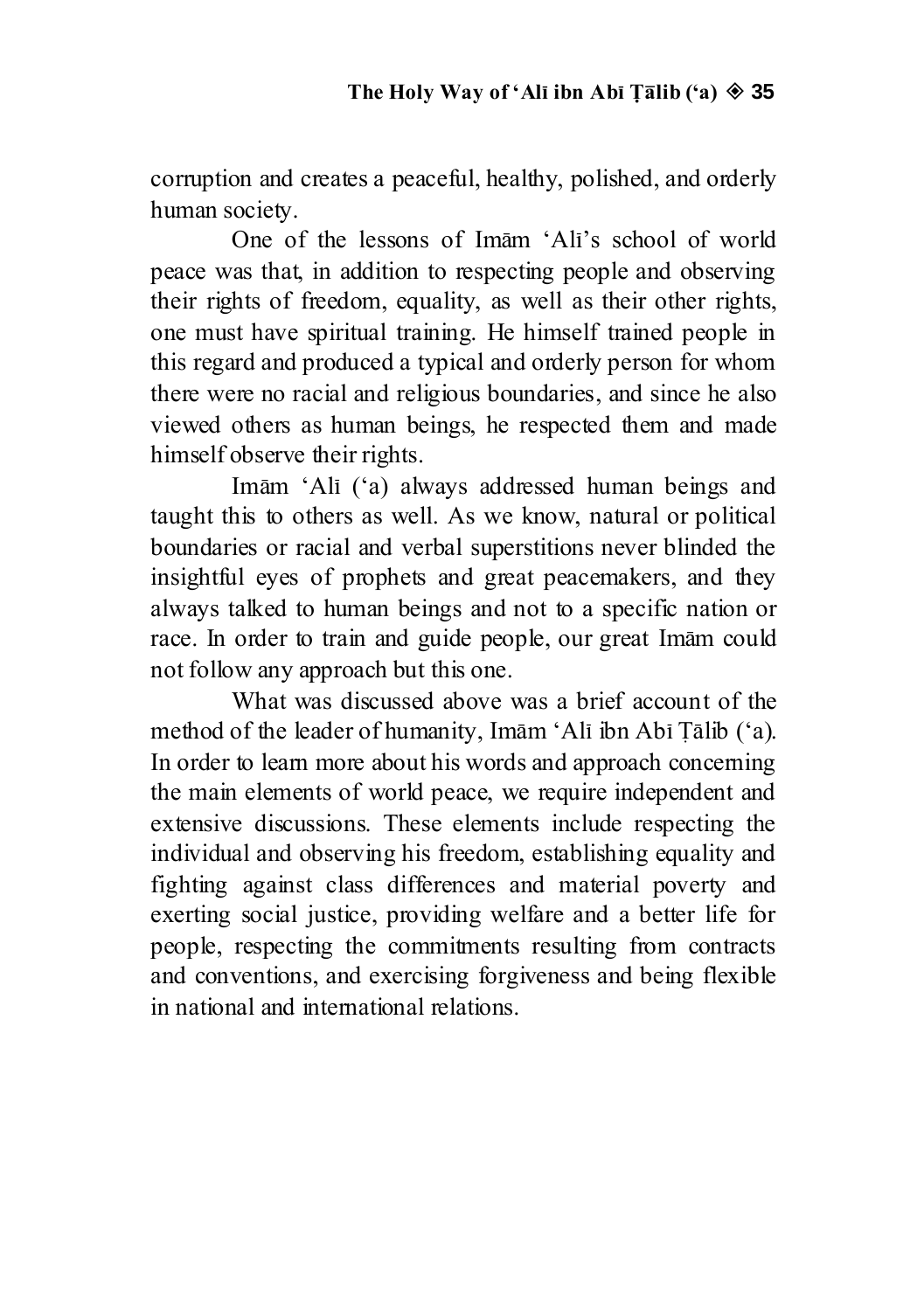corruption and creates a peaceful, healthy, polished, and orderly human society.

One of the lessons of Imām 'Alī's school of world peace was that, in addition to respecting people and observing their rights of freedom, equality, as well as their other rights, one must have spiritual training. He himself trained people in this regard and produced a typical and orderly person for whom there were no racial and religious boundaries, and since he also viewed others as human beings, he respected them and made himself observe their rights.

Imām 'Alī ('a) always addressed human beings and taught this to others as well. As we know, natural or political boundaries or racial and verbal superstitions never blinded the insightful eyes of prophets and great peacemakers, and they always talked to human beings and not to a specific nation or race. In order to train and guide people, our great Imām could not follow any approach but this one.

What was discussed above was a brief account of the method of the leader of humanity, Imām 'Alī ibn Abī Ṭālib ('a). In order to learn more about his words and approach concerning the main elements of world peace, we require independent and extensive discussions. These elements include respecting the individual and observing his freedom, establishing equality and fighting against class differences and material poverty and exerting social justice, providing welfare and a better life for people, respecting the commitments resulting from contracts and conventions, and exercising forgiveness and being flexible in national and international relations.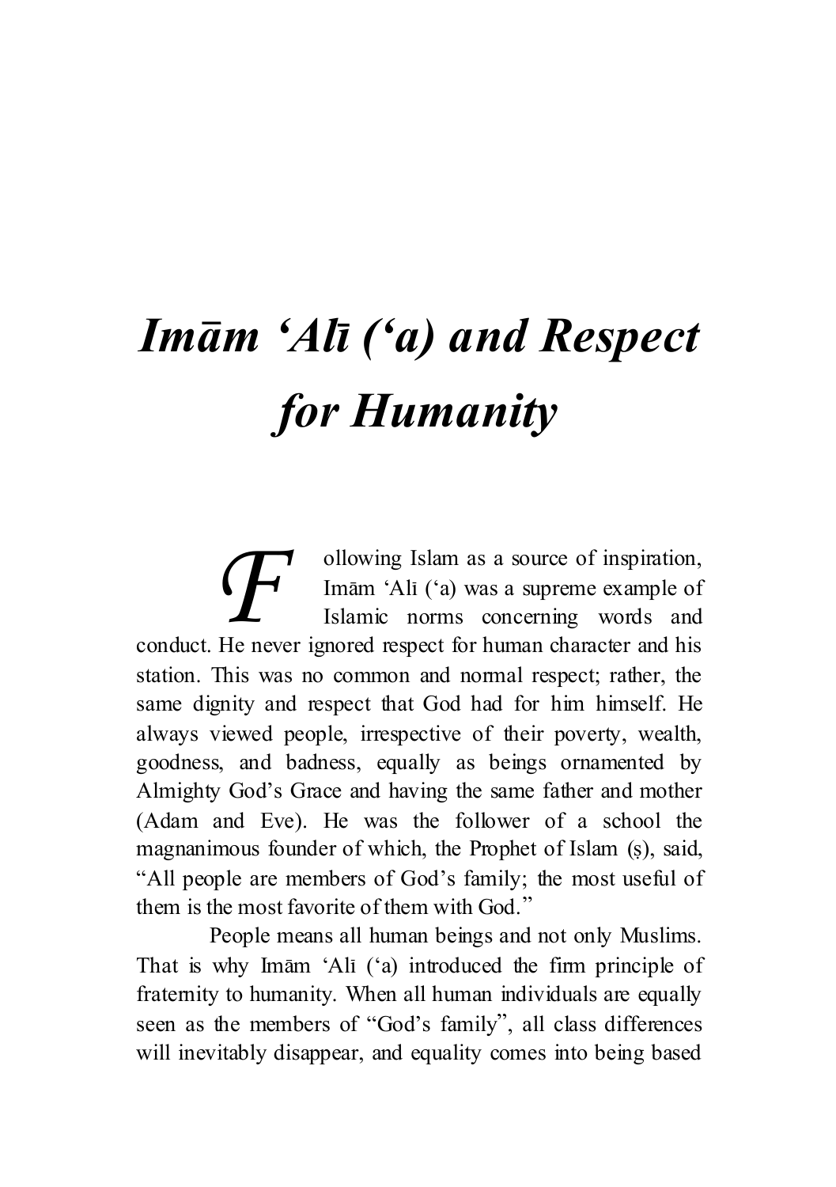# *Imām 'Alī ('a) and Respect for Humanity*

Following Islam as a source of inspiration, Imām 'Alī ('a) was a supreme example of Islamic norms concerning words and conduct. He never ignored respect for human character and his station. This was no common and normal respect; rather, the same dignity and respect that God had for him himself. He always viewed people, irrespective of their poverty, wealth, goodness, and badness, equally as beings ornamented by Almighty God's Grace and having the same father and mother (Adam and Eve). He was the follower of a school the magnanimous founder of which, the Prophet of Islam (ṣ), said, "All people are members of God's family; the most useful of them is the most favorite of them with God."

People means all human beings and not only Muslims. That is why Imām 'Alī ('a) introduced the firm principle of fraternity to humanity. When all human individuals are equally seen as the members of "God's family", all class differences will inevitably disappear, and equality comes into being based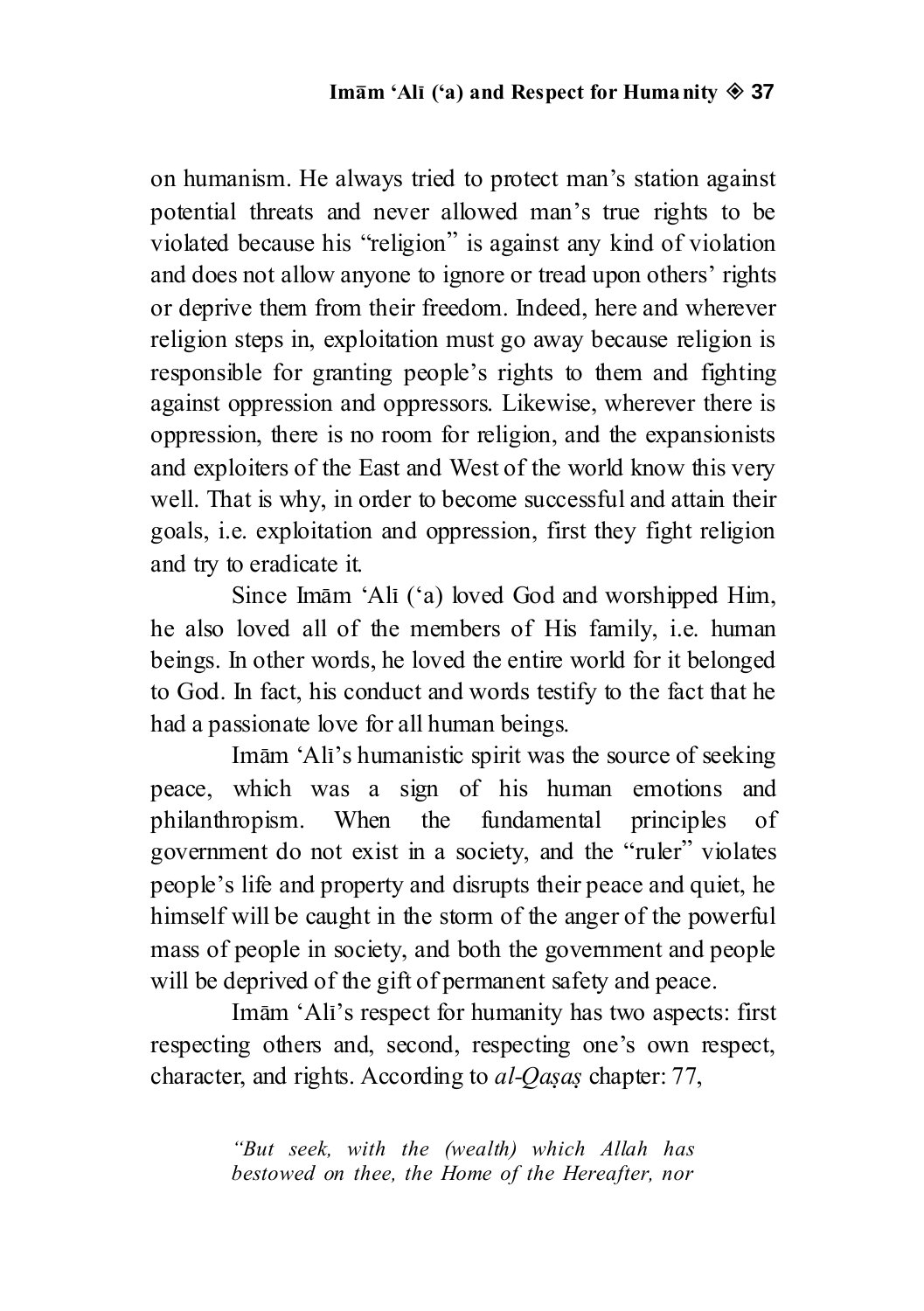on humanism. He always tried to protect man's station against potential threats and never allowed man's true rights to be violated because his "religion" is against any kind of violation and does not allow anyone to ignore or tread upon others' rights or deprive them from their freedom. Indeed, here and wherever religion steps in, exploitation must go away because religion is responsible for granting people's rights to them and fighting against oppression and oppressors. Likewise, wherever there is oppression, there is no room for religion, and the expansionists and exploiters of the East and West of the world know this very well. That is why, in order to become successful and attain their goals, i.e. exploitation and oppression, first they fight religion and try to eradicate it.

Since Imām 'Alī ('a) loved God and worshipped Him, he also loved all of the members of His family, i.e. human beings. In other words, he loved the entire world for it belonged to God. In fact, his conduct and words testify to the fact that he had a passionate love for all human beings.

Imām 'Alī's humanistic spirit was the source of seeking peace, which was a sign of his human emotions and philanthropism. When the fundamental principles of government do not exist in a society, and the "ruler" violates people's life and property and disrupts their peace and quiet, he himself will be caught in the storm of the anger of the powerful mass of people in society, and both the government and people will be deprived of the gift of permanent safety and peace.

Imām 'Alī's respect for humanity has two aspects: first respecting others and, second, respecting one's own respect, character, and rights. According to *al-Qaṣaṣ* chapter: 77,

> *"But seek, with the (wealth) which Allah has bestowed on thee, the Home of the Hereafter, nor*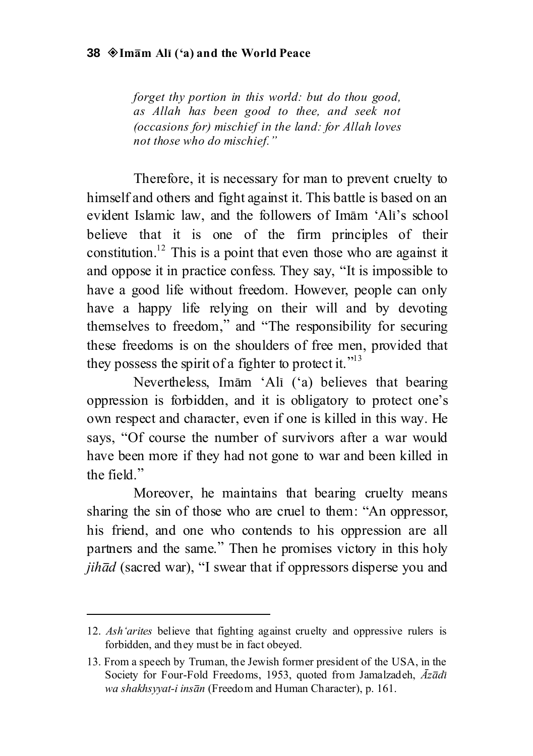> *forget thy portion in this world: but do thou good, as Allah has been good to thee, and seek not (occasions for) mischief in the land: for Allah loves not those who do mischief."*

Therefore, it is necessary for man to prevent cruelty to himself and others and fight against it. This battle is based on an evident Islamic law, and the followers of Imām 'Alī's school believe that it is one of the firm principles of their constitution.[12] This is a point that even those who are against it and oppose it in practice confess. They say, "It is impossible to have a good life without freedom. However, people can only have a happy life relying on their will and by devoting themselves to freedom," and "The responsibility for securing these freedoms is on the shoulders of free men, provided that they possess the spirit of a fighter to protect it."[13]

Nevertheless, Imām 'Alī ('a) believes that bearing oppression is forbidden, and it is obligatory to protect one's own respect and character, even if one is killed in this way. He says, "Of course the number of survivors after a war would have been more if they had not gone to war and been killed in the field."

Moreover, he maintains that bearing cruelty means sharing the sin of those who are cruel to them: "An oppressor, his friend, and one who contends to his oppression are all partners and the same." Then he promises victory in this holy *jihād* (sacred war), "I swear that if oppressors disperse you and

---

12. *Ash'arites* believe that fighting against cruelty and oppressive rulers is forbidden, and they must be in fact obeyed.

13. From a speech by Truman, the Jewish former president of the USA, in the Society for Four-Fold Freedoms, 1953, quoted from Jamalzadeh, *Āzādī wa shakhsyyat-i insān* (Freedom and Human Character), p. 161.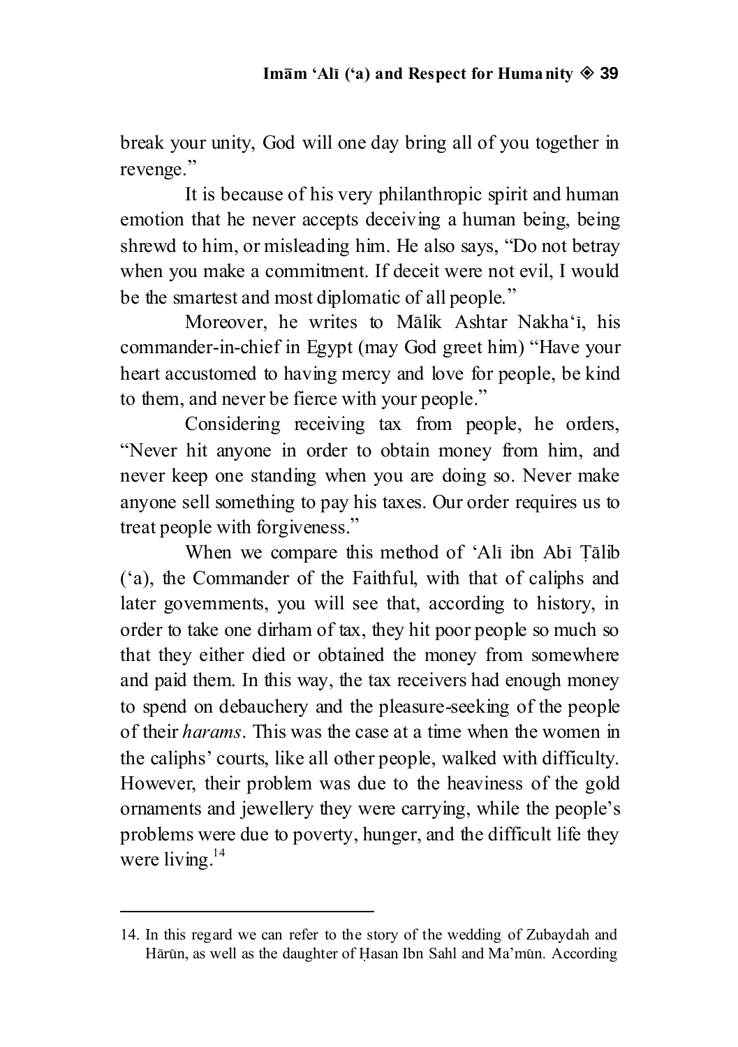break your unity, God will one day bring all of you together in revenge."

It is because of his very philanthropic spirit and human emotion that he never accepts deceiving a human being, being shrewd to him, or misleading him. He also says, "Do not betray when you make a commitment. If deceit were not evil, I would be the smartest and most diplomatic of all people."

Moreover, he writes to Mālik Ashtar Nakhaʿī, his commander-in-chief in Egypt (may God greet him) "Have your heart accustomed to having mercy and love for people, be kind to them, and never be fierce with your people."

Considering receiving tax from people, he orders, "Never hit anyone in order to obtain money from him, and never keep one standing when you are doing so. Never make anyone sell something to pay his taxes. Our order requires us to treat people with forgiveness."

When we compare this method of ʿAlī ibn Abī Ṭālib (ʿa), the Commander of the Faithful, with that of caliphs and later governments, you will see that, according to history, in order to take one dirham of tax, they hit poor people so much so that they either died or obtained the money from somewhere and paid them. In this way, the tax receivers had enough money to spend on debauchery and the pleasure-seeking of the people of their *harams*. This was the case at a time when the women in the caliphs' courts, like all other people, walked with difficulty. However, their problem was due to the heaviness of the gold ornaments and jewellery they were carrying, while the people's problems were due to poverty, hunger, and the difficult life they were living.[14]

---

14. In this regard we can refer to the story of the wedding of Zubaydah and Hārūn, as well as the daughter of Ḥasan Ibn Sahl and Ma'mūn. According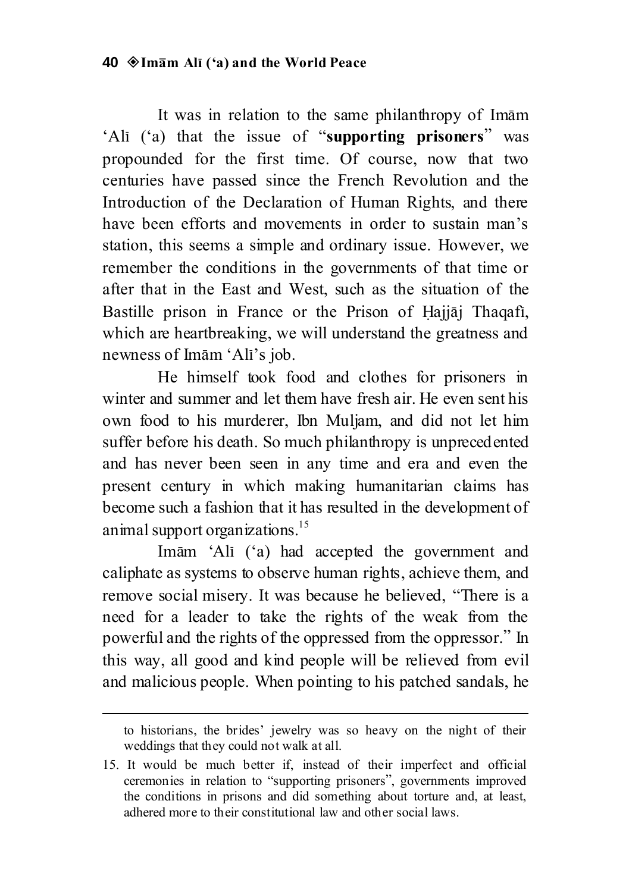It was in relation to the same philanthropy of Imām ʻAlī (ʻa) that the issue of "**supporting prisoners**" was propounded for the first time. Of course, now that two centuries have passed since the French Revolution and the Introduction of the Declaration of Human Rights, and there have been efforts and movements in order to sustain man's station, this seems a simple and ordinary issue. However, we remember the conditions in the governments of that time or after that in the East and West, such as the situation of the Bastille prison in France or the Prison of Ḥajjāj Thaqafī, which are heartbreaking, we will understand the greatness and newness of Imām ʻAlī's job.

He himself took food and clothes for prisoners in winter and summer and let them have fresh air. He even sent his own food to his murderer, Ibn Muljam, and did not let him suffer before his death. So much philanthropy is unprecedented and has never been seen in any time and era and even the present century in which making humanitarian claims has become such a fashion that it has resulted in the development of animal support organizations.[15]

Imām ʻAlī (ʻa) had accepted the government and caliphate as systems to observe human rights, achieve them, and remove social misery. It was because he believed, "There is a need for a leader to take the rights of the weak from the powerful and the rights of the oppressed from the oppressor." In this way, all good and kind people will be relieved from evil and malicious people. When pointing to his patched sandals, he

---

to historians, the brides' jewelry was so heavy on the night of their weddings that they could not walk at all.

15. It would be much better if, instead of their imperfect and official ceremonies in relation to "supporting prisoners", governments improved the conditions in prisons and did something about torture and, at least, adhered more to their constitutional law and other social laws.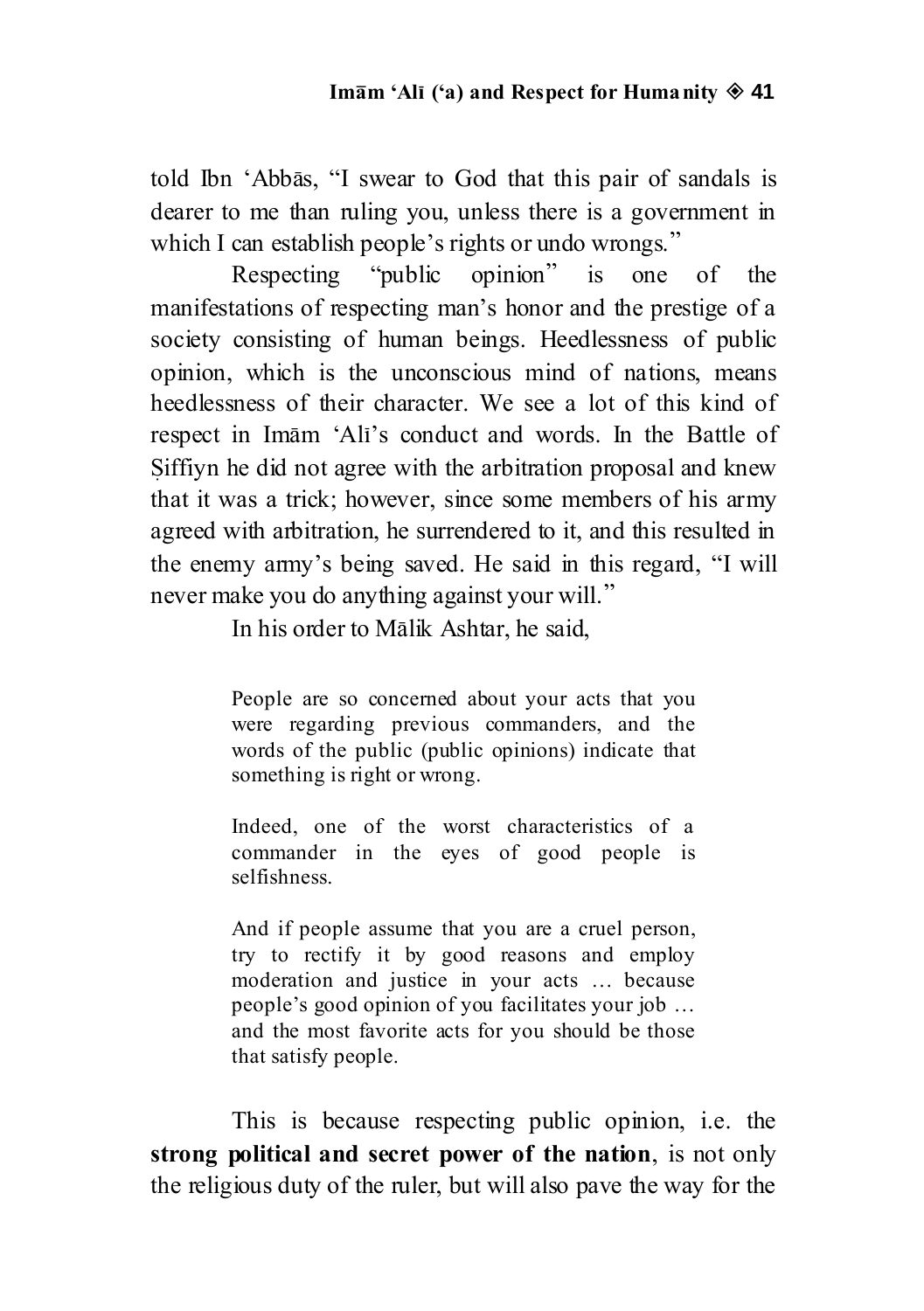told Ibn ‘Abbās, “I swear to God that this pair of sandals is dearer to me than ruling you, unless there is a government in which I can establish people’s rights or undo wrongs.”

Respecting “public opinion” is one of the manifestations of respecting man’s honor and the prestige of a society consisting of human beings. Heedlessness of public opinion, which is the unconscious mind of nations, means heedlessness of their character. We see a lot of this kind of respect in Imām ‘Alī’s conduct and words. In the Battle of Ṣiffiyn he did not agree with the arbitration proposal and knew that it was a trick; however, since some members of his army agreed with arbitration, he surrendered to it, and this resulted in the enemy army’s being saved. He said in this regard, “I will never make you do anything against your will.”

In his order to Mālik Ashtar, he said,

> People are so concerned about your acts that you were regarding previous commanders, and the words of the public (public opinions) indicate that something is right or wrong.
>
> Indeed, one of the worst characteristics of a commander in the eyes of good people is selfishness.
>
> And if people assume that you are a cruel person, try to rectify it by good reasons and employ moderation and justice in your acts … because people’s good opinion of you facilitates your job … and the most favorite acts for you should be those that satisfy people.

This is because respecting public opinion, i.e. the **strong political and secret power of the nation**, is not only the religious duty of the ruler, but will also pave the way for the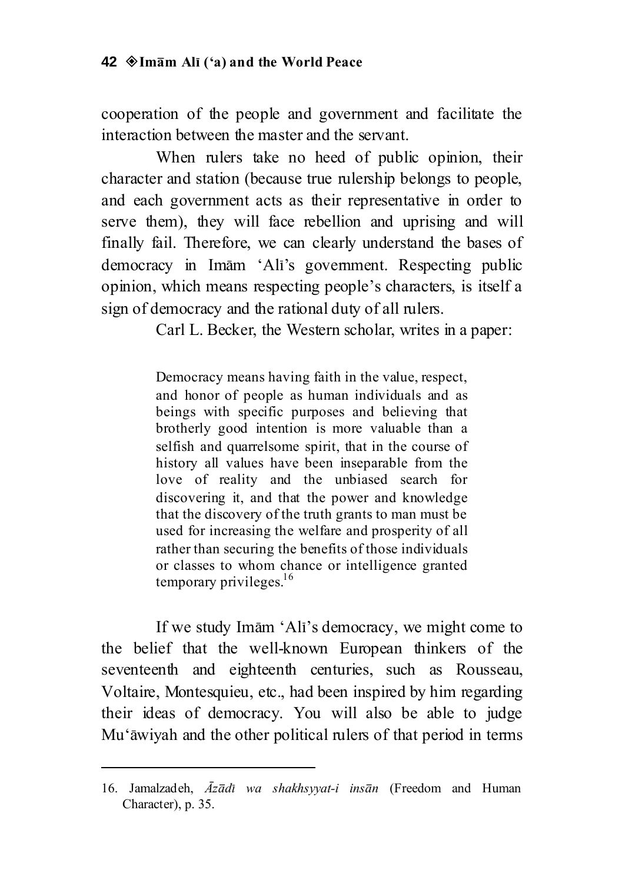cooperation of the people and government and facilitate the interaction between the master and the servant.

When rulers take no heed of public opinion, their character and station (because true rulership belongs to people, and each government acts as their representative in order to serve them), they will face rebellion and uprising and will finally fail. Therefore, we can clearly understand the bases of democracy in Imām 'Alī's government. Respecting public opinion, which means respecting people's characters, is itself a sign of democracy and the rational duty of all rulers.

Carl L. Becker, the Western scholar, writes in a paper:

> Democracy means having faith in the value, respect, and honor of people as human individuals and as beings with specific purposes and believing that brotherly good intention is more valuable than a selfish and quarrelsome spirit, that in the course of history all values have been inseparable from the love of reality and the unbiased search for discovering it, and that the power and knowledge that the discovery of the truth grants to man must be used for increasing the welfare and prosperity of all rather than securing the benefits of those individuals or classes to whom chance or intelligence granted temporary privileges.[16]

If we study Imām 'Alī's democracy, we might come to the belief that the well-known European thinkers of the seventeenth and eighteenth centuries, such as Rousseau, Voltaire, Montesquieu, etc., had been inspired by him regarding their ideas of democracy. You will also be able to judge Mu'āwiyah and the other political rulers of that period in terms

---

16. Jamalzadeh, *Āzādī wa shakhsyyat-i insān* (Freedom and Human Character), p. 35.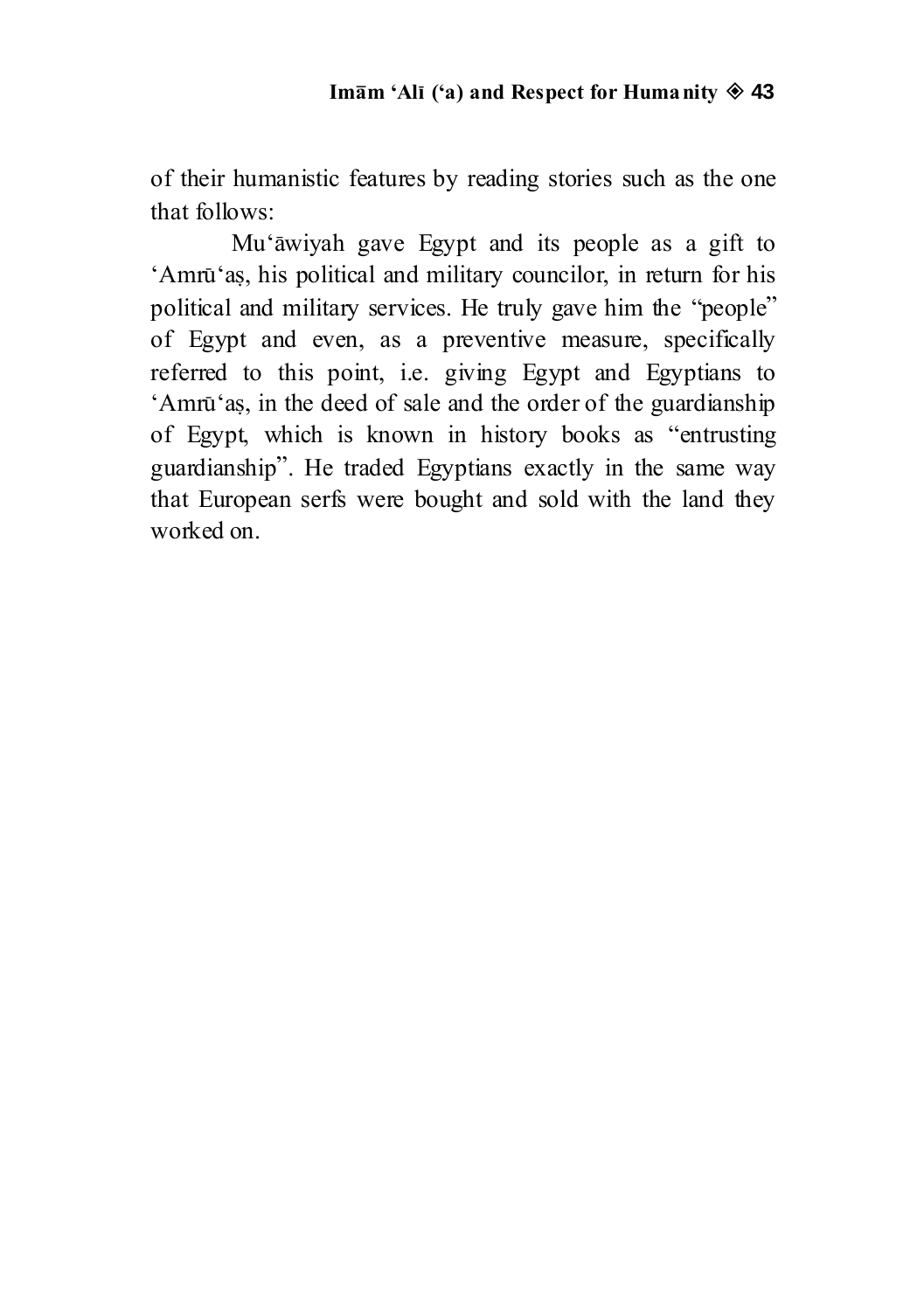of their humanistic features by reading stories such as the one that follows:

Mu‘āwiyah gave Egypt and its people as a gift to ‘Amrū‘aṣ, his political and military councilor, in return for his political and military services. He truly gave him the “people” of Egypt and even, as a preventive measure, specifically referred to this point, i.e. giving Egypt and Egyptians to ‘Amrū‘aṣ, in the deed of sale and the order of the guardianship of Egypt, which is known in history books as “entrusting guardianship”. He traded Egyptians exactly in the same way that European serfs were bought and sold with the land they worked on.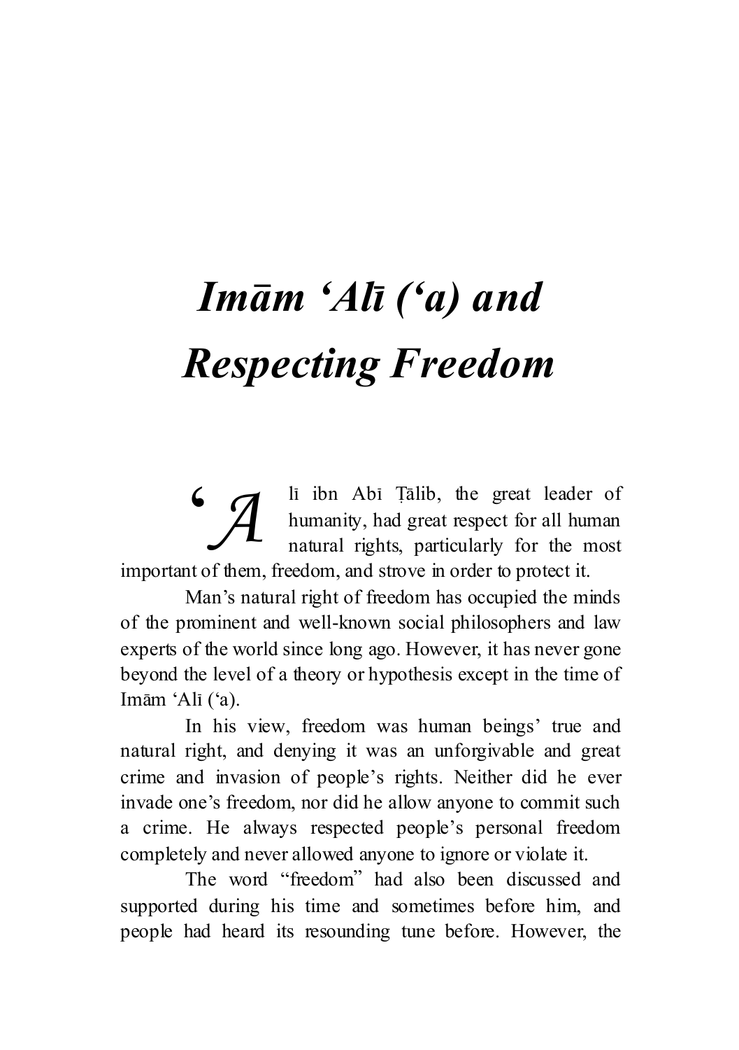# *Imām ʻAlī (ʻa) and Respecting Freedom*

ʻAlī ibn Abī Ṭālib, the great leader of humanity, had great respect for all human natural rights, particularly for the most important of them, freedom, and strove in order to protect it.

Man's natural right of freedom has occupied the minds of the prominent and well-known social philosophers and law experts of the world since long ago. However, it has never gone beyond the level of a theory or hypothesis except in the time of Imām ʻAlī (ʻa).

In his view, freedom was human beings' true and natural right, and denying it was an unforgivable and great crime and invasion of people's rights. Neither did he ever invade one's freedom, nor did he allow anyone to commit such a crime. He always respected people's personal freedom completely and never allowed anyone to ignore or violate it.

The word "freedom" had also been discussed and supported during his time and sometimes before him, and people had heard its resounding tune before. However, the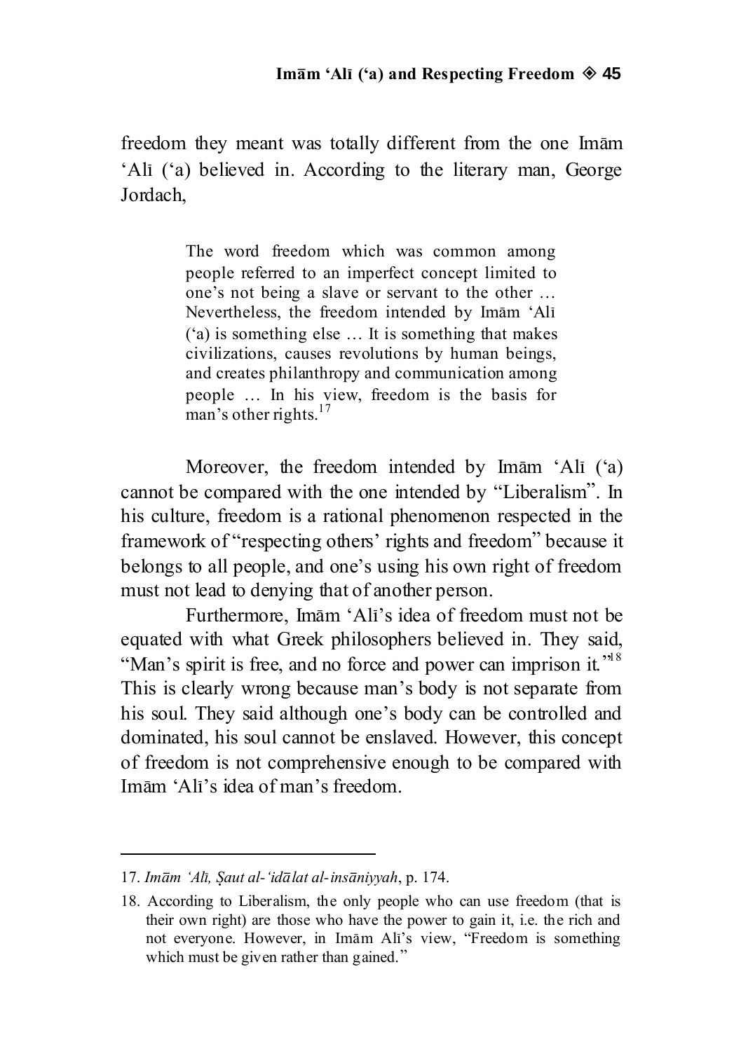freedom they meant was totally different from the one Imām ‘Alī (‘a) believed in. According to the literary man, George Jordach,

> The word freedom which was common among people referred to an imperfect concept limited to one’s not being a slave or servant to the other … Nevertheless, the freedom intended by Imām ‘Alī (‘a) is something else … It is something that makes civilizations, causes revolutions by human beings, and creates philanthropy and communication among people … In his view, freedom is the basis for man’s other rights.[17]

Moreover, the freedom intended by Imām ‘Alī (‘a) cannot be compared with the one intended by “Liberalism”. In his culture, freedom is a rational phenomenon respected in the framework of “respecting others’ rights and freedom” because it belongs to all people, and one’s using his own right of freedom must not lead to denying that of another person.

Furthermore, Imām ‘Alī’s idea of freedom must not be equated with what Greek philosophers believed in. They said, “Man’s spirit is free, and no force and power can imprison it.”[18] This is clearly wrong because man’s body is not separate from his soul. They said although one’s body can be controlled and dominated, his soul cannot be enslaved. However, this concept of freedom is not comprehensive enough to be compared with Imām ‘Alī’s idea of man’s freedom.

---

17. *Imām ‘Alī, Ṣaut al-‘idālat al-insāniyyah*, p. 174.

18. According to Liberalism, the only people who can use freedom (that is their own right) are those who have the power to gain it, i.e. the rich and not everyone. However, in Imām Alī’s view, “Freedom is something which must be given rather than gained.”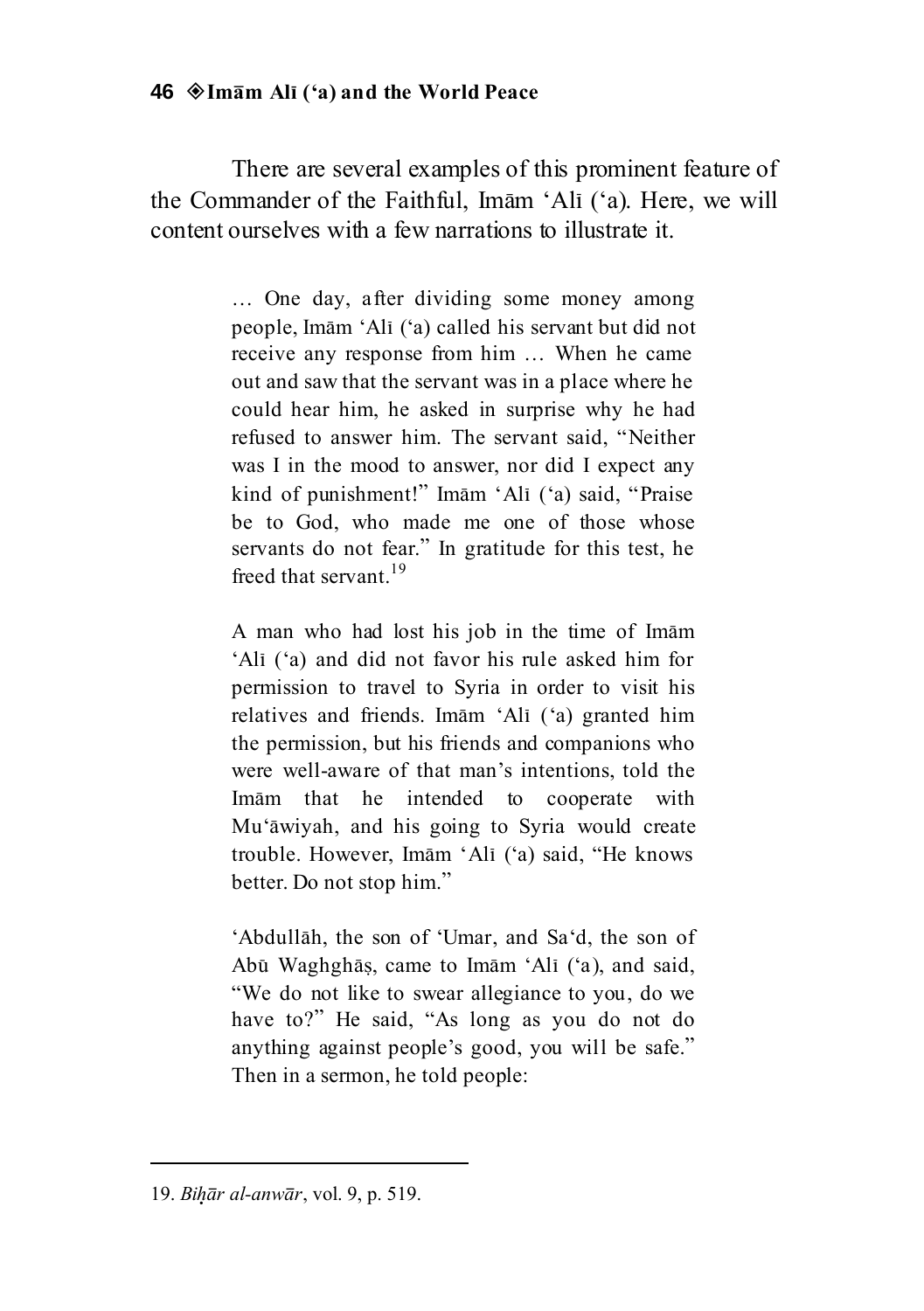There are several examples of this prominent feature of the Commander of the Faithful, Imām ʻAlī (ʻa). Here, we will content ourselves with a few narrations to illustrate it.

> … One day, after dividing some money among people, Imām ʻAlī (ʻa) called his servant but did not receive any response from him … When he came out and saw that the servant was in a place where he could hear him, he asked in surprise why he had refused to answer him. The servant said, "Neither was I in the mood to answer, nor did I expect any kind of punishment!" Imām ʻAlī (ʻa) said, "Praise be to God, who made me one of those whose servants do not fear." In gratitude for this test, he freed that servant.[19]
>
> A man who had lost his job in the time of Imām ʻAlī (ʻa) and did not favor his rule asked him for permission to travel to Syria in order to visit his relatives and friends. Imām ʻAlī (ʻa) granted him the permission, but his friends and companions who were well-aware of that man's intentions, told the Imām that he intended to cooperate with Muʻāwiyah, and his going to Syria would create trouble. However, Imām ʻAlī (ʻa) said, "He knows better. Do not stop him."
>
> ʻAbdullāh, the son of ʻUmar, and Saʻd, the son of Abū Waghghāṣ, came to Imām ʻAlī (ʻa), and said, "We do not like to swear allegiance to you, do we have to?" He said, "As long as you do not do anything against people's good, you will be safe." Then in a sermon, he told people:

---

19. *Biḥār al-anwār*, vol. 9, p. 519.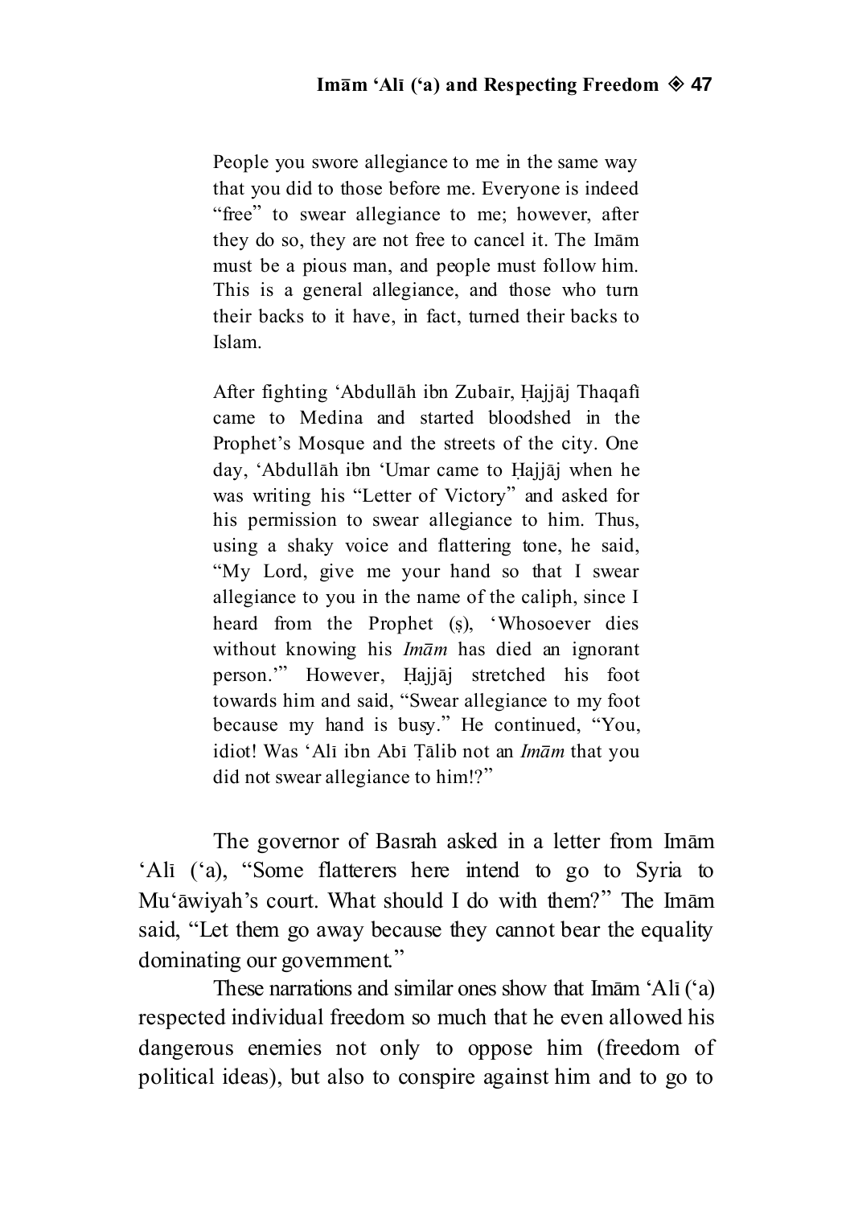> People you swore allegiance to me in the same way that you did to those before me. Everyone is indeed "free" to swear allegiance to me; however, after they do so, they are not free to cancel it. The Imām must be a pious man, and people must follow him. This is a general allegiance, and those who turn their backs to it have, in fact, turned their backs to Islam.
>
> After fighting 'Abdullāh ibn Zubaīr, Ḥajjāj Thaqafi came to Medina and started bloodshed in the Prophet's Mosque and the streets of the city. One day, 'Abdullāh ibn 'Umar came to Ḥajjāj when he was writing his "Letter of Victory" and asked for his permission to swear allegiance to him. Thus, using a shaky voice and flattering tone, he said, "My Lord, give me your hand so that I swear allegiance to you in the name of the caliph, since I heard from the Prophet (ṣ), 'Whosoever dies without knowing his *Imām* has died an ignorant person.'" However, Ḥajjāj stretched his foot towards him and said, "Swear allegiance to my foot because my hand is busy." He continued, "You, idiot! Was 'Alī ibn Abī Ṭālib not an *Imām* that you did not swear allegiance to him!?"

The governor of Basrah asked in a letter from Imām 'Alī ('a), "Some flatterers here intend to go to Syria to Mu'āwiyah's court. What should I do with them?" The Imām said, "Let them go away because they cannot bear the equality dominating our government."

These narrations and similar ones show that Imām 'Alī ('a) respected individual freedom so much that he even allowed his dangerous enemies not only to oppose him (freedom of political ideas), but also to conspire against him and to go to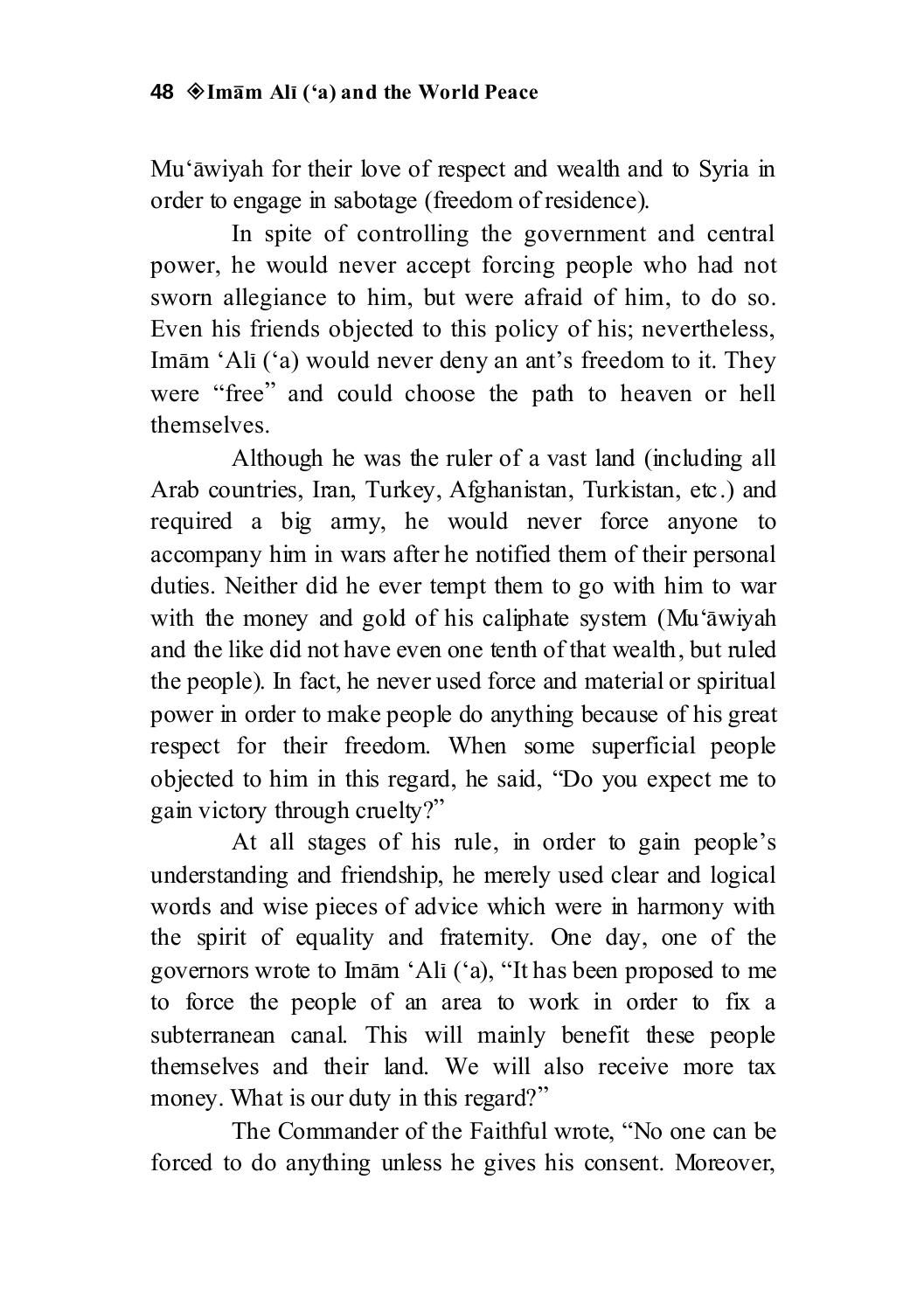Mu'āwiyah for their love of respect and wealth and to Syria in order to engage in sabotage (freedom of residence).

In spite of controlling the government and central power, he would never accept forcing people who had not sworn allegiance to him, but were afraid of him, to do so. Even his friends objected to this policy of his; nevertheless, Imām 'Alī ('a) would never deny an ant's freedom to it. They were "free" and could choose the path to heaven or hell themselves.

Although he was the ruler of a vast land (including all Arab countries, Iran, Turkey, Afghanistan, Turkistan, etc.) and required a big army, he would never force anyone to accompany him in wars after he notified them of their personal duties. Neither did he ever tempt them to go with him to war with the money and gold of his caliphate system (Mu'āwiyah and the like did not have even one tenth of that wealth, but ruled the people). In fact, he never used force and material or spiritual power in order to make people do anything because of his great respect for their freedom. When some superficial people objected to him in this regard, he said, "Do you expect me to gain victory through cruelty?"

At all stages of his rule, in order to gain people's understanding and friendship, he merely used clear and logical words and wise pieces of advice which were in harmony with the spirit of equality and fraternity. One day, one of the governors wrote to Imām 'Alī ('a), "It has been proposed to me to force the people of an area to work in order to fix a subterranean canal. This will mainly benefit these people themselves and their land. We will also receive more tax money. What is our duty in this regard?"

The Commander of the Faithful wrote, "No one can be forced to do anything unless he gives his consent. Moreover,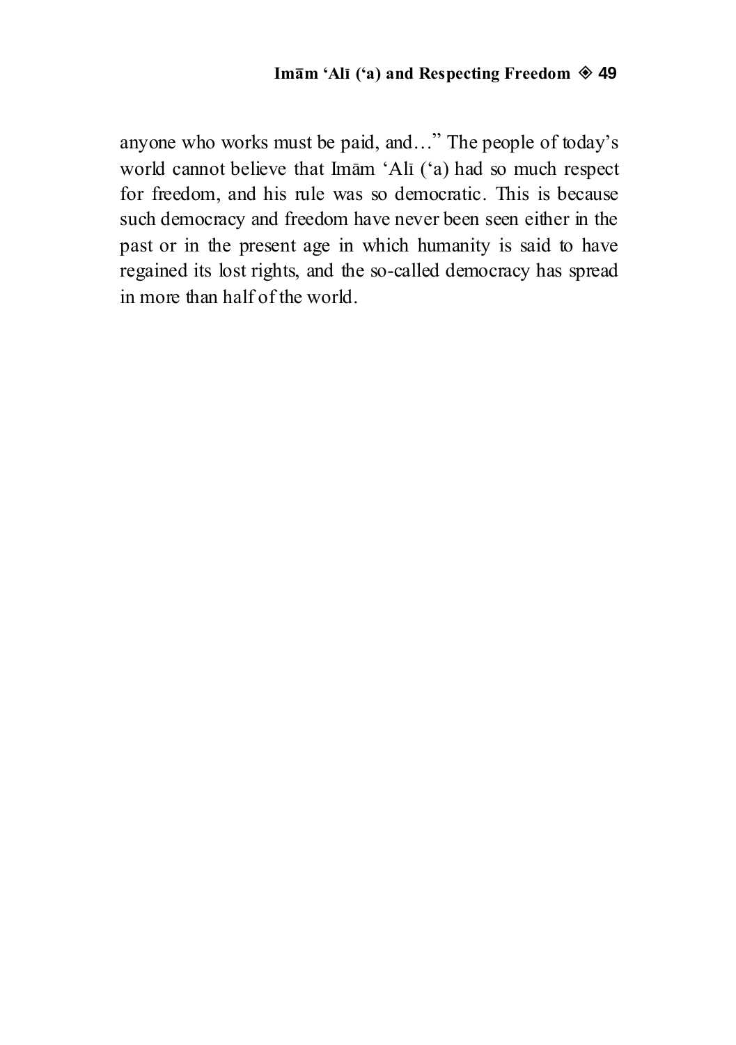anyone who works must be paid, and…" The people of today's world cannot believe that Imām 'Alī ('a) had so much respect for freedom, and his rule was so democratic. This is because such democracy and freedom have never been seen either in the past or in the present age in which humanity is said to have regained its lost rights, and the so-called democracy has spread in more than half of the world.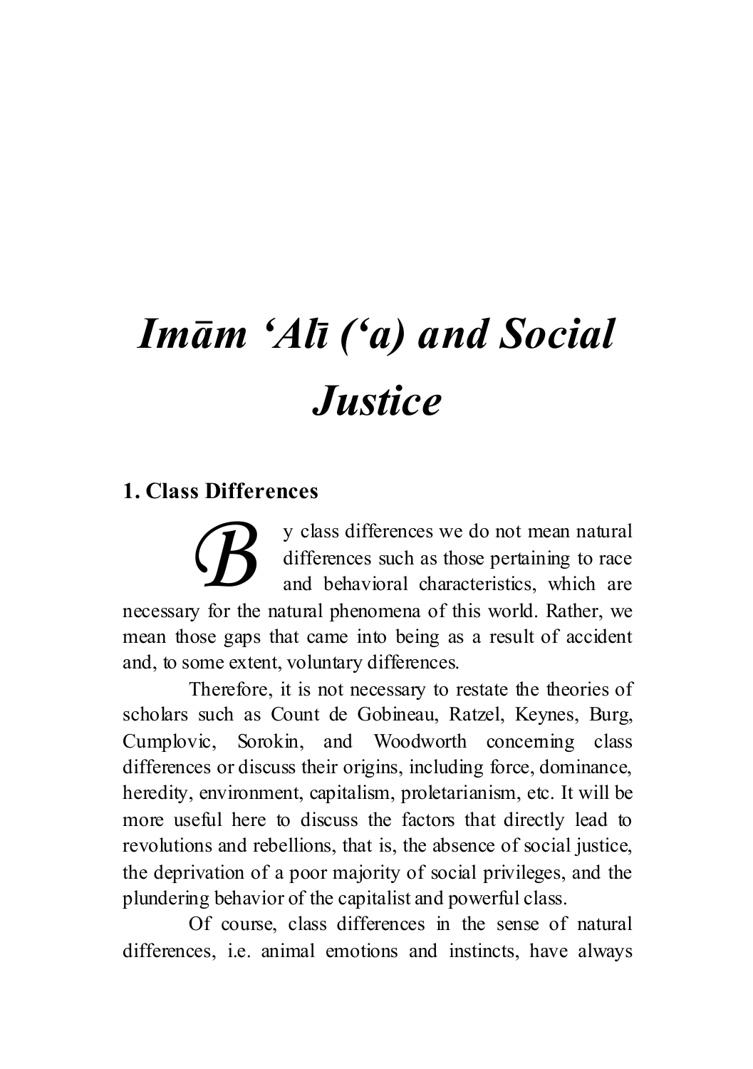# *Imām ‘Alī (‘a) and Social Justice*

### 1. Class Differences

By class differences we do not mean natural differences such as those pertaining to race and behavioral characteristics, which are necessary for the natural phenomena of this world. Rather, we mean those gaps that came into being as a result of accident and, to some extent, voluntary differences.

Therefore, it is not necessary to restate the theories of scholars such as Count de Gobineau, Ratzel, Keynes, Burg, Cumplovic, Sorokin, and Woodworth concerning class differences or discuss their origins, including force, dominance, heredity, environment, capitalism, proletarianism, etc. It will be more useful here to discuss the factors that directly lead to revolutions and rebellions, that is, the absence of social justice, the deprivation of a poor majority of social privileges, and the plundering behavior of the capitalist and powerful class.

Of course, class differences in the sense of natural differences, i.e. animal emotions and instincts, have always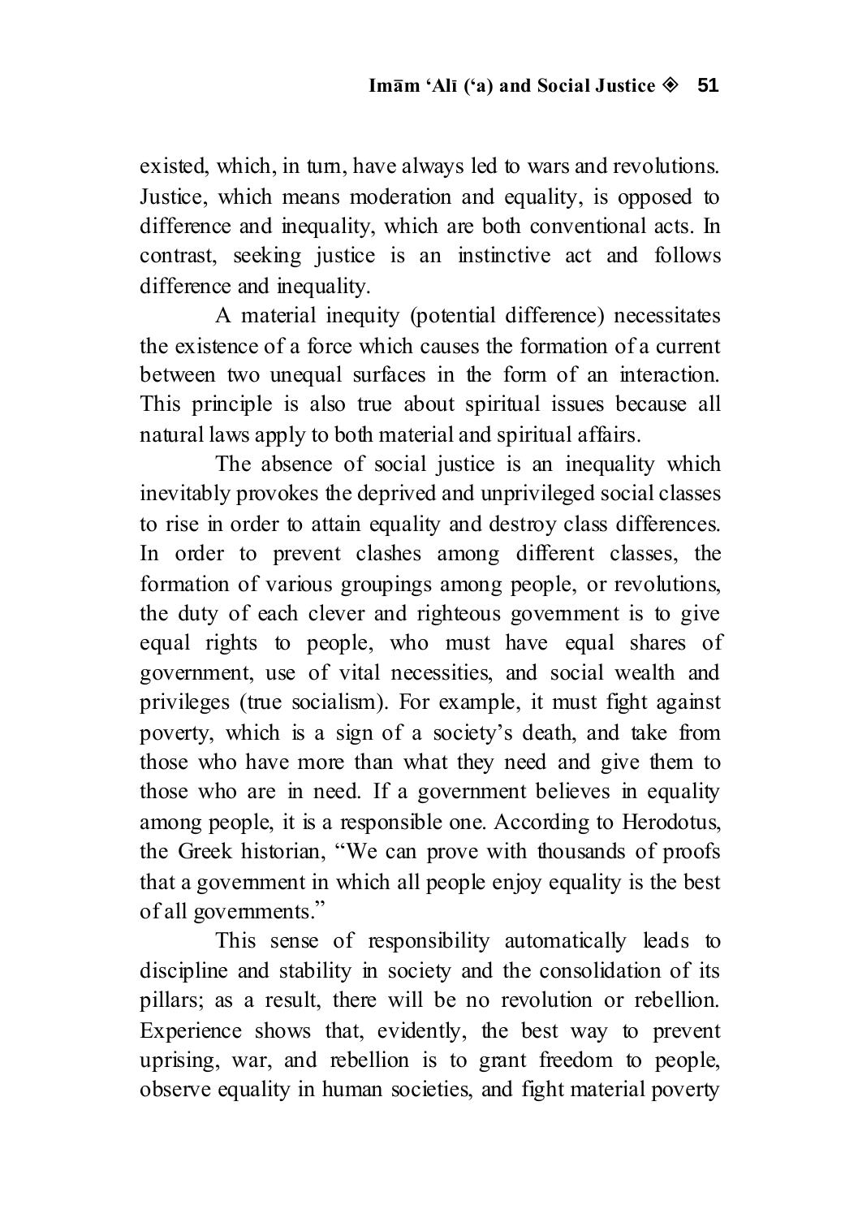existed, which, in turn, have always led to wars and revolutions. Justice, which means moderation and equality, is opposed to difference and inequality, which are both conventional acts. In contrast, seeking justice is an instinctive act and follows difference and inequality.

A material inequity (potential difference) necessitates the existence of a force which causes the formation of a current between two unequal surfaces in the form of an interaction. This principle is also true about spiritual issues because all natural laws apply to both material and spiritual affairs.

The absence of social justice is an inequality which inevitably provokes the deprived and unprivileged social classes to rise in order to attain equality and destroy class differences. In order to prevent clashes among different classes, the formation of various groupings among people, or revolutions, the duty of each clever and righteous government is to give equal rights to people, who must have equal shares of government, use of vital necessities, and social wealth and privileges (true socialism). For example, it must fight against poverty, which is a sign of a society's death, and take from those who have more than what they need and give them to those who are in need. If a government believes in equality among people, it is a responsible one. According to Herodotus, the Greek historian, "We can prove with thousands of proofs that a government in which all people enjoy equality is the best of all governments."

This sense of responsibility automatically leads to discipline and stability in society and the consolidation of its pillars; as a result, there will be no revolution or rebellion. Experience shows that, evidently, the best way to prevent uprising, war, and rebellion is to grant freedom to people, observe equality in human societies, and fight material poverty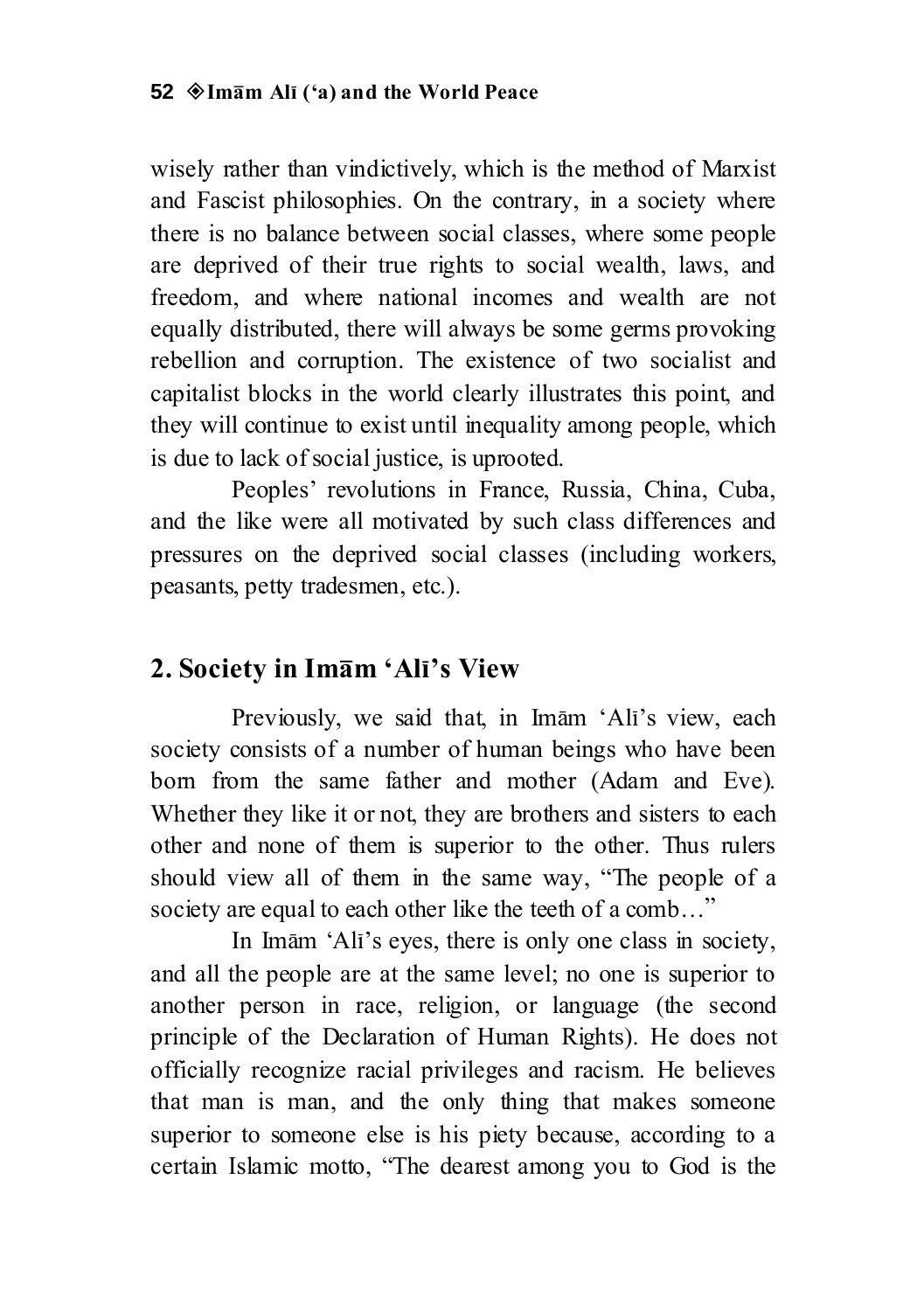wisely rather than vindictively, which is the method of Marxist and Fascist philosophies. On the contrary, in a society where there is no balance between social classes, where some people are deprived of their true rights to social wealth, laws, and freedom, and where national incomes and wealth are not equally distributed, there will always be some germs provoking rebellion and corruption. The existence of two socialist and capitalist blocks in the world clearly illustrates this point, and they will continue to exist until inequality among people, which is due to lack of social justice, is uprooted.

Peoples' revolutions in France, Russia, China, Cuba, and the like were all motivated by such class differences and pressures on the deprived social classes (including workers, peasants, petty tradesmen, etc.).

## 2. Society in Imām 'Alī's View

Previously, we said that, in Imām 'Alī's view, each society consists of a number of human beings who have been born from the same father and mother (Adam and Eve). Whether they like it or not, they are brothers and sisters to each other and none of them is superior to the other. Thus rulers should view all of them in the same way, "The people of a society are equal to each other like the teeth of a comb…"

In Imām 'Alī's eyes, there is only one class in society, and all the people are at the same level; no one is superior to another person in race, religion, or language (the second principle of the Declaration of Human Rights). He does not officially recognize racial privileges and racism. He believes that man is man, and the only thing that makes someone superior to someone else is his piety because, according to a certain Islamic motto, "The dearest among you to God is the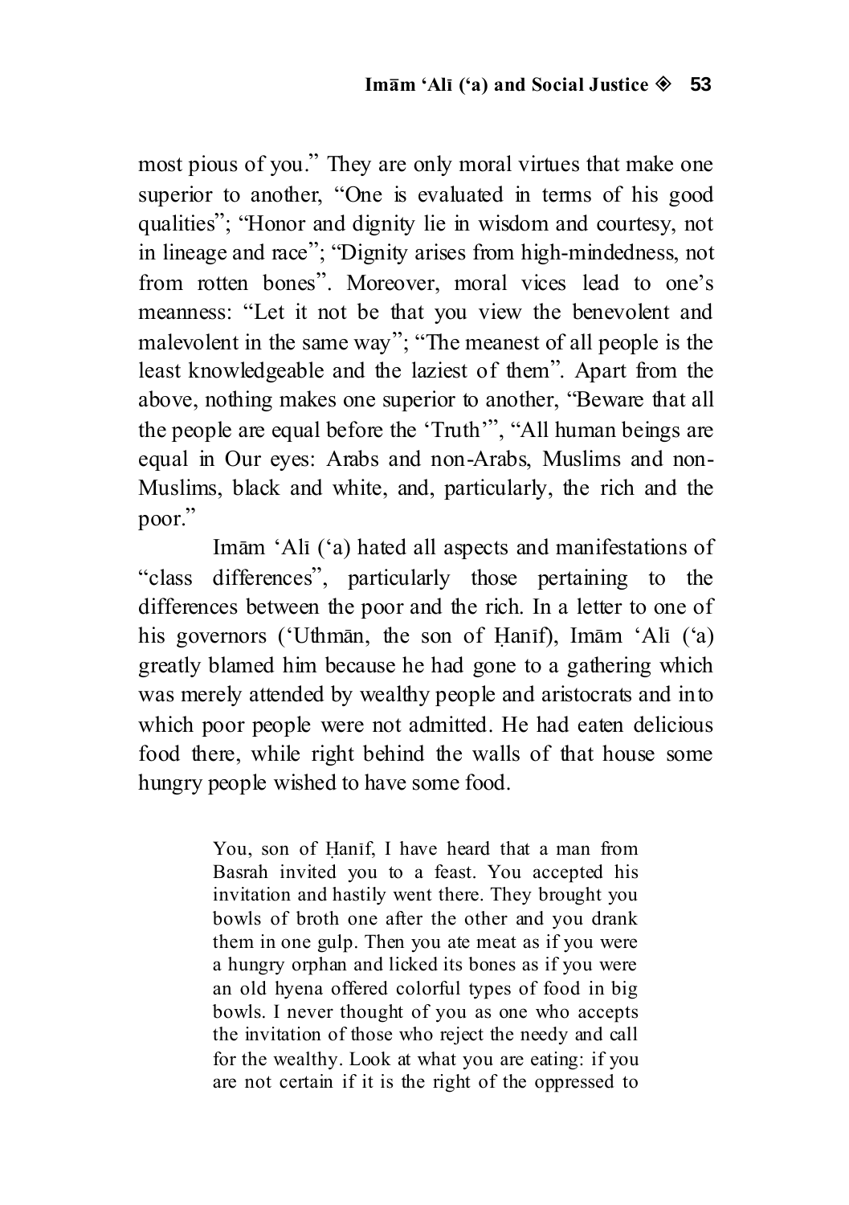most pious of you." They are only moral virtues that make one superior to another, "One is evaluated in terms of his good qualities"; "Honor and dignity lie in wisdom and courtesy, not in lineage and race"; "Dignity arises from high-mindedness, not from rotten bones". Moreover, moral vices lead to one's meanness: "Let it not be that you view the benevolent and malevolent in the same way"; "The meanest of all people is the least knowledgeable and the laziest of them". Apart from the above, nothing makes one superior to another, "Beware that all the people are equal before the 'Truth'", "All human beings are equal in Our eyes: Arabs and non-Arabs, Muslims and non-Muslims, black and white, and, particularly, the rich and the poor."

Imām 'Alī ('a) hated all aspects and manifestations of "class differences", particularly those pertaining to the differences between the poor and the rich. In a letter to one of his governors ('Uthmān, the son of Ḥanīf), Imām 'Alī ('a) greatly blamed him because he had gone to a gathering which was merely attended by wealthy people and aristocrats and into which poor people were not admitted. He had eaten delicious food there, while right behind the walls of that house some hungry people wished to have some food.

> You, son of Ḥanīf, I have heard that a man from Basrah invited you to a feast. You accepted his invitation and hastily went there. They brought you bowls of broth one after the other and you drank them in one gulp. Then you ate meat as if you were a hungry orphan and licked its bones as if you were an old hyena offered colorful types of food in big bowls. I never thought of you as one who accepts the invitation of those who reject the needy and call for the wealthy. Look at what you are eating: if you are not certain if it is the right of the oppressed to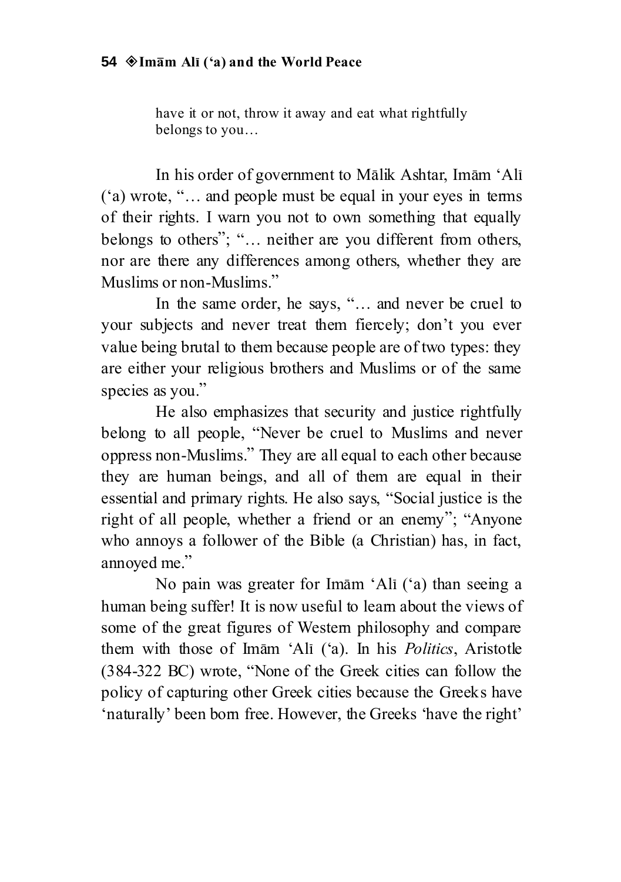> have it or not, throw it away and eat what rightfully belongs to you…

In his order of government to Mālik Ashtar, Imām 'Alī ('a) wrote, "… and people must be equal in your eyes in terms of their rights. I warn you not to own something that equally belongs to others"; "… neither are you different from others, nor are there any differences among others, whether they are Muslims or non-Muslims."

In the same order, he says, "… and never be cruel to your subjects and never treat them fiercely; don't you ever value being brutal to them because people are of two types: they are either your religious brothers and Muslims or of the same species as you."

He also emphasizes that security and justice rightfully belong to all people, "Never be cruel to Muslims and never oppress non-Muslims." They are all equal to each other because they are human beings, and all of them are equal in their essential and primary rights. He also says, "Social justice is the right of all people, whether a friend or an enemy"; "Anyone who annoys a follower of the Bible (a Christian) has, in fact, annoyed me."

No pain was greater for Imām 'Alī ('a) than seeing a human being suffer! It is now useful to learn about the views of some of the great figures of Western philosophy and compare them with those of Imām 'Alī ('a). In his *Politics*, Aristotle (384-322 BC) wrote, "None of the Greek cities can follow the policy of capturing other Greek cities because the Greeks have 'naturally' been born free. However, the Greeks 'have the right'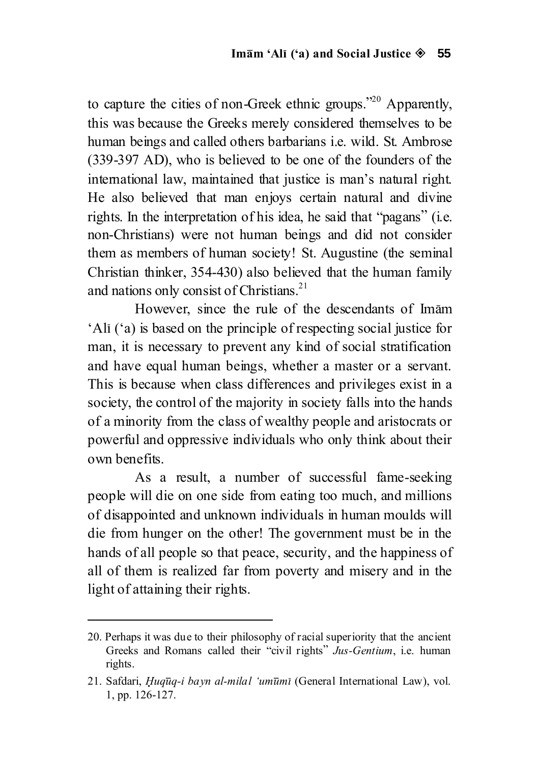to capture the cities of non-Greek ethnic groups."[20] Apparently, this was because the Greeks merely considered themselves to be human beings and called others barbarians i.e. wild. St. Ambrose (339-397 AD), who is believed to be one of the founders of the international law, maintained that justice is man's natural right. He also believed that man enjoys certain natural and divine rights. In the interpretation of his idea, he said that "pagans" (i.e. non-Christians) were not human beings and did not consider them as members of human society! St. Augustine (the seminal Christian thinker, 354-430) also believed that the human family and nations only consist of Christians.[21]

However, since the rule of the descendants of Imām 'Alī ('a) is based on the principle of respecting social justice for man, it is necessary to prevent any kind of social stratification and have equal human beings, whether a master or a servant. This is because when class differences and privileges exist in a society, the control of the majority in society falls into the hands of a minority from the class of wealthy people and aristocrats or powerful and oppressive individuals who only think about their own benefits.

As a result, a number of successful fame-seeking people will die on one side from eating too much, and millions of disappointed and unknown individuals in human moulds will die from hunger on the other! The government must be in the hands of all people so that peace, security, and the happiness of all of them is realized far from poverty and misery and in the light of attaining their rights.

---

20. Perhaps it was due to their philosophy of racial superiority that the ancient Greeks and Romans called their "civil rights" *Jus-Gentium*, i.e. human rights.

21. Safdari, *Ḥuqūq-i bayn al-milal 'umūmī* (General International Law), vol. 1, pp. 126-127.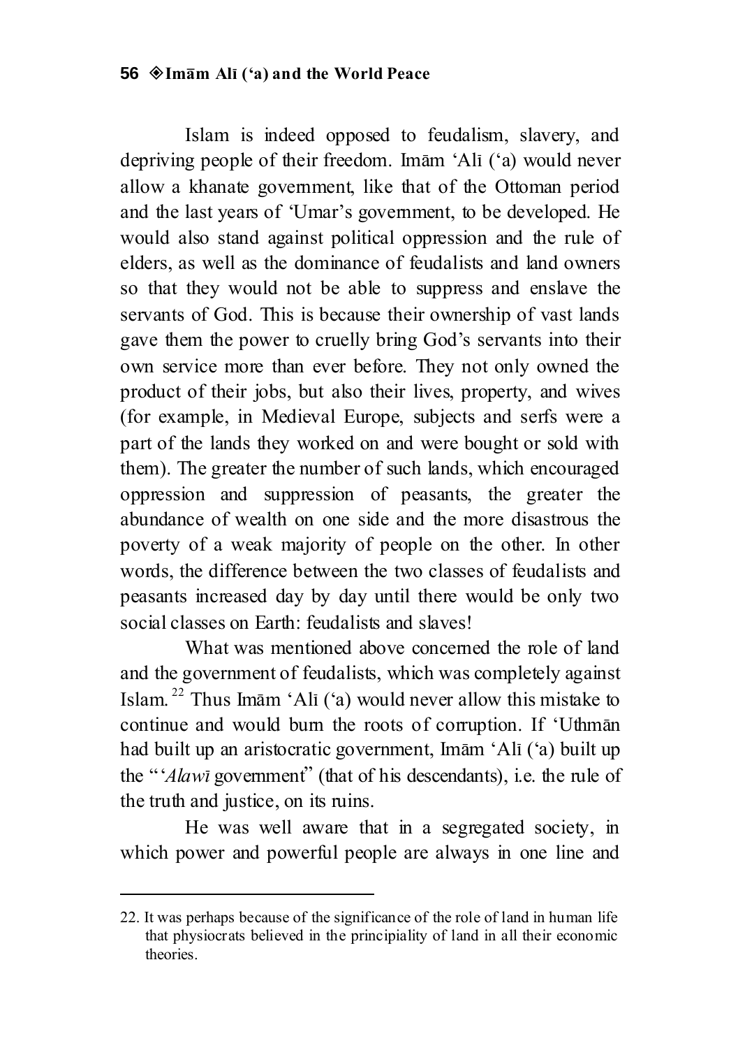Islam is indeed opposed to feudalism, slavery, and depriving people of their freedom. Imām 'Alī ('a) would never allow a khanate government, like that of the Ottoman period and the last years of 'Umar's government, to be developed. He would also stand against political oppression and the rule of elders, as well as the dominance of feudalists and land owners so that they would not be able to suppress and enslave the servants of God. This is because their ownership of vast lands gave them the power to cruelly bring God's servants into their own service more than ever before. They not only owned the product of their jobs, but also their lives, property, and wives (for example, in Medieval Europe, subjects and serfs were a part of the lands they worked on and were bought or sold with them). The greater the number of such lands, which encouraged oppression and suppression of peasants, the greater the abundance of wealth on one side and the more disastrous the poverty of a weak majority of people on the other. In other words, the difference between the two classes of feudalists and peasants increased day by day until there would be only two social classes on Earth: feudalists and slaves!

What was mentioned above concerned the role of land and the government of feudalists, which was completely against Islam.[22] Thus Imām 'Alī ('a) would never allow this mistake to continue and would burn the roots of corruption. If 'Uthmān had built up an aristocratic government, Imām 'Alī ('a) built up the "*'Alawī* government" (that of his descendants), i.e. the rule of the truth and justice, on its ruins.

He was well aware that in a segregated society, in which power and powerful people are always in one line and

---

22. It was perhaps because of the significance of the role of land in human life that physiocrats believed in the principiality of land in all their economic theories.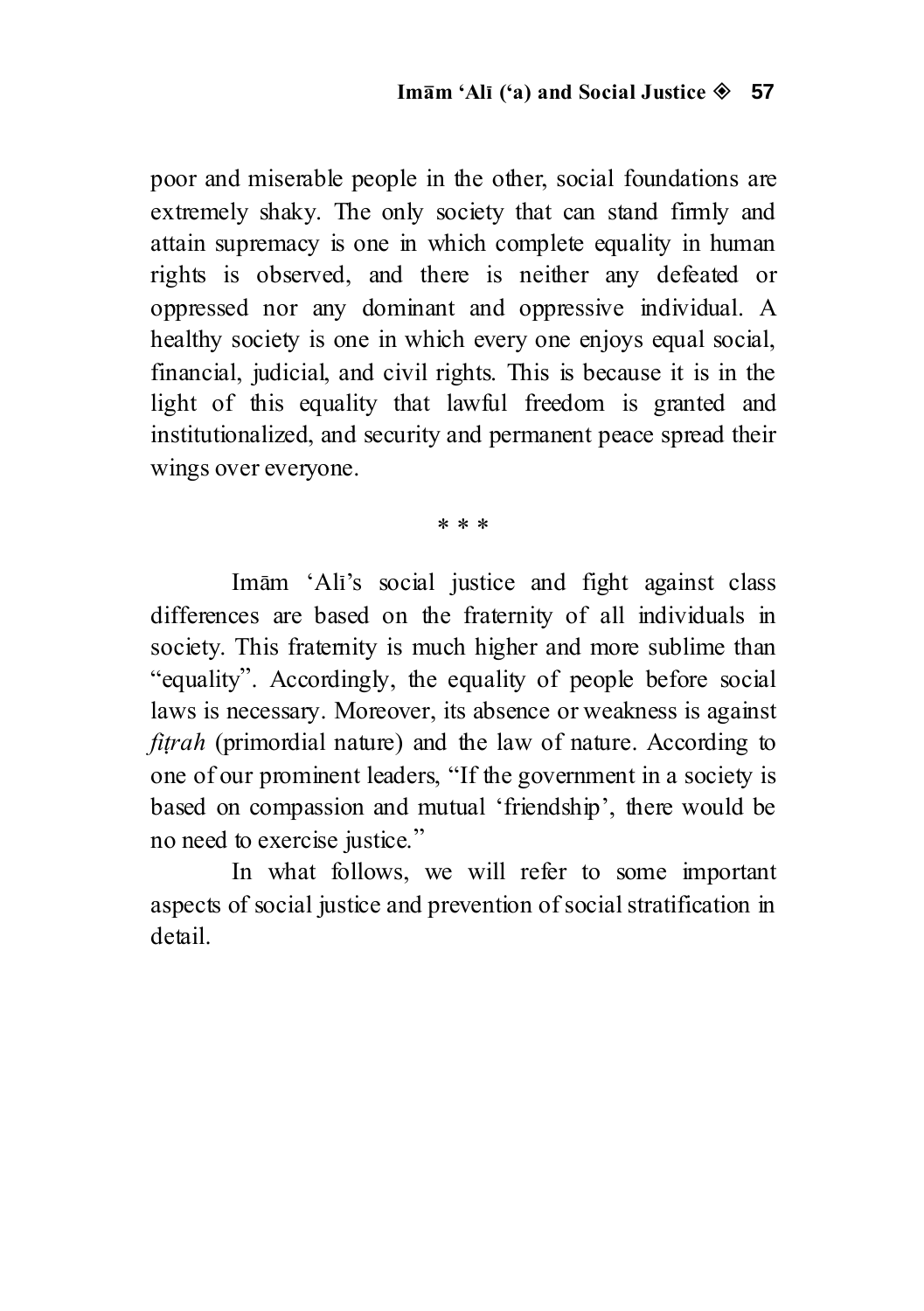poor and miserable people in the other, social foundations are extremely shaky. The only society that can stand firmly and attain supremacy is one in which complete equality in human rights is observed, and there is neither any defeated or oppressed nor any dominant and oppressive individual. A healthy society is one in which every one enjoys equal social, financial, judicial, and civil rights. This is because it is in the light of this equality that lawful freedom is granted and institutionalized, and security and permanent peace spread their wings over everyone.

\* \* \*

Imām 'Alī's social justice and fight against class differences are based on the fraternity of all individuals in society. This fraternity is much higher and more sublime than "equality". Accordingly, the equality of people before social laws is necessary. Moreover, its absence or weakness is against *fiṭrah* (primordial nature) and the law of nature. According to one of our prominent leaders, "If the government in a society is based on compassion and mutual 'friendship', there would be no need to exercise justice."

In what follows, we will refer to some important aspects of social justice and prevention of social stratification in detail.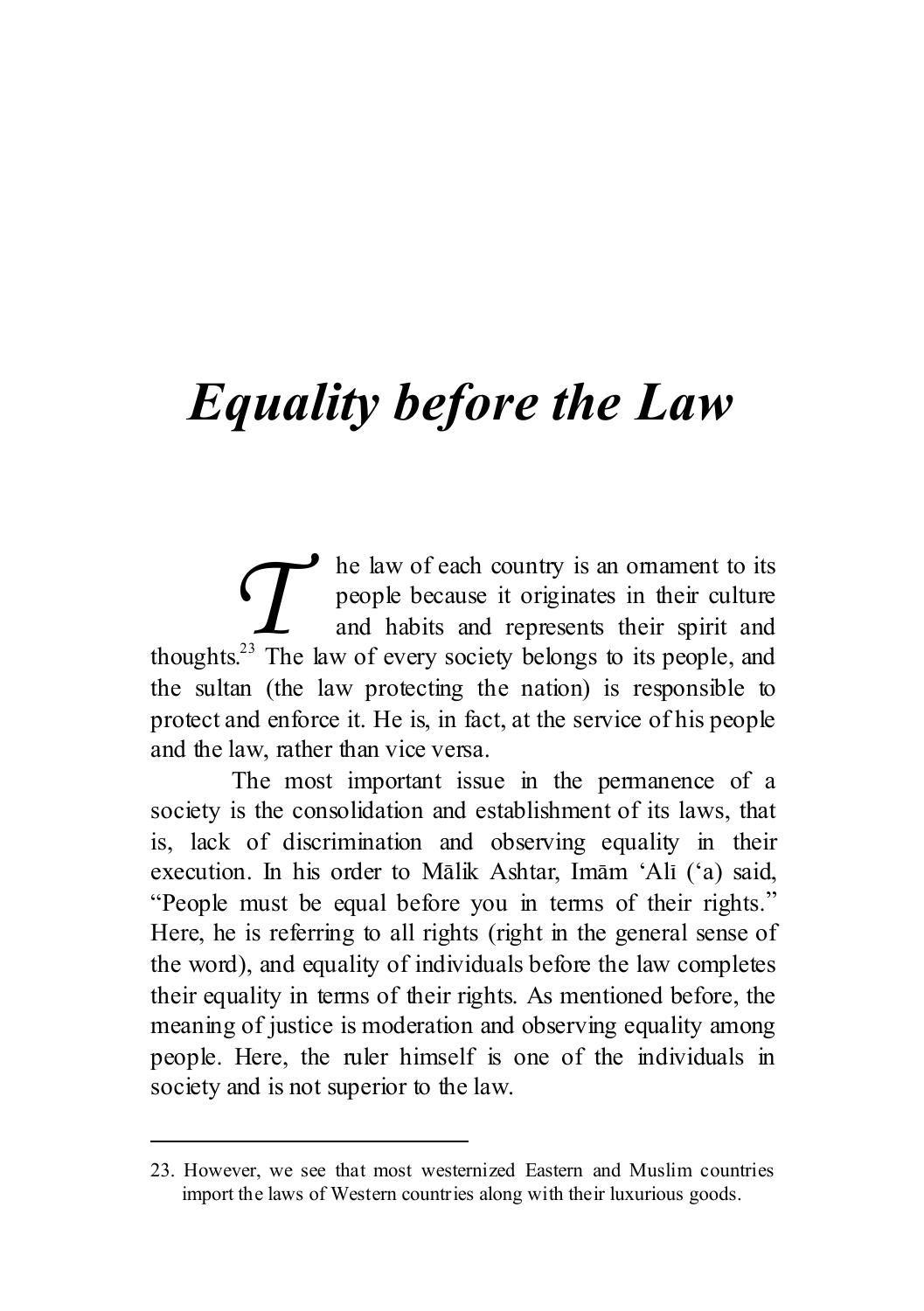# *Equality before the Law*

The law of each country is an ornament to its people because it originates in their culture and habits and represents their spirit and thoughts.[23] The law of every society belongs to its people, and the sultan (the law protecting the nation) is responsible to protect and enforce it. He is, in fact, at the service of his people and the law, rather than vice versa.

The most important issue in the permanence of a society is the consolidation and establishment of its laws, that is, lack of discrimination and observing equality in their execution. In his order to Mālik Ashtar, Imām 'Alī ('a) said, "People must be equal before you in terms of their rights." Here, he is referring to all rights (right in the general sense of the word), and equality of individuals before the law completes their equality in terms of their rights. As mentioned before, the meaning of justice is moderation and observing equality among people. Here, the ruler himself is one of the individuals in society and is not superior to the law.

---

23. However, we see that most westernized Eastern and Muslim countries import the laws of Western countries along with their luxurious goods.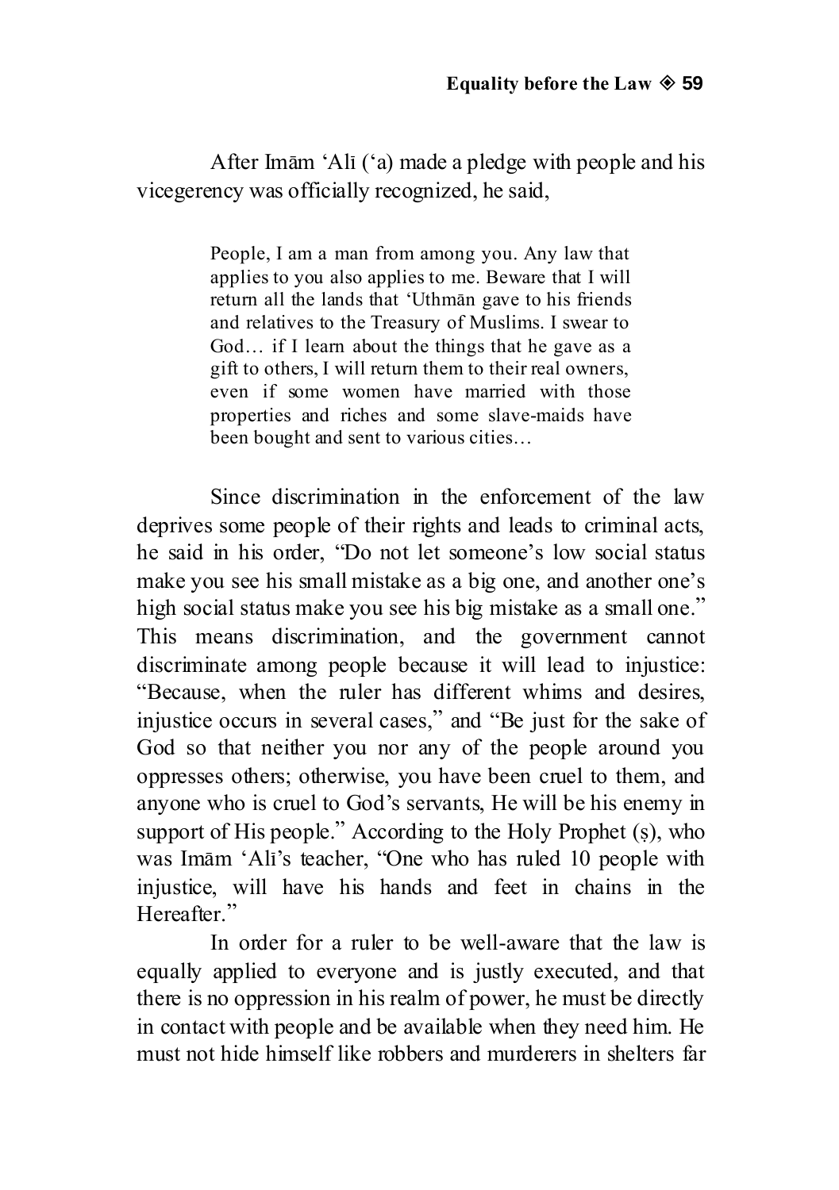After Imām ‘Alī (‘a) made a pledge with people and his vicegerency was officially recognized, he said,

> People, I am a man from among you. Any law that applies to you also applies to me. Beware that I will return all the lands that ‘Uthmān gave to his friends and relatives to the Treasury of Muslims. I swear to God… if I learn about the things that he gave as a gift to others, I will return them to their real owners, even if some women have married with those properties and riches and some slave-maids have been bought and sent to various cities…

Since discrimination in the enforcement of the law deprives some people of their rights and leads to criminal acts, he said in his order, “Do not let someone’s low social status make you see his small mistake as a big one, and another one’s high social status make you see his big mistake as a small one.” This means discrimination, and the government cannot discriminate among people because it will lead to injustice: “Because, when the ruler has different whims and desires, injustice occurs in several cases,” and “Be just for the sake of God so that neither you nor any of the people around you oppresses others; otherwise, you have been cruel to them, and anyone who is cruel to God’s servants, He will be his enemy in support of His people.” According to the Holy Prophet (ṣ), who was Imām ‘Alī’s teacher, “One who has ruled 10 people with injustice, will have his hands and feet in chains in the Hereafter.”

In order for a ruler to be well-aware that the law is equally applied to everyone and is justly executed, and that there is no oppression in his realm of power, he must be directly in contact with people and be available when they need him. He must not hide himself like robbers and murderers in shelters far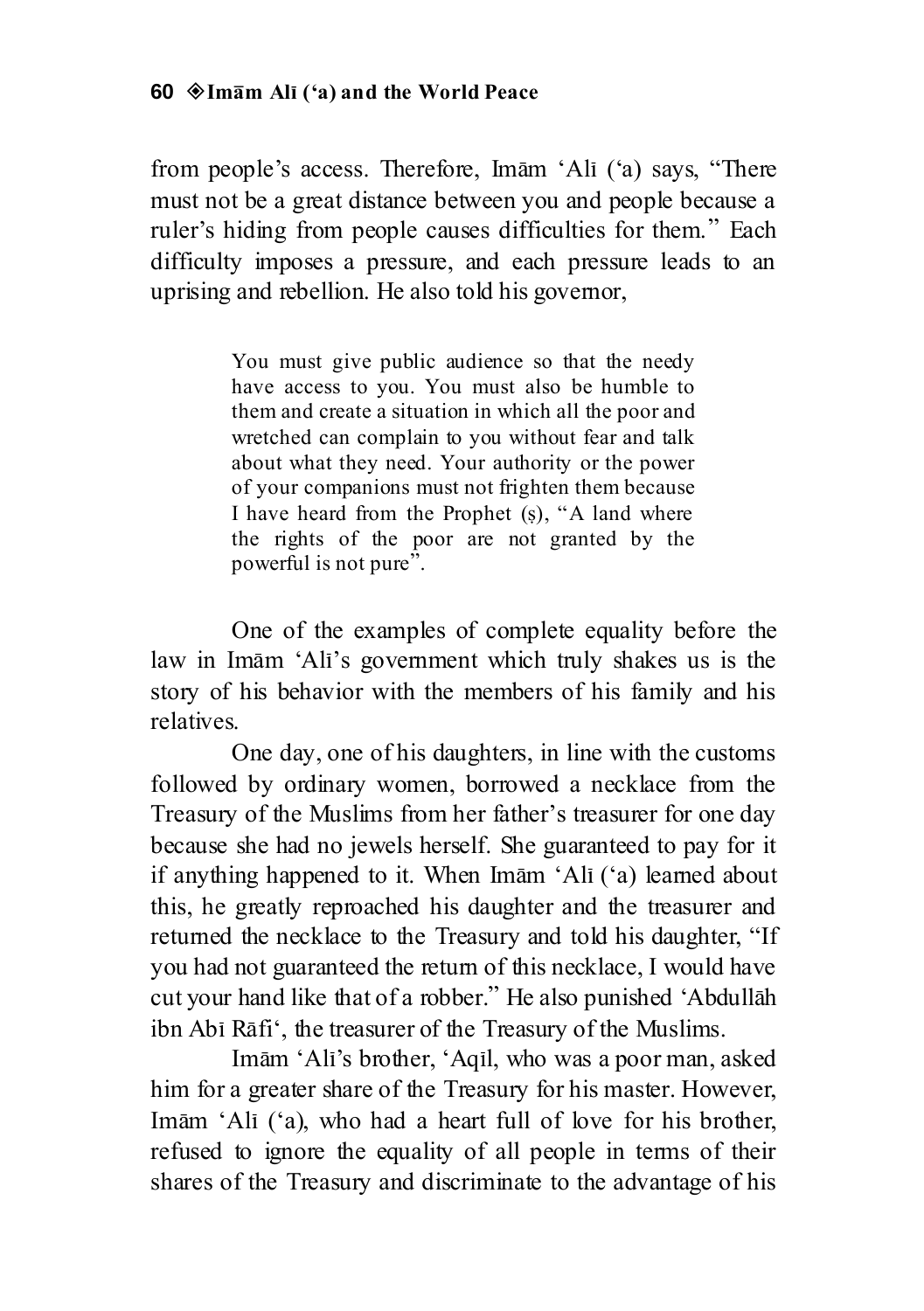from people's access. Therefore, Imām 'Alī ('a) says, "There must not be a great distance between you and people because a ruler's hiding from people causes difficulties for them." Each difficulty imposes a pressure, and each pressure leads to an uprising and rebellion. He also told his governor,

> You must give public audience so that the needy have access to you. You must also be humble to them and create a situation in which all the poor and wretched can complain to you without fear and talk about what they need. Your authority or the power of your companions must not frighten them because I have heard from the Prophet (ṣ), "A land where the rights of the poor are not granted by the powerful is not pure".

One of the examples of complete equality before the law in Imām 'Alī's government which truly shakes us is the story of his behavior with the members of his family and his relatives.

One day, one of his daughters, in line with the customs followed by ordinary women, borrowed a necklace from the Treasury of the Muslims from her father's treasurer for one day because she had no jewels herself. She guaranteed to pay for it if anything happened to it. When Imām 'Alī ('a) learned about this, he greatly reproached his daughter and the treasurer and returned the necklace to the Treasury and told his daughter, "If you had not guaranteed the return of this necklace, I would have cut your hand like that of a robber." He also punished 'Abdullāh ibn Abī Rāfi', the treasurer of the Treasury of the Muslims.

Imām 'Alī's brother, 'Aqīl, who was a poor man, asked him for a greater share of the Treasury for his master. However, Imām 'Alī ('a), who had a heart full of love for his brother, refused to ignore the equality of all people in terms of their shares of the Treasury and discriminate to the advantage of his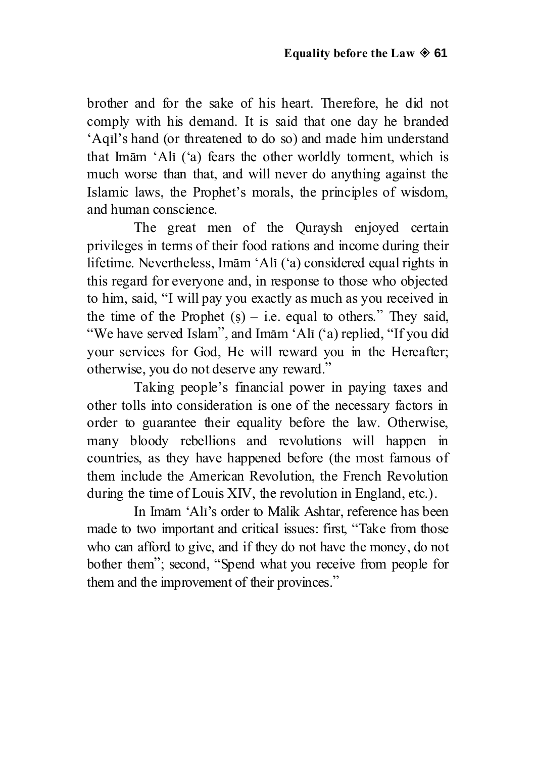brother and for the sake of his heart. Therefore, he did not comply with his demand. It is said that one day he branded 'Aqīl's hand (or threatened to do so) and made him understand that Imām 'Alī ('a) fears the other worldly torment, which is much worse than that, and will never do anything against the Islamic laws, the Prophet's morals, the principles of wisdom, and human conscience.

The great men of the Quraysh enjoyed certain privileges in terms of their food rations and income during their lifetime. Nevertheless, Imām 'Alī ('a) considered equal rights in this regard for everyone and, in response to those who objected to him, said, "I will pay you exactly as much as you received in the time of the Prophet (ṣ) – i.e. equal to others." They said, "We have served Islam", and Imām 'Alī ('a) replied, "If you did your services for God, He will reward you in the Hereafter; otherwise, you do not deserve any reward."

Taking people's financial power in paying taxes and other tolls into consideration is one of the necessary factors in order to guarantee their equality before the law. Otherwise, many bloody rebellions and revolutions will happen in countries, as they have happened before (the most famous of them include the American Revolution, the French Revolution during the time of Louis XIV, the revolution in England, etc.).

In Imām 'Alī's order to Mālik Ashtar, reference has been made to two important and critical issues: first, "Take from those who can afford to give, and if they do not have the money, do not bother them"; second, "Spend what you receive from people for them and the improvement of their provinces."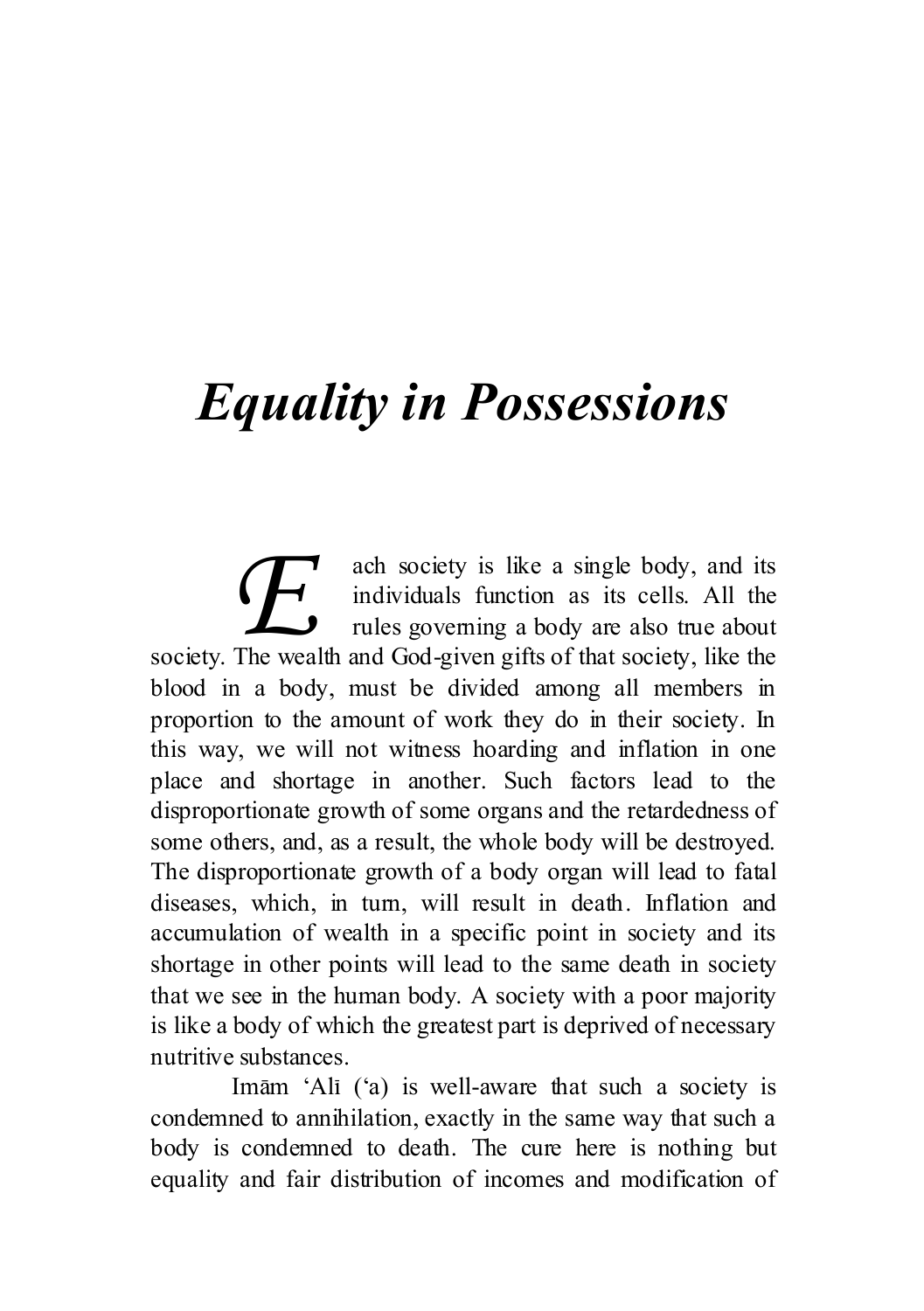# *Equality in Possessions*

Each society is like a single body, and its individuals function as its cells. All the rules governing a body are also true about society. The wealth and God-given gifts of that society, like the blood in a body, must be divided among all members in proportion to the amount of work they do in their society. In this way, we will not witness hoarding and inflation in one place and shortage in another. Such factors lead to the disproportionate growth of some organs and the retardedness of some others, and, as a result, the whole body will be destroyed. The disproportionate growth of a body organ will lead to fatal diseases, which, in turn, will result in death. Inflation and accumulation of wealth in a specific point in society and its shortage in other points will lead to the same death in society that we see in the human body. A society with a poor majority is like a body of which the greatest part is deprived of necessary nutritive substances.

Imām ʻAlī (ʻa) is well-aware that such a society is condemned to annihilation, exactly in the same way that such a body is condemned to death. The cure here is nothing but equality and fair distribution of incomes and modification of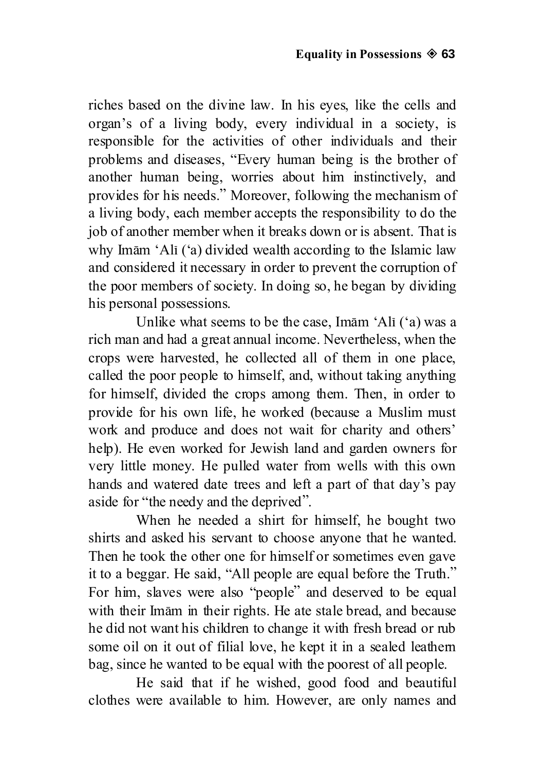riches based on the divine law. In his eyes, like the cells and organ's of a living body, every individual in a society, is responsible for the activities of other individuals and their problems and diseases, "Every human being is the brother of another human being, worries about him instinctively, and provides for his needs." Moreover, following the mechanism of a living body, each member accepts the responsibility to do the job of another member when it breaks down or is absent. That is why Imām 'Alī ('a) divided wealth according to the Islamic law and considered it necessary in order to prevent the corruption of the poor members of society. In doing so, he began by dividing his personal possessions.

Unlike what seems to be the case, Imām 'Alī ('a) was a rich man and had a great annual income. Nevertheless, when the crops were harvested, he collected all of them in one place, called the poor people to himself, and, without taking anything for himself, divided the crops among them. Then, in order to provide for his own life, he worked (because a Muslim must work and produce and does not wait for charity and others' help). He even worked for Jewish land and garden owners for very little money. He pulled water from wells with this own hands and watered date trees and left a part of that day's pay aside for "the needy and the deprived".

When he needed a shirt for himself, he bought two shirts and asked his servant to choose anyone that he wanted. Then he took the other one for himself or sometimes even gave it to a beggar. He said, "All people are equal before the Truth." For him, slaves were also "people" and deserved to be equal with their Imām in their rights. He ate stale bread, and because he did not want his children to change it with fresh bread or rub some oil on it out of filial love, he kept it in a sealed leathern bag, since he wanted to be equal with the poorest of all people.

He said that if he wished, good food and beautiful clothes were available to him. However, are only names and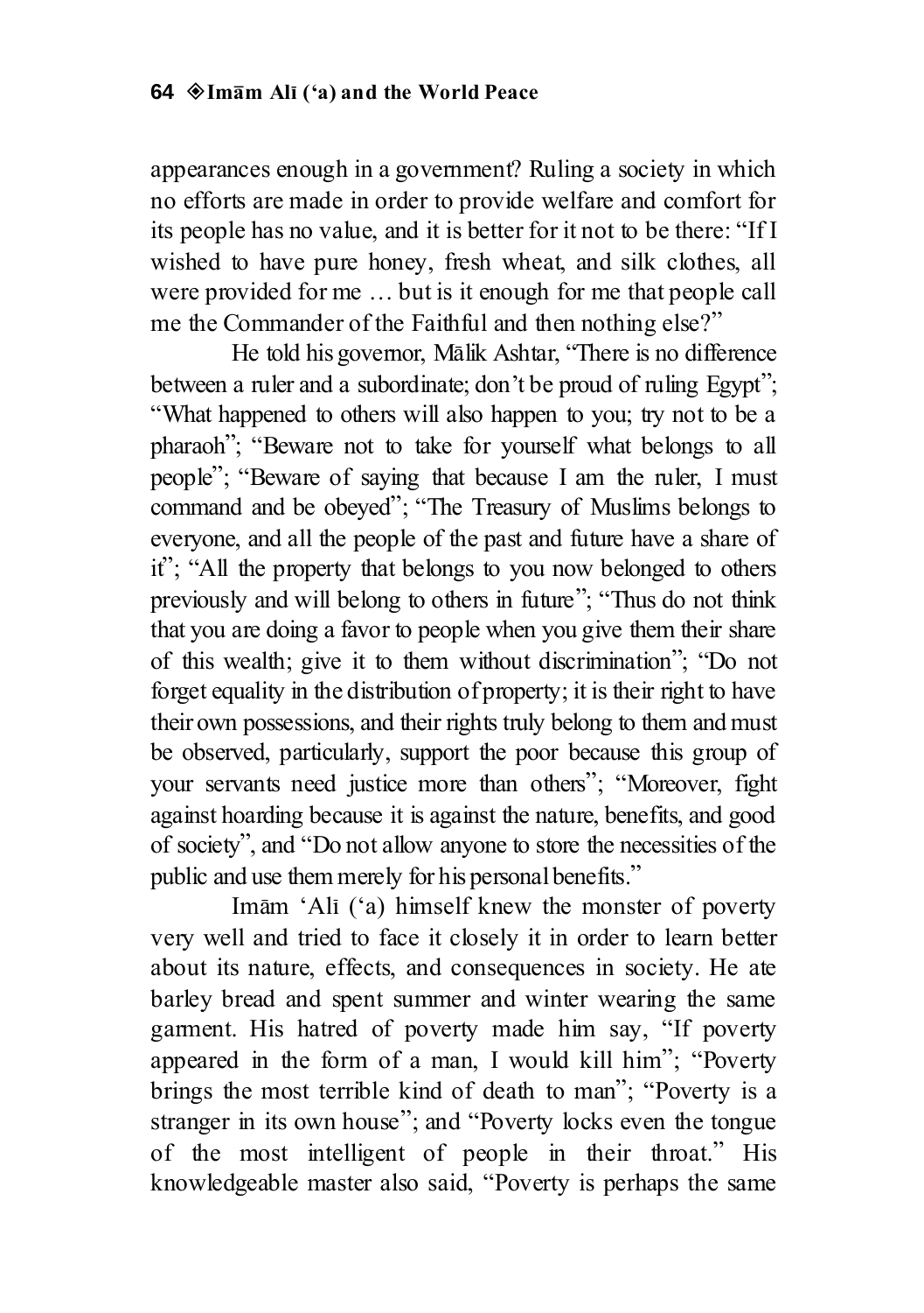appearances enough in a government? Ruling a society in which no efforts are made in order to provide welfare and comfort for its people has no value, and it is better for it not to be there: "If I wished to have pure honey, fresh wheat, and silk clothes, all were provided for me … but is it enough for me that people call me the Commander of the Faithful and then nothing else?"

He told his governor, Mālik Ashtar, "There is no difference between a ruler and a subordinate; don't be proud of ruling Egypt"; "What happened to others will also happen to you; try not to be a pharaoh"; "Beware not to take for yourself what belongs to all people"; "Beware of saying that because I am the ruler, I must command and be obeyed"; "The Treasury of Muslims belongs to everyone, and all the people of the past and future have a share of it"; "All the property that belongs to you now belonged to others previously and will belong to others in future"; "Thus do not think that you are doing a favor to people when you give them their share of this wealth; give it to them without discrimination"; "Do not forget equality in the distribution of property; it is their right to have their own possessions, and their rights truly belong to them and must be observed, particularly, support the poor because this group of your servants need justice more than others"; "Moreover, fight against hoarding because it is against the nature, benefits, and good of society", and "Do not allow anyone to store the necessities of the public and use them merely for his personal benefits."

Imām 'Alī ('a) himself knew the monster of poverty very well and tried to face it closely it in order to learn better about its nature, effects, and consequences in society. He ate barley bread and spent summer and winter wearing the same garment. His hatred of poverty made him say, "If poverty appeared in the form of a man, I would kill him"; "Poverty brings the most terrible kind of death to man"; "Poverty is a stranger in its own house"; and "Poverty locks even the tongue of the most intelligent of people in their throat." His knowledgeable master also said, "Poverty is perhaps the same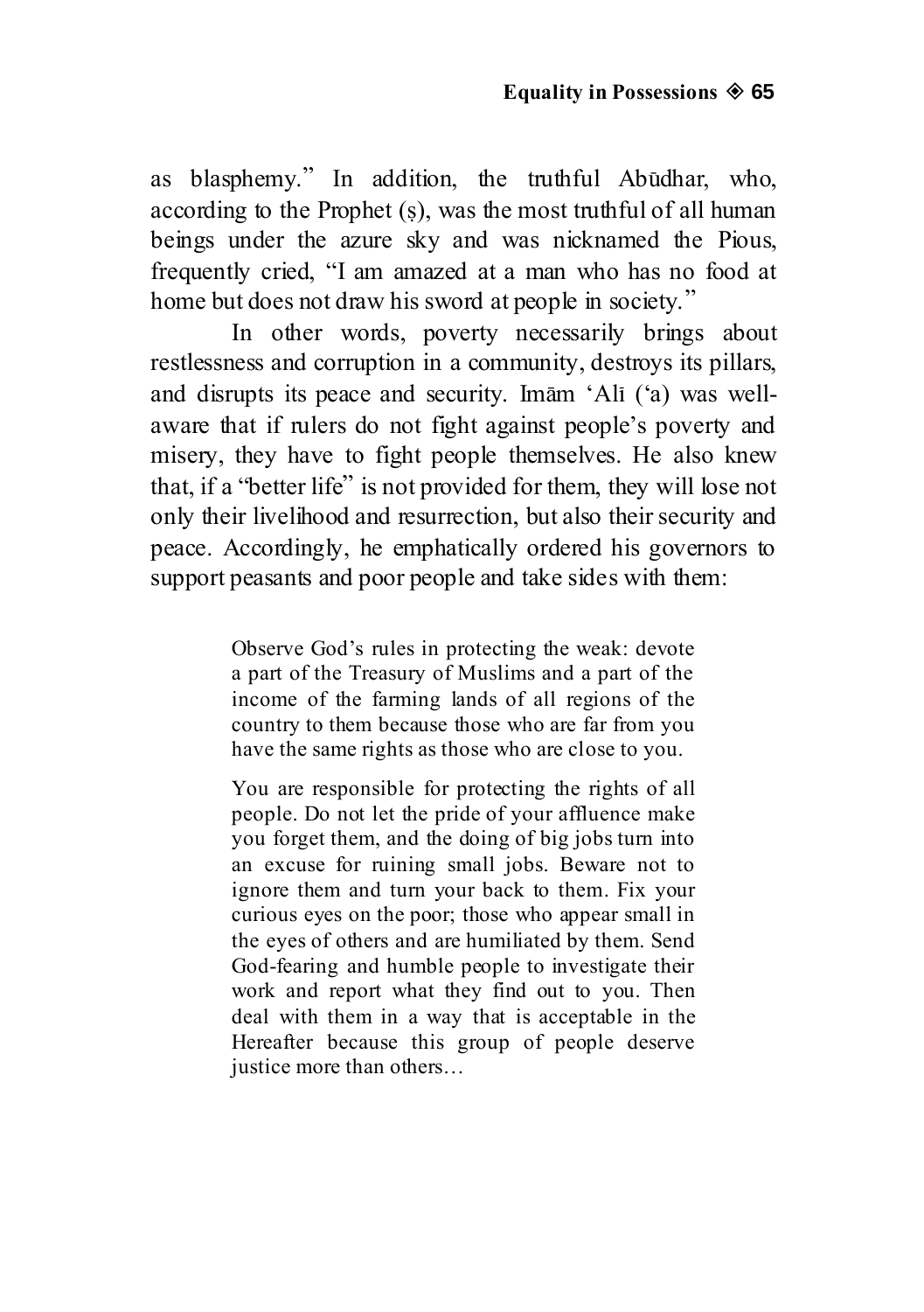as blasphemy." In addition, the truthful Abūdhar, who, according to the Prophet (ṣ), was the most truthful of all human beings under the azure sky and was nicknamed the Pious, frequently cried, "I am amazed at a man who has no food at home but does not draw his sword at people in society."

In other words, poverty necessarily brings about restlessness and corruption in a community, destroys its pillars, and disrupts its peace and security. Imām 'Alī ('a) was well-aware that if rulers do not fight against people's poverty and misery, they have to fight people themselves. He also knew that, if a "better life" is not provided for them, they will lose not only their livelihood and resurrection, but also their security and peace. Accordingly, he emphatically ordered his governors to support peasants and poor people and take sides with them:

> Observe God's rules in protecting the weak: devote a part of the Treasury of Muslims and a part of the income of the farming lands of all regions of the country to them because those who are far from you have the same rights as those who are close to you.
>
> You are responsible for protecting the rights of all people. Do not let the pride of your affluence make you forget them, and the doing of big jobs turn into an excuse for ruining small jobs. Beware not to ignore them and turn your back to them. Fix your curious eyes on the poor; those who appear small in the eyes of others and are humiliated by them. Send God-fearing and humble people to investigate their work and report what they find out to you. Then deal with them in a way that is acceptable in the Hereafter because this group of people deserve justice more than others…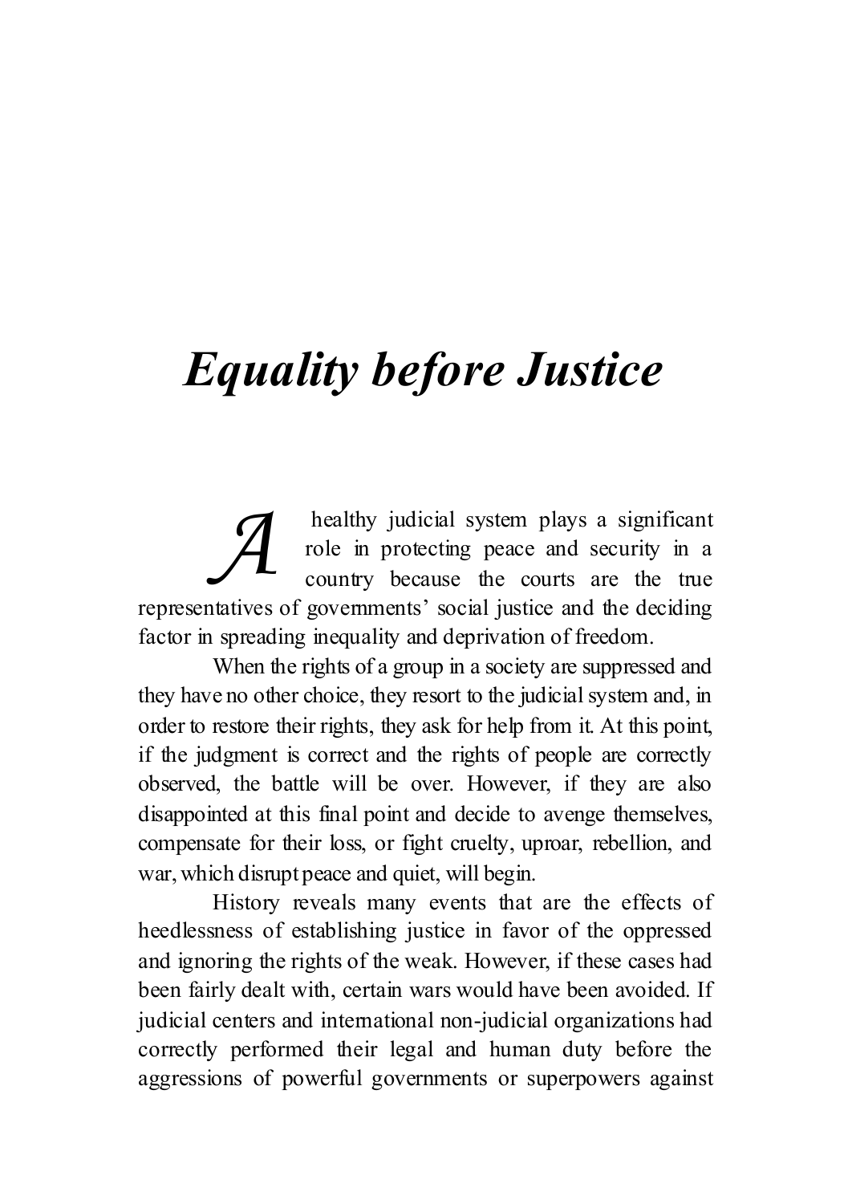# *Equality before Justice*

A healthy judicial system plays a significant role in protecting peace and security in a country because the courts are the true representatives of governments' social justice and the deciding factor in spreading inequality and deprivation of freedom.

When the rights of a group in a society are suppressed and they have no other choice, they resort to the judicial system and, in order to restore their rights, they ask for help from it. At this point, if the judgment is correct and the rights of people are correctly observed, the battle will be over. However, if they are also disappointed at this final point and decide to avenge themselves, compensate for their loss, or fight cruelty, uproar, rebellion, and war, which disrupt peace and quiet, will begin.

History reveals many events that are the effects of heedlessness of establishing justice in favor of the oppressed and ignoring the rights of the weak. However, if these cases had been fairly dealt with, certain wars would have been avoided. If judicial centers and international non-judicial organizations had correctly performed their legal and human duty before the aggressions of powerful governments or superpowers against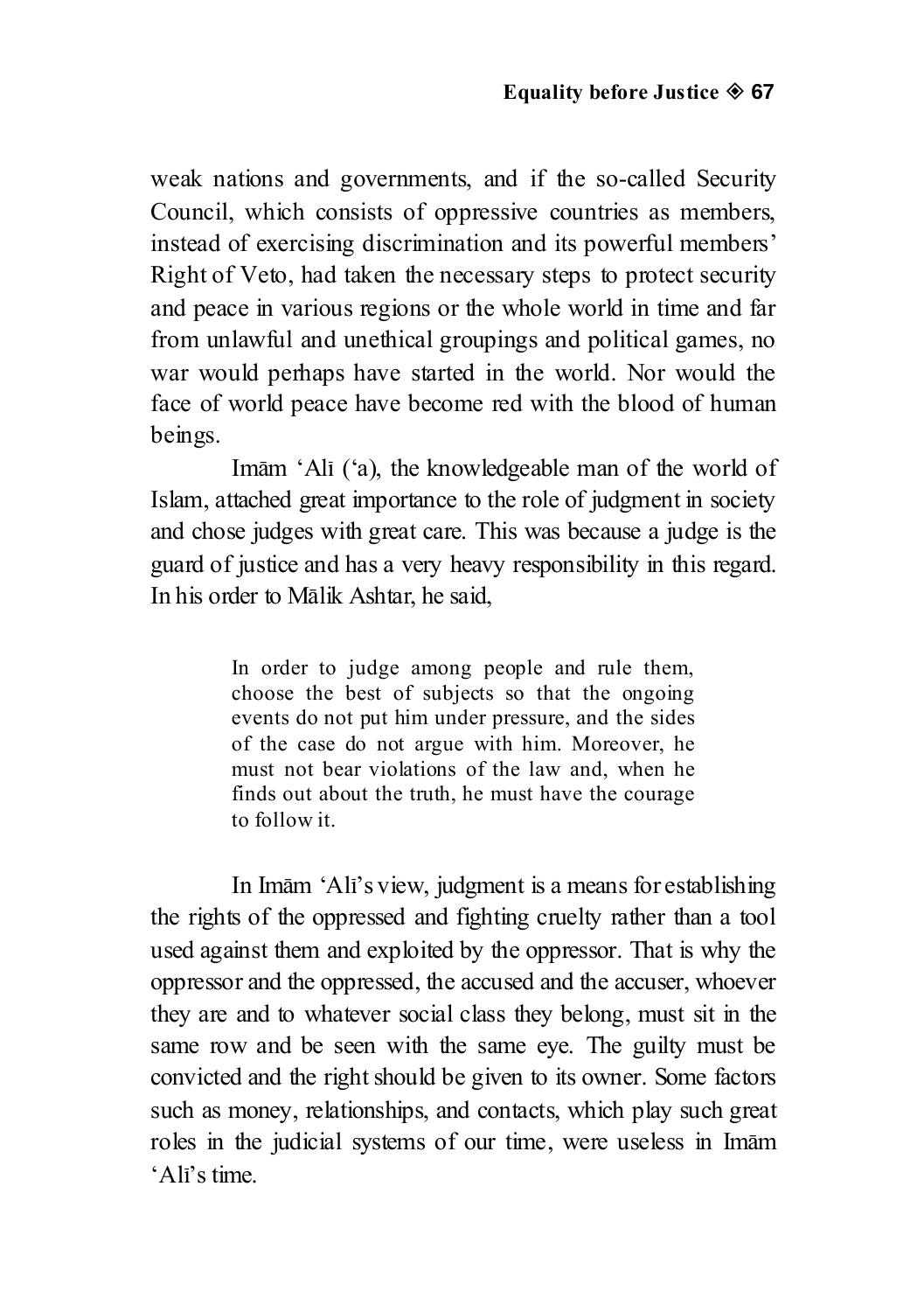weak nations and governments, and if the so-called Security Council, which consists of oppressive countries as members, instead of exercising discrimination and its powerful members' Right of Veto, had taken the necessary steps to protect security and peace in various regions or the whole world in time and far from unlawful and unethical groupings and political games, no war would perhaps have started in the world. Nor would the face of world peace have become red with the blood of human beings.

Imām 'Alī ('a), the knowledgeable man of the world of Islam, attached great importance to the role of judgment in society and chose judges with great care. This was because a judge is the guard of justice and has a very heavy responsibility in this regard. In his order to Mālik Ashtar, he said,

> In order to judge among people and rule them, choose the best of subjects so that the ongoing events do not put him under pressure, and the sides of the case do not argue with him. Moreover, he must not bear violations of the law and, when he finds out about the truth, he must have the courage to follow it.

In Imām 'Alī's view, judgment is a means for establishing the rights of the oppressed and fighting cruelty rather than a tool used against them and exploited by the oppressor. That is why the oppressor and the oppressed, the accused and the accuser, whoever they are and to whatever social class they belong, must sit in the same row and be seen with the same eye. The guilty must be convicted and the right should be given to its owner. Some factors such as money, relationships, and contacts, which play such great roles in the judicial systems of our time, were useless in Imām 'Alī's time.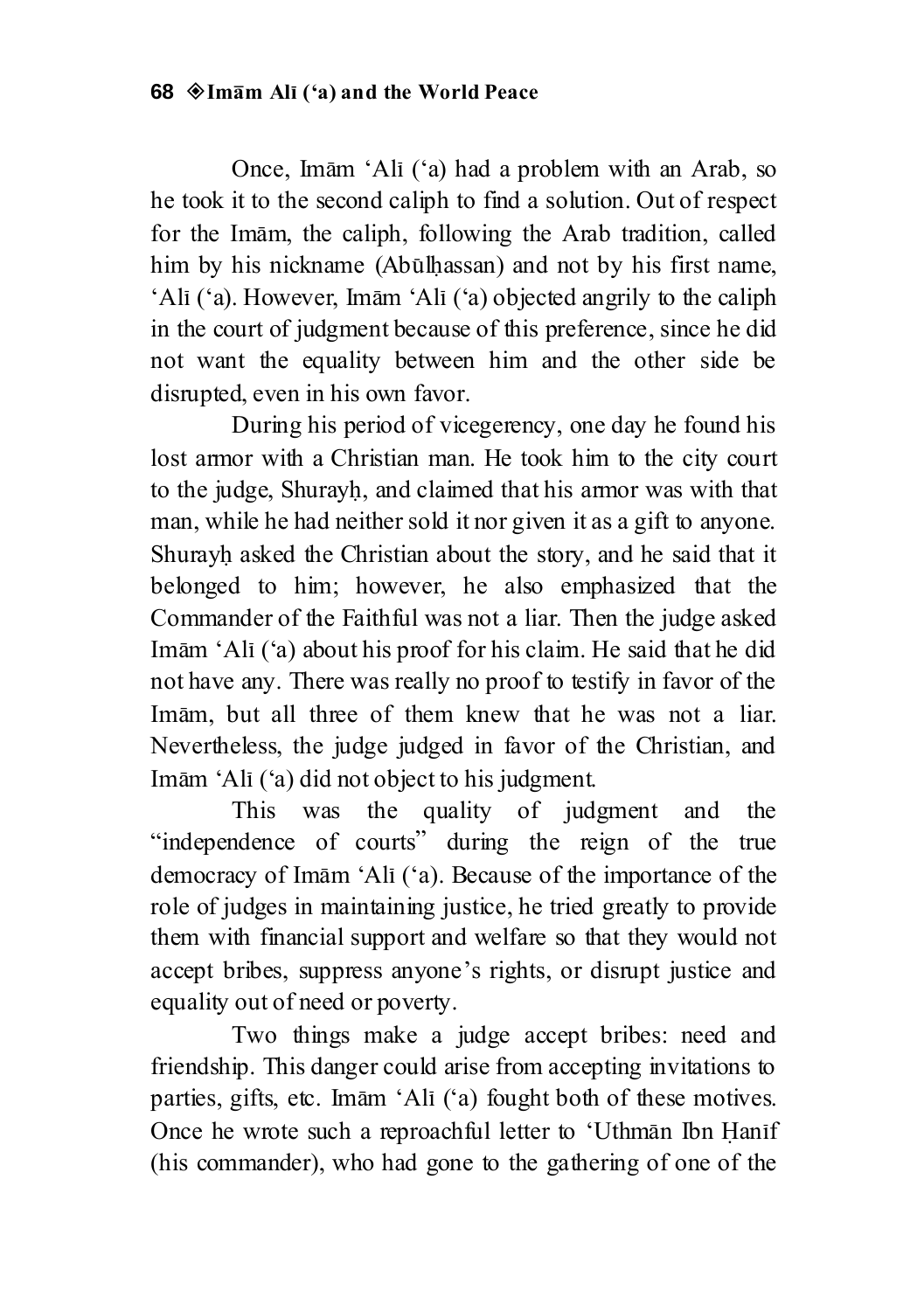Once, Imām 'Alī ('a) had a problem with an Arab, so he took it to the second caliph to find a solution. Out of respect for the Imām, the caliph, following the Arab tradition, called him by his nickname (Abūlḥassan) and not by his first name, 'Alī ('a). However, Imām 'Alī ('a) objected angrily to the caliph in the court of judgment because of this preference, since he did not want the equality between him and the other side be disrupted, even in his own favor.

During his period of vicegerency, one day he found his lost armor with a Christian man. He took him to the city court to the judge, Shurayḥ, and claimed that his armor was with that man, while he had neither sold it nor given it as a gift to anyone. Shurayḥ asked the Christian about the story, and he said that it belonged to him; however, he also emphasized that the Commander of the Faithful was not a liar. Then the judge asked Imām 'Alī ('a) about his proof for his claim. He said that he did not have any. There was really no proof to testify in favor of the Imām, but all three of them knew that he was not a liar. Nevertheless, the judge judged in favor of the Christian, and Imām 'Alī ('a) did not object to his judgment.

This was the quality of judgment and the "independence of courts" during the reign of the true democracy of Imām 'Alī ('a). Because of the importance of the role of judges in maintaining justice, he tried greatly to provide them with financial support and welfare so that they would not accept bribes, suppress anyone's rights, or disrupt justice and equality out of need or poverty.

Two things make a judge accept bribes: need and friendship. This danger could arise from accepting invitations to parties, gifts, etc. Imām 'Alī ('a) fought both of these motives. Once he wrote such a reproachful letter to 'Uthmān Ibn Ḥanīf (his commander), who had gone to the gathering of one of the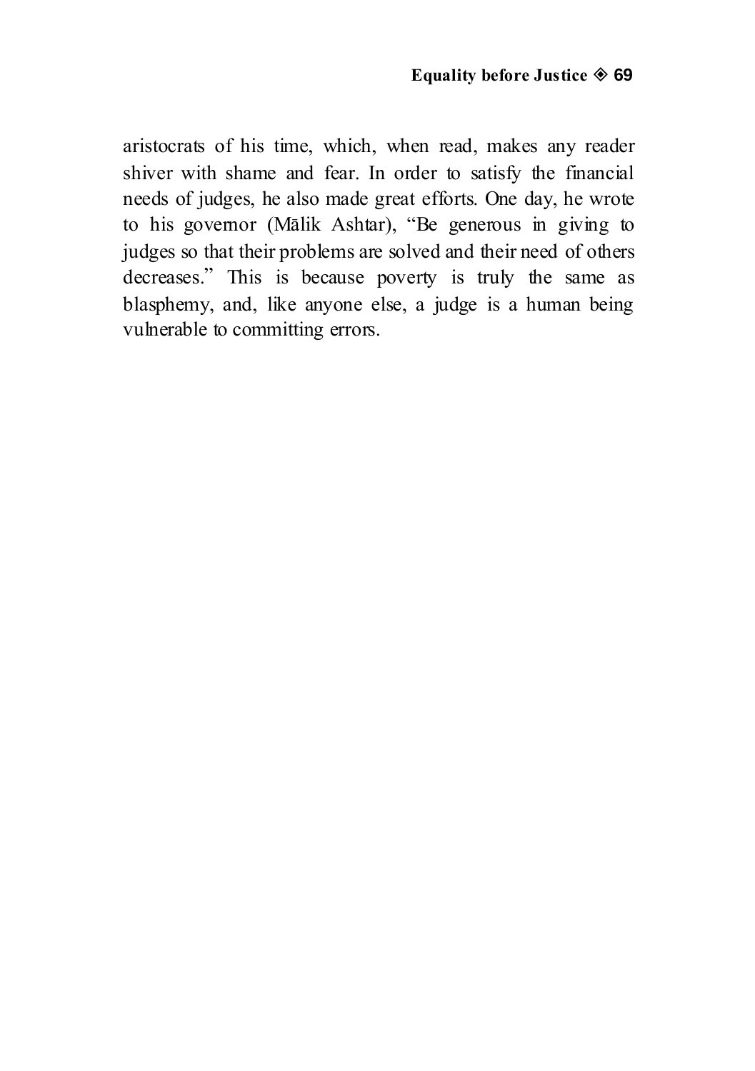aristocrats of his time, which, when read, makes any reader shiver with shame and fear. In order to satisfy the financial needs of judges, he also made great efforts. One day, he wrote to his governor (Mālik Ashtar), "Be generous in giving to judges so that their problems are solved and their need of others decreases." This is because poverty is truly the same as blasphemy, and, like anyone else, a judge is a human being vulnerable to committing errors.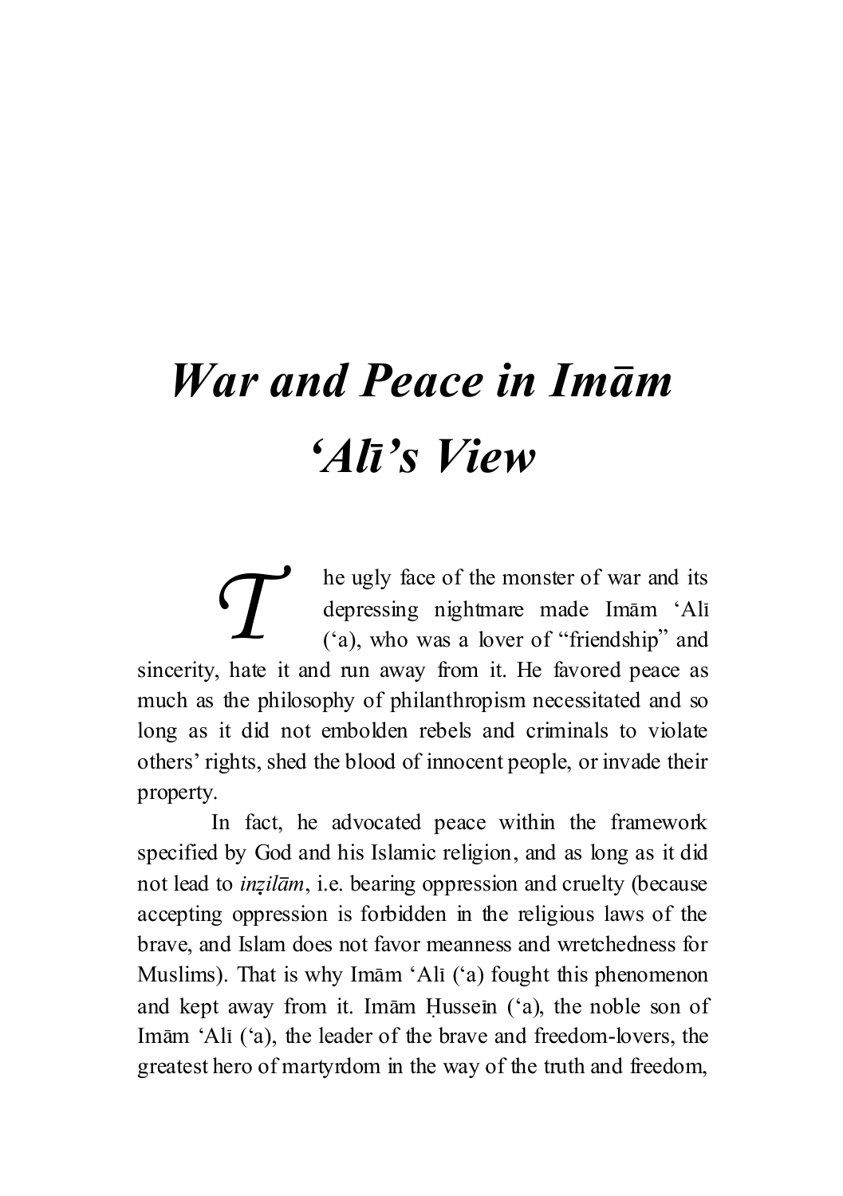# *War and Peace in Imām ‘Alī’s View*

The ugly face of the monster of war and its depressing nightmare made Imām ‘Alī (‘a), who was a lover of “friendship” and sincerity, hate it and run away from it. He favored peace as much as the philosophy of philanthropism necessitated and so long as it did not embolden rebels and criminals to violate others’ rights, shed the blood of innocent people, or invade their property.

In fact, he advocated peace within the framework specified by God and his Islamic religion, and as long as it did not lead to *inẓilām*, i.e. bearing oppression and cruelty (because accepting oppression is forbidden in the religious laws of the brave, and Islam does not favor meanness and wretchedness for Muslims). That is why Imām ‘Alī (‘a) fought this phenomenon and kept away from it. Imām Ḥusseīn (‘a), the noble son of Imām ‘Alī (‘a), the leader of the brave and freedom-lovers, the greatest hero of martyrdom in the way of the truth and freedom,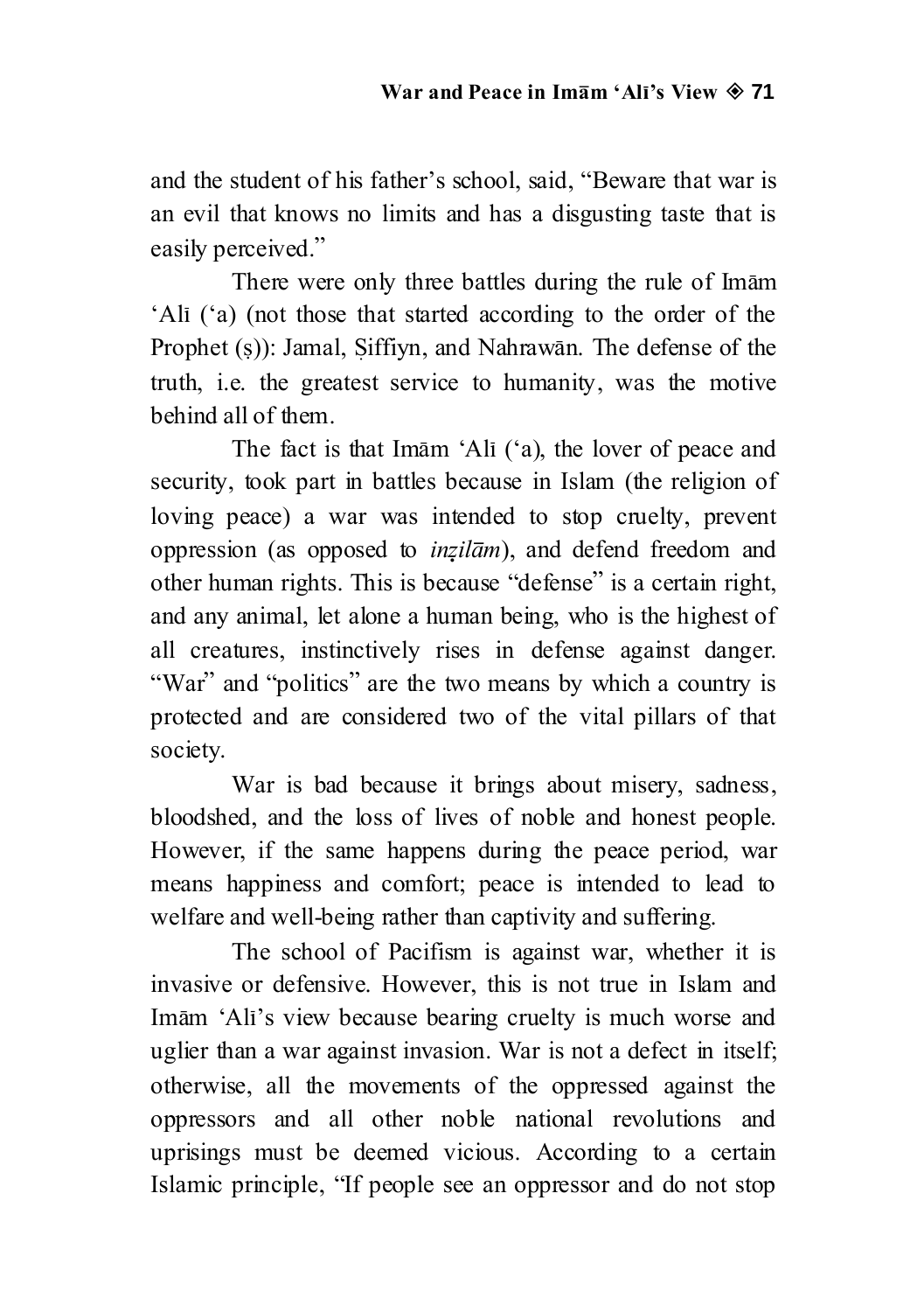and the student of his father's school, said, "Beware that war is an evil that knows no limits and has a disgusting taste that is easily perceived."

There were only three battles during the rule of Imām 'Alī ('a) (not those that started according to the order of the Prophet (ṣ)): Jamal, Ṣiffiyn, and Nahrawān. The defense of the truth, i.e. the greatest service to humanity, was the motive behind all of them.

The fact is that Imām 'Alī ('a), the lover of peace and security, took part in battles because in Islam (the religion of loving peace) a war was intended to stop cruelty, prevent oppression (as opposed to *inẓilām*), and defend freedom and other human rights. This is because "defense" is a certain right, and any animal, let alone a human being, who is the highest of all creatures, instinctively rises in defense against danger. "War" and "politics" are the two means by which a country is protected and are considered two of the vital pillars of that society.

War is bad because it brings about misery, sadness, bloodshed, and the loss of lives of noble and honest people. However, if the same happens during the peace period, war means happiness and comfort; peace is intended to lead to welfare and well-being rather than captivity and suffering.

The school of Pacifism is against war, whether it is invasive or defensive. However, this is not true in Islam and Imām 'Alī's view because bearing cruelty is much worse and uglier than a war against invasion. War is not a defect in itself; otherwise, all the movements of the oppressed against the oppressors and all other noble national revolutions and uprisings must be deemed vicious. According to a certain Islamic principle, "If people see an oppressor and do not stop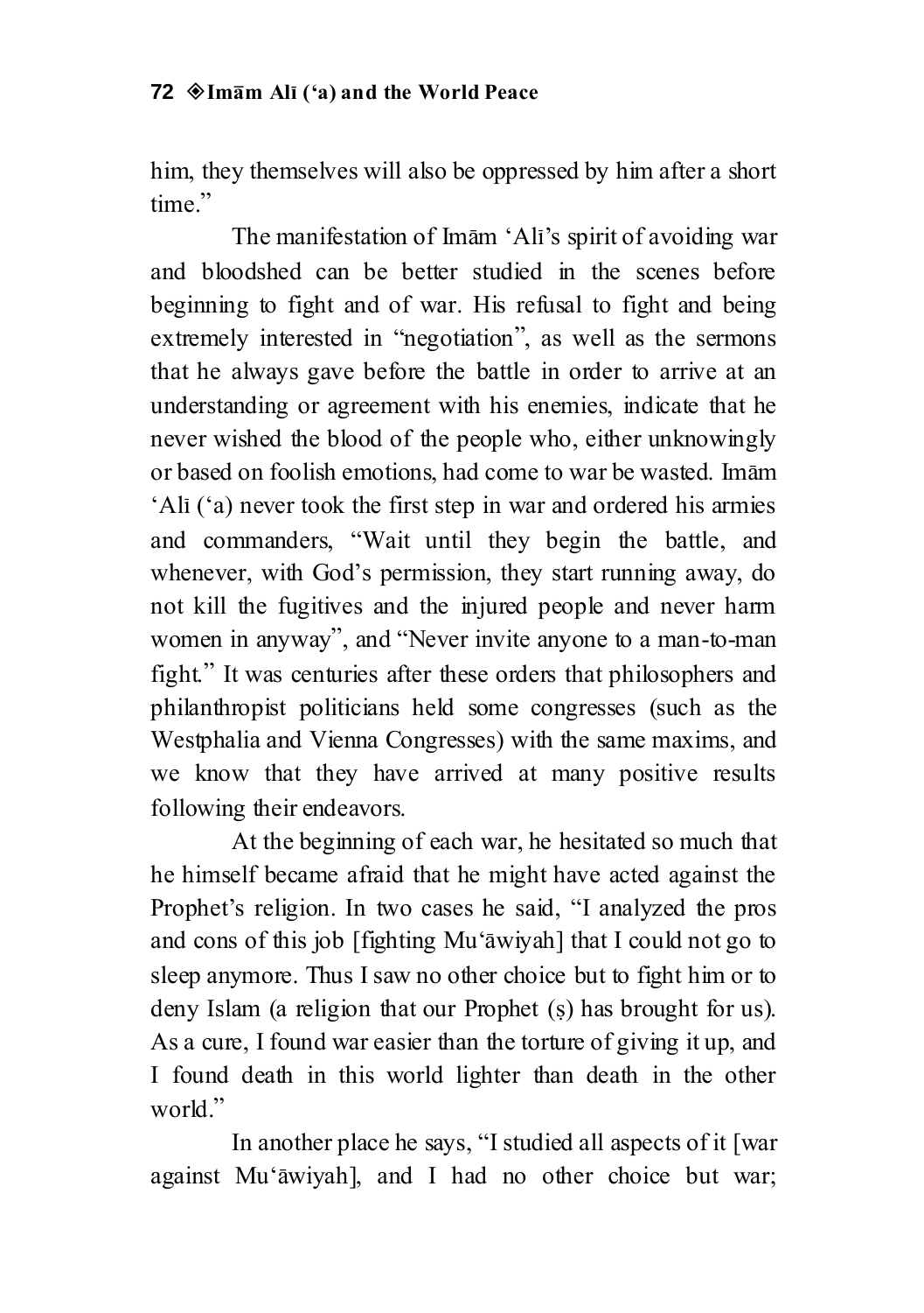him, they themselves will also be oppressed by him after a short time."

The manifestation of Imām 'Alī's spirit of avoiding war and bloodshed can be better studied in the scenes before beginning to fight and of war. His refusal to fight and being extremely interested in "negotiation", as well as the sermons that he always gave before the battle in order to arrive at an understanding or agreement with his enemies, indicate that he never wished the blood of the people who, either unknowingly or based on foolish emotions, had come to war be wasted. Imām 'Alī ('a) never took the first step in war and ordered his armies and commanders, "Wait until they begin the battle, and whenever, with God's permission, they start running away, do not kill the fugitives and the injured people and never harm women in anyway", and "Never invite anyone to a man-to-man fight." It was centuries after these orders that philosophers and philanthropist politicians held some congresses (such as the Westphalia and Vienna Congresses) with the same maxims, and we know that they have arrived at many positive results following their endeavors.

At the beginning of each war, he hesitated so much that he himself became afraid that he might have acted against the Prophet's religion. In two cases he said, "I analyzed the pros and cons of this job [fighting Mu'āwiyah] that I could not go to sleep anymore. Thus I saw no other choice but to fight him or to deny Islam (a religion that our Prophet (ṣ) has brought for us). As a cure, I found war easier than the torture of giving it up, and I found death in this world lighter than death in the other world."

In another place he says, "I studied all aspects of it [war against Mu'āwiyah], and I had no other choice but war;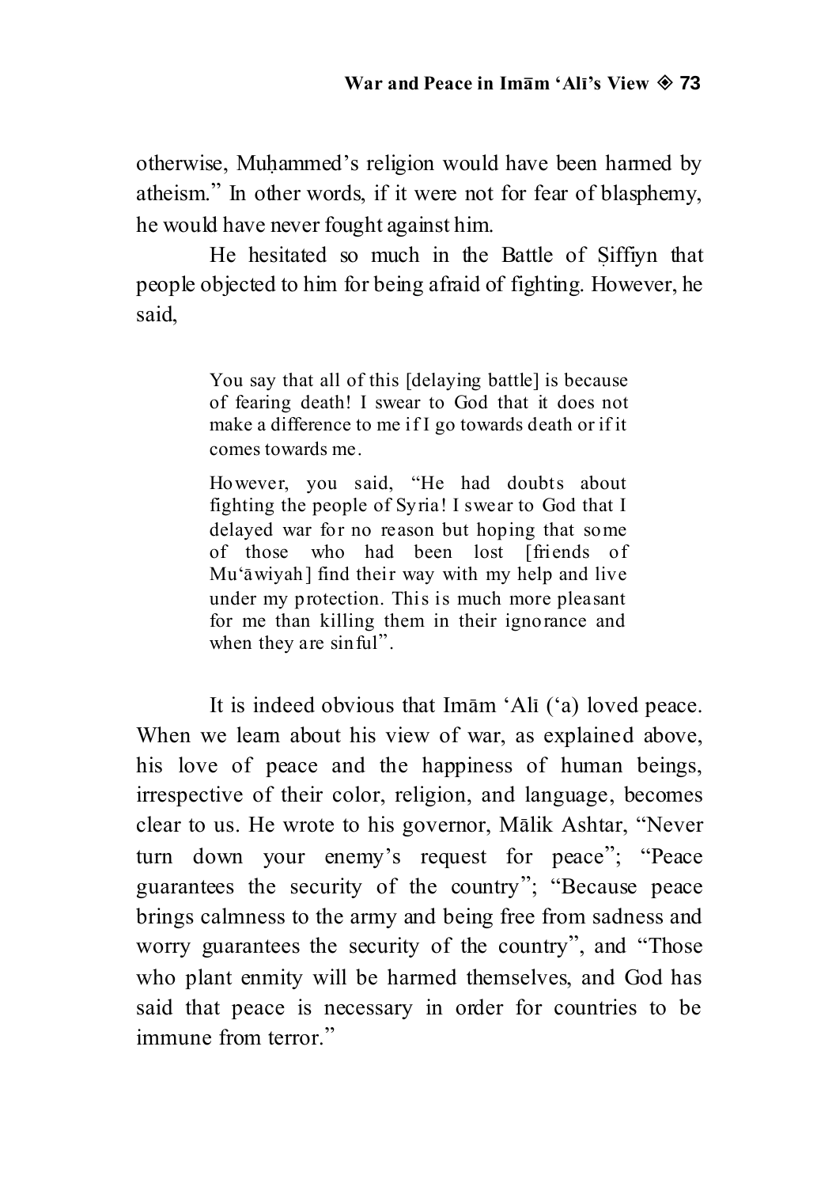otherwise, Muḥammed's religion would have been harmed by atheism." In other words, if it were not for fear of blasphemy, he would have never fought against him.

He hesitated so much in the Battle of Ṣiffiyn that people objected to him for being afraid of fighting. However, he said,

> You say that all of this [delaying battle] is because of fearing death! I swear to God that it does not make a difference to me if I go towards death or if it comes towards me.
>
> However, you said, "He had doubts about fighting the people of Syria! I swear to God that I delayed war for no reason but hoping that some of those who had been lost [friends of Mu'āwiyah] find their way with my help and live under my protection. This is much more pleasant for me than killing them in their ignorance and when they are sinful".

It is indeed obvious that Imām 'Alī ('a) loved peace. When we learn about his view of war, as explained above, his love of peace and the happiness of human beings, irrespective of their color, religion, and language, becomes clear to us. He wrote to his governor, Mālik Ashtar, "Never turn down your enemy's request for peace"; "Peace guarantees the security of the country"; "Because peace brings calmness to the army and being free from sadness and worry guarantees the security of the country", and "Those who plant enmity will be harmed themselves, and God has said that peace is necessary in order for countries to be immune from terror."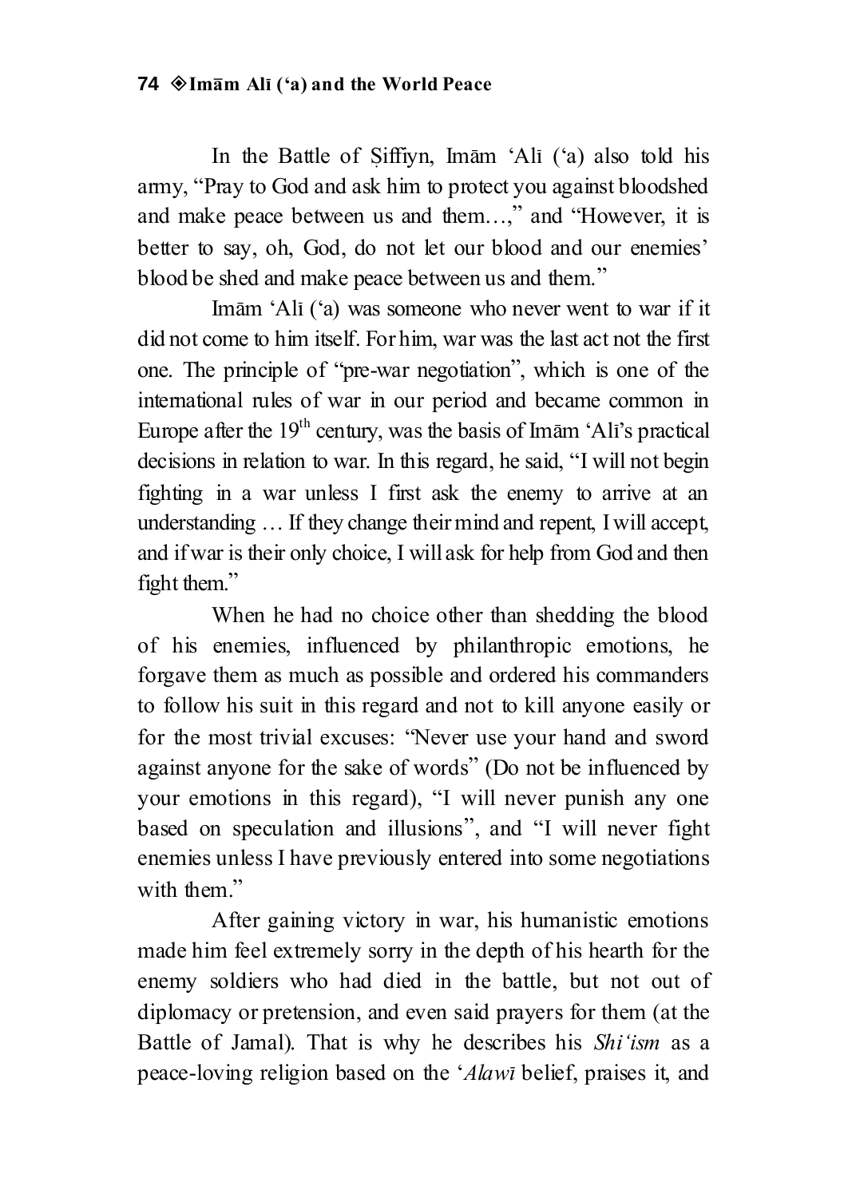In the Battle of Ṣiffiyn, Imām ‘Alī (‘a) also told his army, “Pray to God and ask him to protect you against bloodshed and make peace between us and them…,” and “However, it is better to say, oh, God, do not let our blood and our enemies’ blood be shed and make peace between us and them.”

Imām ‘Alī (‘a) was someone who never went to war if it did not come to him itself. For him, war was the last act not the first one. The principle of “pre-war negotiation”, which is one of the international rules of war in our period and became common in Europe after the 19th century, was the basis of Imām ‘Alī’s practical decisions in relation to war. In this regard, he said, “I will not begin fighting in a war unless I first ask the enemy to arrive at an understanding … If they change their mind and repent, I will accept, and if war is their only choice, I will ask for help from God and then fight them.”

When he had no choice other than shedding the blood of his enemies, influenced by philanthropic emotions, he forgave them as much as possible and ordered his commanders to follow his suit in this regard and not to kill anyone easily or for the most trivial excuses: “Never use your hand and sword against anyone for the sake of words” (Do not be influenced by your emotions in this regard), “I will never punish any one based on speculation and illusions”, and “I will never fight enemies unless I have previously entered into some negotiations with them.”

After gaining victory in war, his humanistic emotions made him feel extremely sorry in the depth of his hearth for the enemy soldiers who had died in the battle, but not out of diplomacy or pretension, and even said prayers for them (at the Battle of Jamal). That is why he describes his *Shi‘ism* as a peace-loving religion based on the ‘*Alawī* belief, praises it, and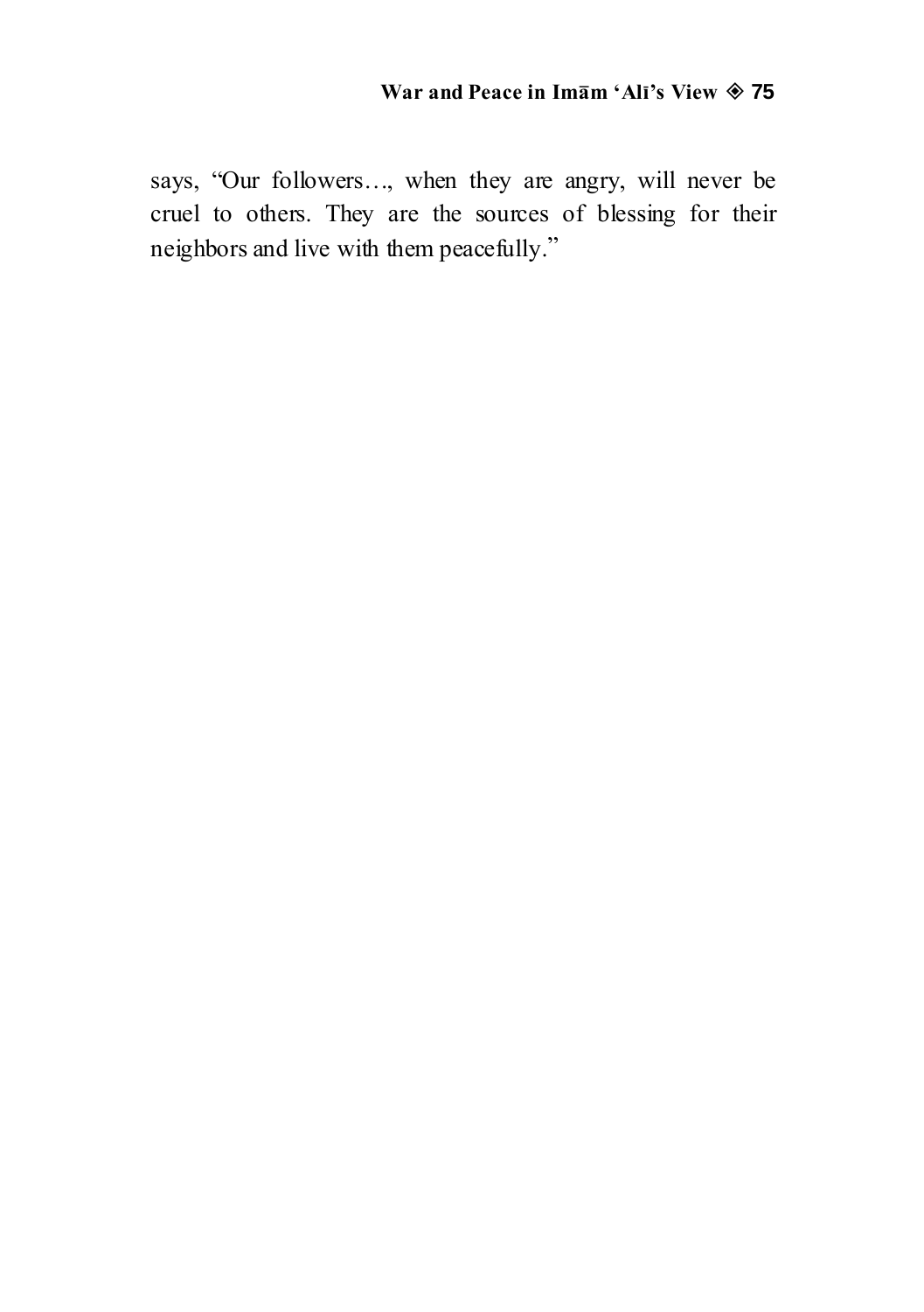says, “Our followers…, when they are angry, will never be cruel to others. They are the sources of blessing for their neighbors and live with them peacefully.”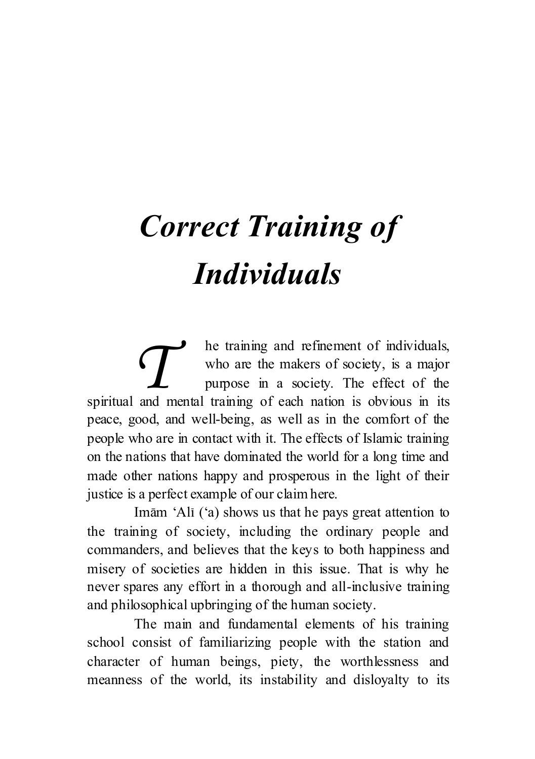# *Correct Training of Individuals*

The training and refinement of individuals, who are the makers of society, is a major purpose in a society. The effect of the spiritual and mental training of each nation is obvious in its peace, good, and well-being, as well as in the comfort of the people who are in contact with it. The effects of Islamic training on the nations that have dominated the world for a long time and made other nations happy and prosperous in the light of their justice is a perfect example of our claim here.

Imām 'Alī ('a) shows us that he pays great attention to the training of society, including the ordinary people and commanders, and believes that the keys to both happiness and misery of societies are hidden in this issue. That is why he never spares any effort in a thorough and all-inclusive training and philosophical upbringing of the human society.

The main and fundamental elements of his training school consist of familiarizing people with the station and character of human beings, piety, the worthlessness and meanness of the world, its instability and disloyalty to its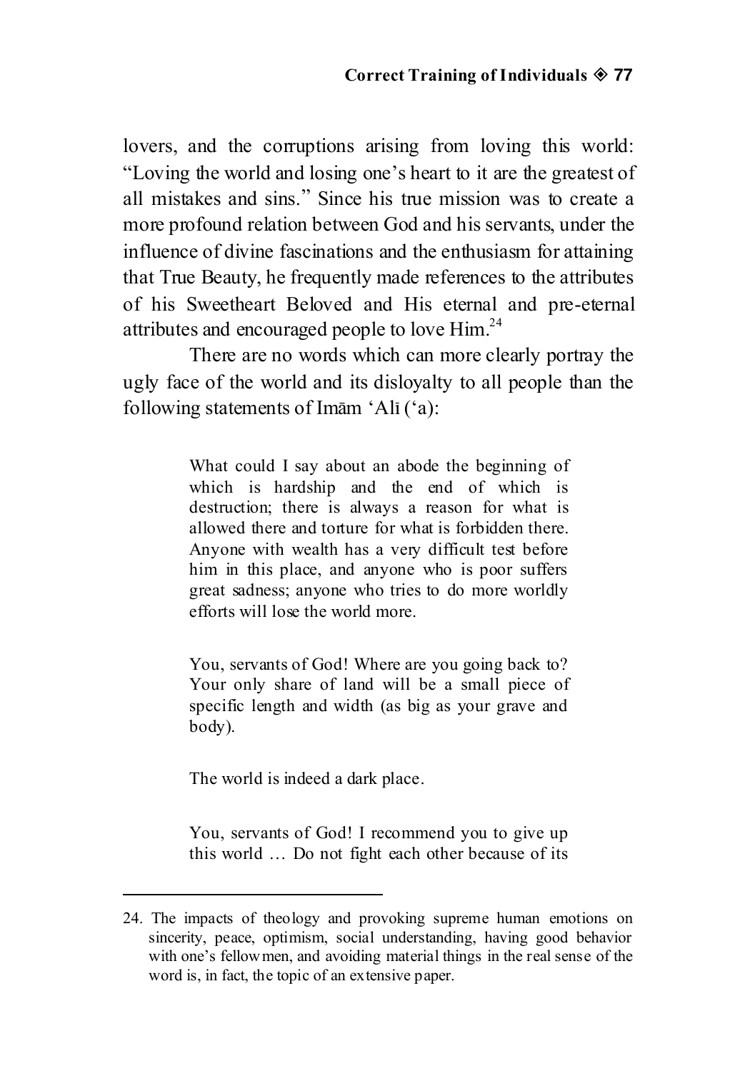lovers, and the corruptions arising from loving this world: "Loving the world and losing one's heart to it are the greatest of all mistakes and sins." Since his true mission was to create a more profound relation between God and his servants, under the influence of divine fascinations and the enthusiasm for attaining that True Beauty, he frequently made references to the attributes of his Sweetheart Beloved and His eternal and pre-eternal attributes and encouraged people to love Him.[24]

There are no words which can more clearly portray the ugly face of the world and its disloyalty to all people than the following statements of Imām 'Alī ('a):

> What could I say about an abode the beginning of which is hardship and the end of which is destruction; there is always a reason for what is allowed there and torture for what is forbidden there. Anyone with wealth has a very difficult test before him in this place, and anyone who is poor suffers great sadness; anyone who tries to do more worldly efforts will lose the world more.
>
> You, servants of God! Where are you going back to? Your only share of land will be a small piece of specific length and width (as big as your grave and body).
>
> The world is indeed a dark place.
>
> You, servants of God! I recommend you to give up this world … Do not fight each other because of its

---

24. The impacts of theology and provoking supreme human emotions on sincerity, peace, optimism, social understanding, having good behavior with one's fellowmen, and avoiding material things in the real sense of the word is, in fact, the topic of an extensive paper.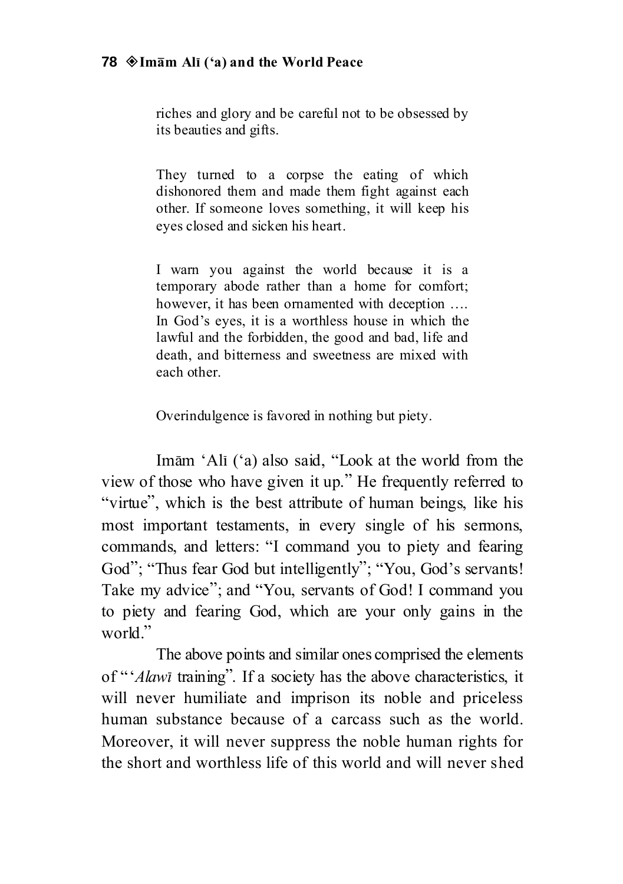> riches and glory and be careful not to be obsessed by its beauties and gifts.
>
> They turned to a corpse the eating of which dishonored them and made them fight against each other. If someone loves something, it will keep his eyes closed and sicken his heart.
>
> I warn you against the world because it is a temporary abode rather than a home for comfort; however, it has been ornamented with deception …. In God's eyes, it is a worthless house in which the lawful and the forbidden, the good and bad, life and death, and bitterness and sweetness are mixed with each other.
>
> Overindulgence is favored in nothing but piety.

Imām 'Alī ('a) also said, "Look at the world from the view of those who have given it up." He frequently referred to "virtue", which is the best attribute of human beings, like his most important testaments, in every single of his sermons, commands, and letters: "I command you to piety and fearing God"; "Thus fear God but intelligently"; "You, God's servants! Take my advice"; and "You, servants of God! I command you to piety and fearing God, which are your only gains in the world."

The above points and similar ones comprised the elements of "'*Alawī* training". If a society has the above characteristics, it will never humiliate and imprison its noble and priceless human substance because of a carcass such as the world. Moreover, it will never suppress the noble human rights for the short and worthless life of this world and will never shed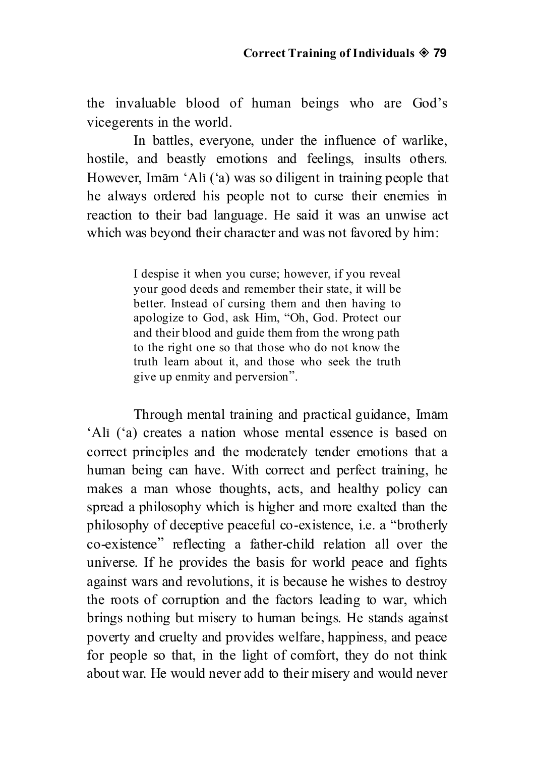the invaluable blood of human beings who are God's vicegerents in the world.

In battles, everyone, under the influence of warlike, hostile, and beastly emotions and feelings, insults others. However, Imām 'Alī ('a) was so diligent in training people that he always ordered his people not to curse their enemies in reaction to their bad language. He said it was an unwise act which was beyond their character and was not favored by him:

> I despise it when you curse; however, if you reveal your good deeds and remember their state, it will be better. Instead of cursing them and then having to apologize to God, ask Him, "Oh, God. Protect our and their blood and guide them from the wrong path to the right one so that those who do not know the truth learn about it, and those who seek the truth give up enmity and perversion".

Through mental training and practical guidance, Imām 'Alī ('a) creates a nation whose mental essence is based on correct principles and the moderately tender emotions that a human being can have. With correct and perfect training, he makes a man whose thoughts, acts, and healthy policy can spread a philosophy which is higher and more exalted than the philosophy of deceptive peaceful co-existence, i.e. a "brotherly co-existence" reflecting a father-child relation all over the universe. If he provides the basis for world peace and fights against wars and revolutions, it is because he wishes to destroy the roots of corruption and the factors leading to war, which brings nothing but misery to human beings. He stands against poverty and cruelty and provides welfare, happiness, and peace for people so that, in the light of comfort, they do not think about war. He would never add to their misery and would never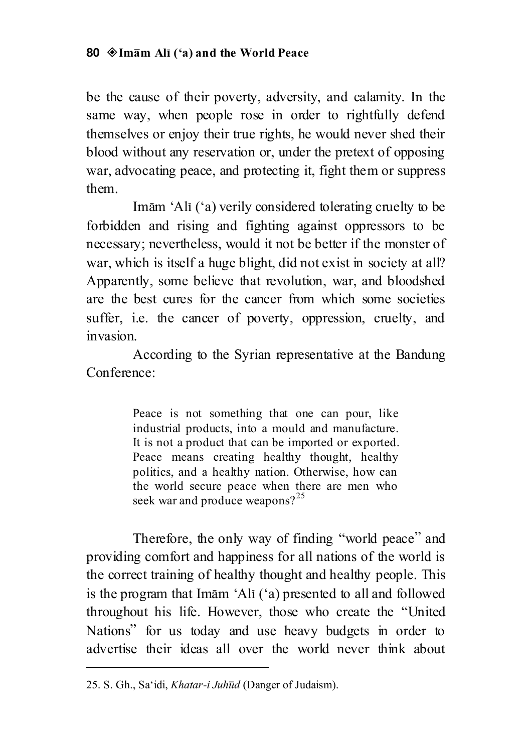be the cause of their poverty, adversity, and calamity. In the same way, when people rose in order to rightfully defend themselves or enjoy their true rights, he would never shed their blood without any reservation or, under the pretext of opposing war, advocating peace, and protecting it, fight them or suppress them.

Imām 'Alī ('a) verily considered tolerating cruelty to be forbidden and rising and fighting against oppressors to be necessary; nevertheless, would it not be better if the monster of war, which is itself a huge blight, did not exist in society at all? Apparently, some believe that revolution, war, and bloodshed are the best cures for the cancer from which some societies suffer, i.e. the cancer of poverty, oppression, cruelty, and invasion.

According to the Syrian representative at the Bandung Conference:

> Peace is not something that one can pour, like industrial products, into a mould and manufacture. It is not a product that can be imported or exported. Peace means creating healthy thought, healthy politics, and a healthy nation. Otherwise, how can the world secure peace when there are men who seek war and produce weapons?[25]

Therefore, the only way of finding "world peace" and providing comfort and happiness for all nations of the world is the correct training of healthy thought and healthy people. This is the program that Imām 'Alī ('a) presented to all and followed throughout his life. However, those who create the "United Nations" for us today and use heavy budgets in order to advertise their ideas all over the world never think about

---

25. S. Gh., Sa'idi, *Khatar-i Juhūd* (Danger of Judaism).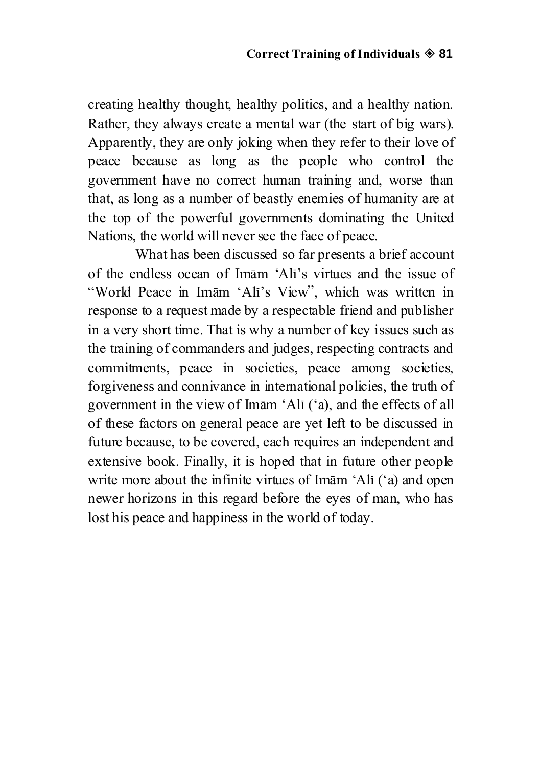creating healthy thought, healthy politics, and a healthy nation. Rather, they always create a mental war (the start of big wars). Apparently, they are only joking when they refer to their love of peace because as long as the people who control the government have no correct human training and, worse than that, as long as a number of beastly enemies of humanity are at the top of the powerful governments dominating the United Nations, the world will never see the face of peace.

What has been discussed so far presents a brief account of the endless ocean of Imām ‘Alī’s virtues and the issue of “World Peace in Imām ‘Alī’s View”, which was written in response to a request made by a respectable friend and publisher in a very short time. That is why a number of key issues such as the training of commanders and judges, respecting contracts and commitments, peace in societies, peace among societies, forgiveness and connivance in international policies, the truth of government in the view of Imām ‘Alī (‘a), and the effects of all of these factors on general peace are yet left to be discussed in future because, to be covered, each requires an independent and extensive book. Finally, it is hoped that in future other people write more about the infinite virtues of Imām ‘Alī (‘a) and open newer horizons in this regard before the eyes of man, who has lost his peace and happiness in the world of today.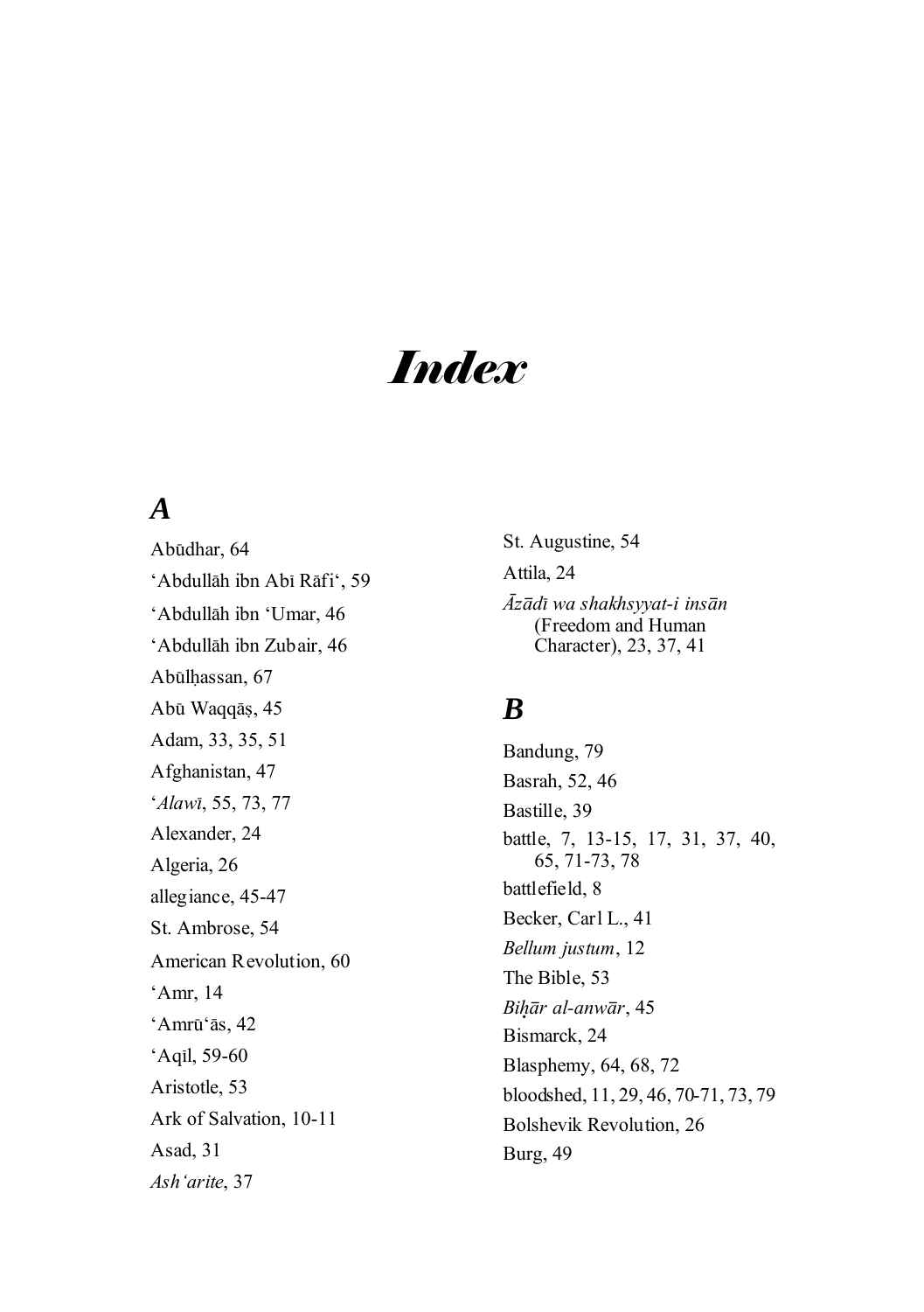# *Index*

## *A*

Abūdhar, 64

'Abdullāh ibn Abī Rāfi', 59

'Abdullāh ibn 'Umar, 46

'Abdullāh ibn Zubair, 46

Abūlḥassan, 67

Abū Waqqāṣ, 45

Adam, 33, 35, 51

Afghanistan, 47

'*Alawī*, 55, 73, 77

Alexander, 24

Algeria, 26

allegiance, 45-47

St. Ambrose, 54

American Revolution, 60

'Amr, 14

'Amrū'ās, 42

'Aqīl, 59-60

Aristotle, 53

Ark of Salvation, 10-11

Asad, 31

*Ash'arite*, 37

St. Augustine, 54

Attila, 24

*Āzādī wa shakhsyyat-i insān* (Freedom and Human Character), 23, 37, 41

## *B*

Bandung, 79

Basrah, 52, 46

Bastille, 39

battle, 7, 13-15, 17, 31, 37, 40, 65, 71-73, 78

battlefield, 8

Becker, Carl L., 41

*Bellum justum*, 12

The Bible, 53

*Biḥār al-anwār*, 45

Bismarck, 24

Blasphemy, 64, 68, 72

bloodshed, 11, 29, 46, 70-71, 73, 79

Bolshevik Revolution, 26

Burg, 49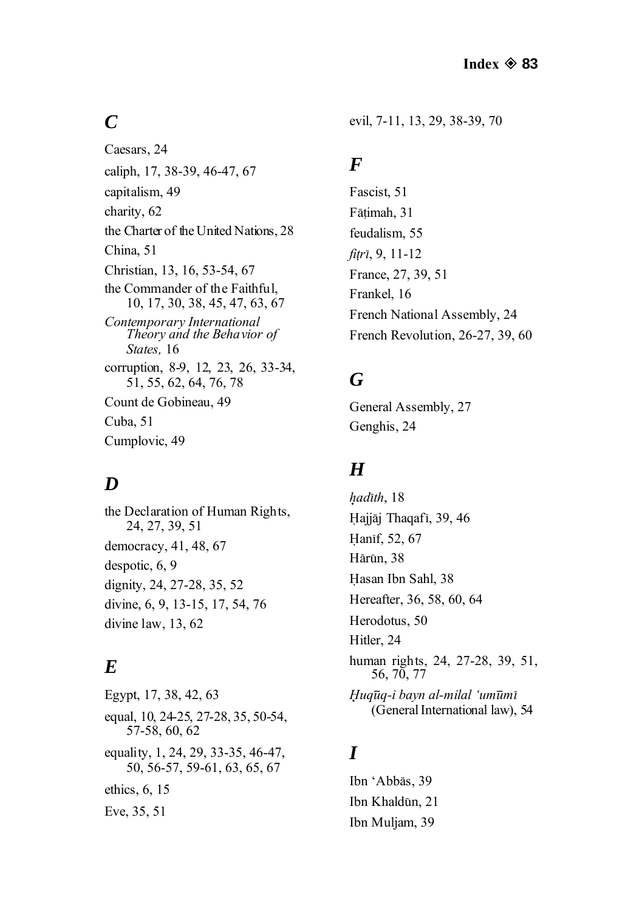## C

Caesars, 24

caliph, 17, 38-39, 46-47, 67

capitalism, 49

charity, 62

the Charter of the United Nations, 28

China, 51

Christian, 13, 16, 53-54, 67

the Commander of the Faithful, 10, 17, 30, 38, 45, 47, 63, 67

*Contemporary International Theory and the Behavior of States,* 16

corruption, 8-9, 12, 23, 26, 33-34, 51, 55, 62, 64, 76, 78

Count de Gobineau, 49

Cuba, 51

Cumplovic, 49

## D

the Declaration of Human Rights, 24, 27, 39, 51

democracy, 41, 48, 67

despotic, 6, 9

dignity, 24, 27-28, 35, 52

divine, 6, 9, 13-15, 17, 54, 76

divine law, 13, 62

## E

Egypt, 17, 38, 42, 63

equal, 10, 24-25, 27-28, 35, 50-54, 57-58, 60, 62

equality, 1, 24, 29, 33-35, 46-47, 50, 56-57, 59-61, 63, 65, 67

ethics, 6, 15

Eve, 35, 51

evil, 7-11, 13, 29, 38-39, 70

## F

Fascist, 51

Fāṭimah, 31

feudalism, 55

*fiṭrī*, 9, 11-12

France, 27, 39, 51

Frankel, 16

French National Assembly, 24

French Revolution, 26-27, 39, 60

## G

General Assembly, 27

Genghis, 24

## H

*ḥadīth*, 18

Ḥajjāj Thaqafī, 39, 46

Ḥanīf, 52, 67

Hārūn, 38

Ḥasan Ibn Sahl, 38

Hereafter, 36, 58, 60, 64

Herodotus, 50

Hitler, 24

human rights, 24, 27-28, 39, 51, 56, 70, 77

*Ḥuqūq-i bayn al-milal ʻumūmī* (General International law), 54

## I

Ibn ʻAbbās, 39

Ibn Khaldūn, 21

Ibn Muljam, 39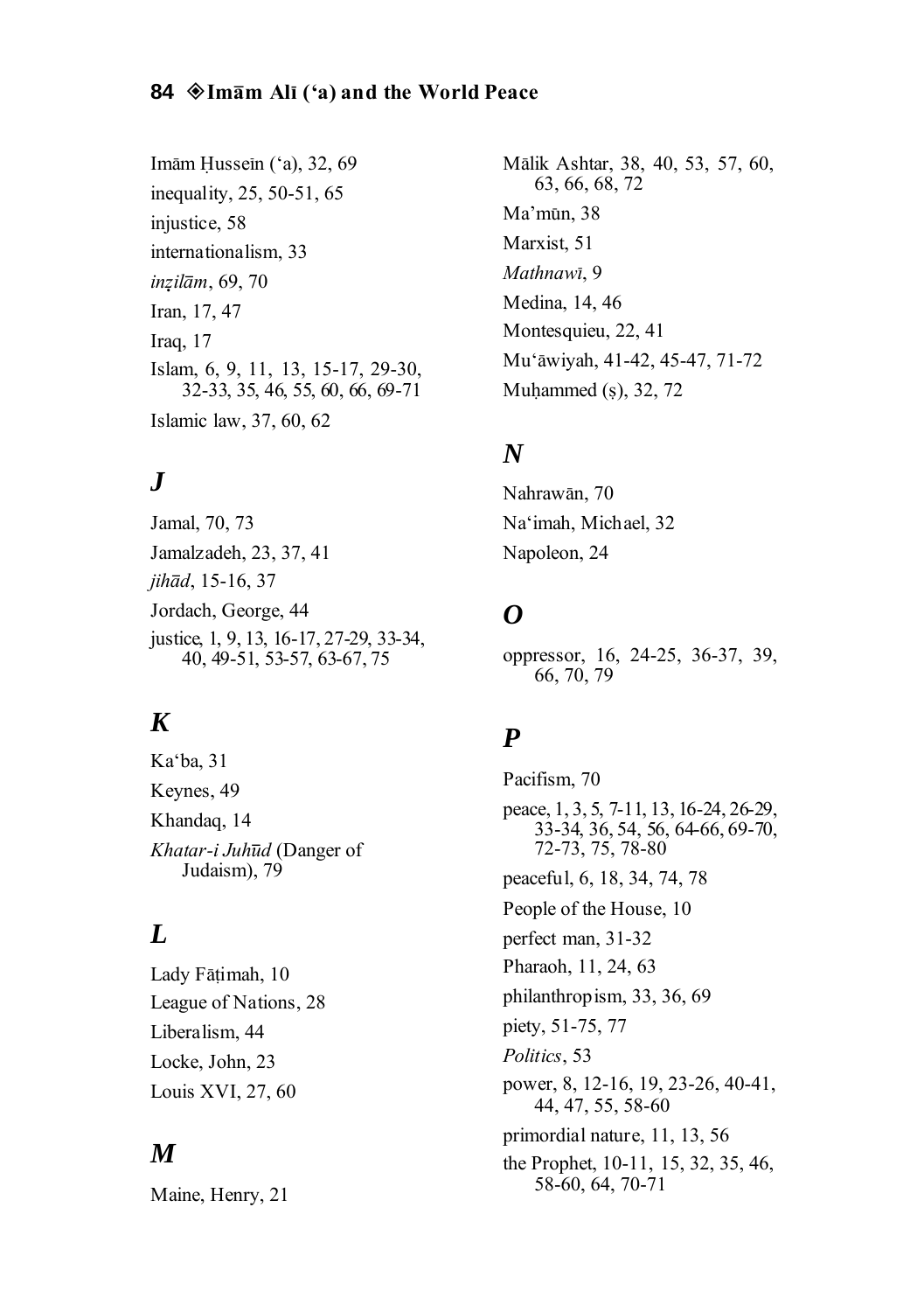Imām Ḥusseīn (‘a), 32, 69

inequality, 25, 50-51, 65

injustice, 58

internationalism, 33

*inẓilām*, 69, 70

Iran, 17, 47

Iraq, 17

Islam, 6, 9, 11, 13, 15-17, 29-30, 32-33, 35, 46, 55, 60, 66, 69-71

Islamic law, 37, 60, 62

## *J*

Jamal, 70, 73

Jamalzadeh, 23, 37, 41

*jihād*, 15-16, 37

Jordach, George, 44

justice, 1, 9, 13, 16-17, 27-29, 33-34, 40, 49-51, 53-57, 63-67, 75

## *K*

Ka‘ba, 31

Keynes, 49

Khandaq, 14

*Khatar-i Juhūd* (Danger of Judaism), 79

## *L*

Lady Fāṭimah, 10

League of Nations, 28

Liberalism, 44

Locke, John, 23

Louis XVI, 27, 60

## *M*

Maine, Henry, 21

Mālik Ashtar, 38, 40, 53, 57, 60, 63, 66, 68, 72

Ma’mūn, 38

Marxist, 51

*Mathnawī*, 9

Medina, 14, 46

Montesquieu, 22, 41

Mu‘āwiyah, 41-42, 45-47, 71-72

Muḥammed (ṣ), 32, 72

## *N*

Nahrawān, 70

Na‘imah, Michael, 32

Napoleon, 24

## *O*

oppressor, 16, 24-25, 36-37, 39, 66, 70, 79

## *P*

Pacifism, 70

peace, 1, 3, 5, 7-11, 13, 16-24, 26-29, 33-34, 36, 54, 56, 64-66, 69-70, 72-73, 75, 78-80

peaceful, 6, 18, 34, 74, 78

People of the House, 10

perfect man, 31-32

Pharaoh, 11, 24, 63

philanthropism, 33, 36, 69

piety, 51-75, 77

*Politics*, 53

power, 8, 12-16, 19, 23-26, 40-41, 44, 47, 55, 58-60

primordial nature, 11, 13, 56

the Prophet, 10-11, 15, 32, 35, 46, 58-60, 64, 70-71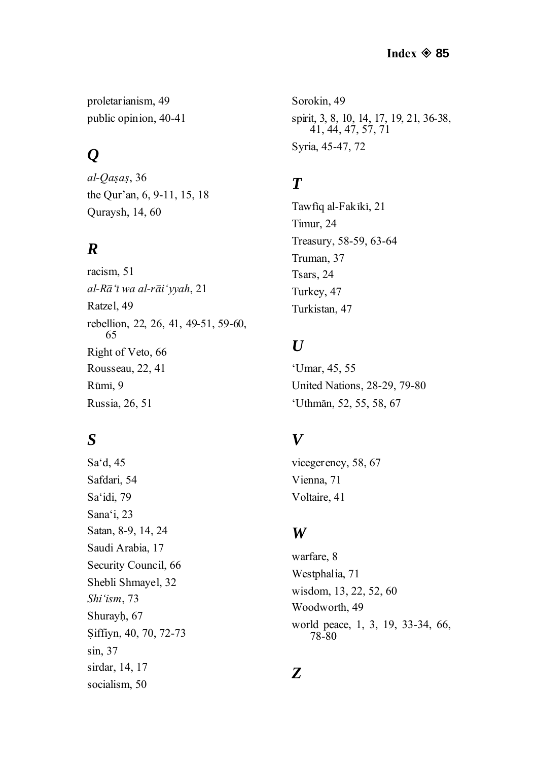proletarianism, 49
public opinion, 40-41

## Q

*al-Qaṣaṣ*, 36
the Qur'an, 6, 9-11, 15, 18
Quraysh, 14, 60

## R

racism, 51
*al-Rāʻī wa al-rāʻiyyah*, 21
Ratzel, 49
rebellion, 22, 26, 41, 49-51, 59-60, 65
Right of Veto, 66
Rousseau, 22, 41
Rūmī, 9
Russia, 26, 51

## S

Sa'd, 45
Safdari, 54
Sa'idi, 79
Sana'i, 23
Satan, 8-9, 14, 24
Saudi Arabia, 17
Security Council, 66
Shebli Shmayel, 32
*Shiʻism*, 73
Shurayḥ, 67
Ṣiffiyn, 40, 70, 72-73
sin, 37
sirdar, 14, 17
socialism, 50
Sorokin, 49
spirit, 3, 8, 10, 14, 17, 19, 21, 36-38, 41, 44, 47, 57, 71
Syria, 45-47, 72

## T

Tawfiq al-Fakīkī, 21
Timur, 24
Treasury, 58-59, 63-64
Truman, 37
Tsars, 24
Turkey, 47
Turkistan, 47

## U

'Umar, 45, 55
United Nations, 28-29, 79-80
'Uthmān, 52, 55, 58, 67

## V

vicegerency, 58, 67
Vienna, 71
Voltaire, 41

## W

warfare, 8
Westphalia, 71
wisdom, 13, 22, 52, 60
Woodworth, 49
world peace, 1, 3, 19, 33-34, 66, 78-80

## Z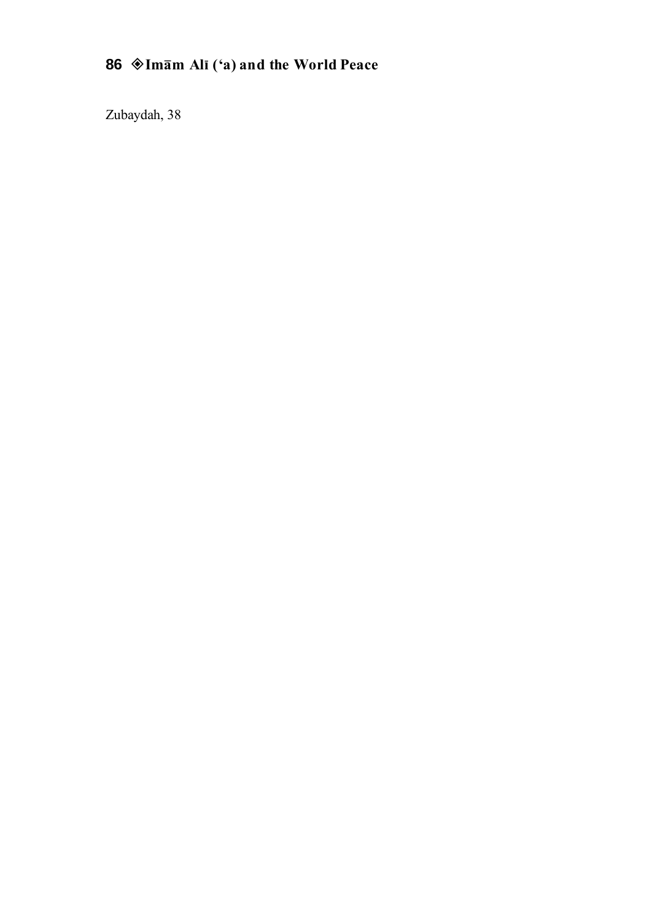Zubaydah, 38